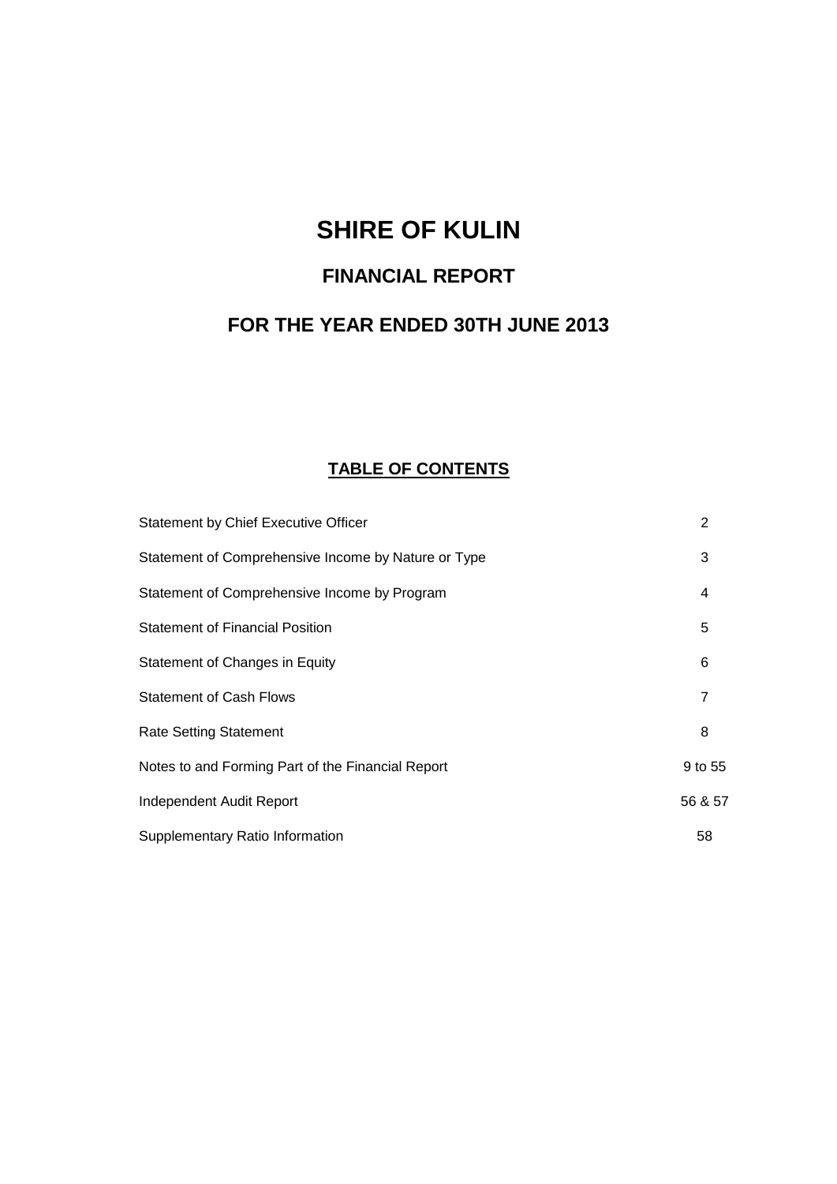# SHIRE OF KULIN

## FINANCIAL REPORT

## FOR THE YEAR ENDED 30TH JUNE 2013

### TABLE OF CONTENTS

| | |
|---|---|
| Statement by Chief Executive Officer | 2 |
| Statement of Comprehensive Income by Nature or Type | 3 |
| Statement of Comprehensive Income by Program | 4 |
| Statement of Financial Position | 5 |
| Statement of Changes in Equity | 6 |
| Statement of Cash Flows | 7 |
| Rate Setting Statement | 8 |
| Notes to and Forming Part of the Financial Report | 9 to 55 |
| Independent Audit Report | 56 & 57 |
| Supplementary Ratio Information | 58 |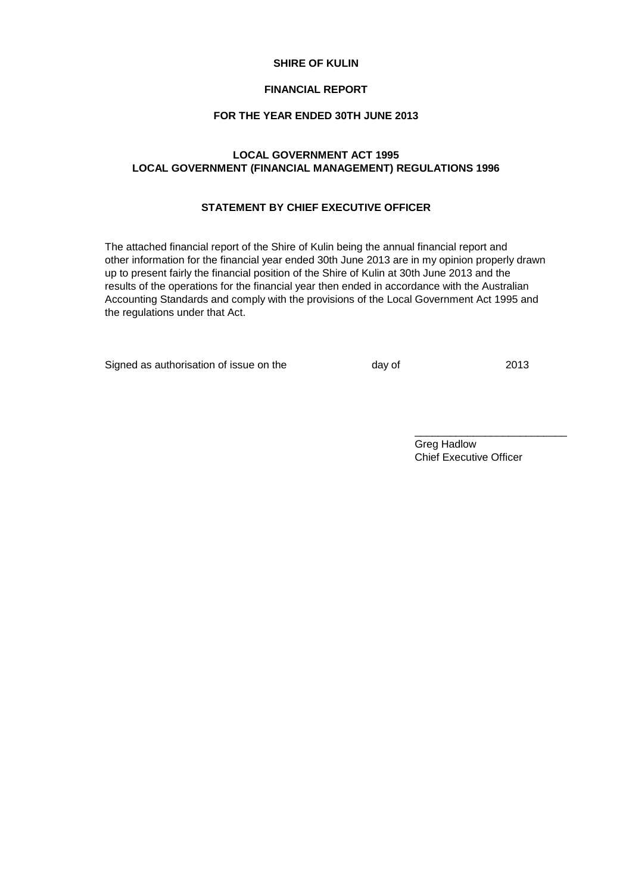**SHIRE OF KULIN**

**FINANCIAL REPORT**

**FOR THE YEAR ENDED 30TH JUNE 2013**

**LOCAL GOVERNMENT ACT 1995**
**LOCAL GOVERNMENT (FINANCIAL MANAGEMENT) REGULATIONS 1996**

**STATEMENT BY CHIEF EXECUTIVE OFFICER**

The attached financial report of the Shire of Kulin being the annual financial report and other information for the financial year ended 30th June 2013 are in my opinion properly drawn up to present fairly the financial position of the Shire of Kulin at 30th June 2013 and the results of the operations for the financial year then ended in accordance with the Australian Accounting Standards and comply with the provisions of the Local Government Act 1995 and the regulations under that Act.

Signed as authorisation of issue on the day of 2013

\_\_\_\_\_\_\_\_\_\_\_\_\_\_\_\_\_\_\_\_\_\_\_\_\_\_

Greg Hadlow
Chief Executive Officer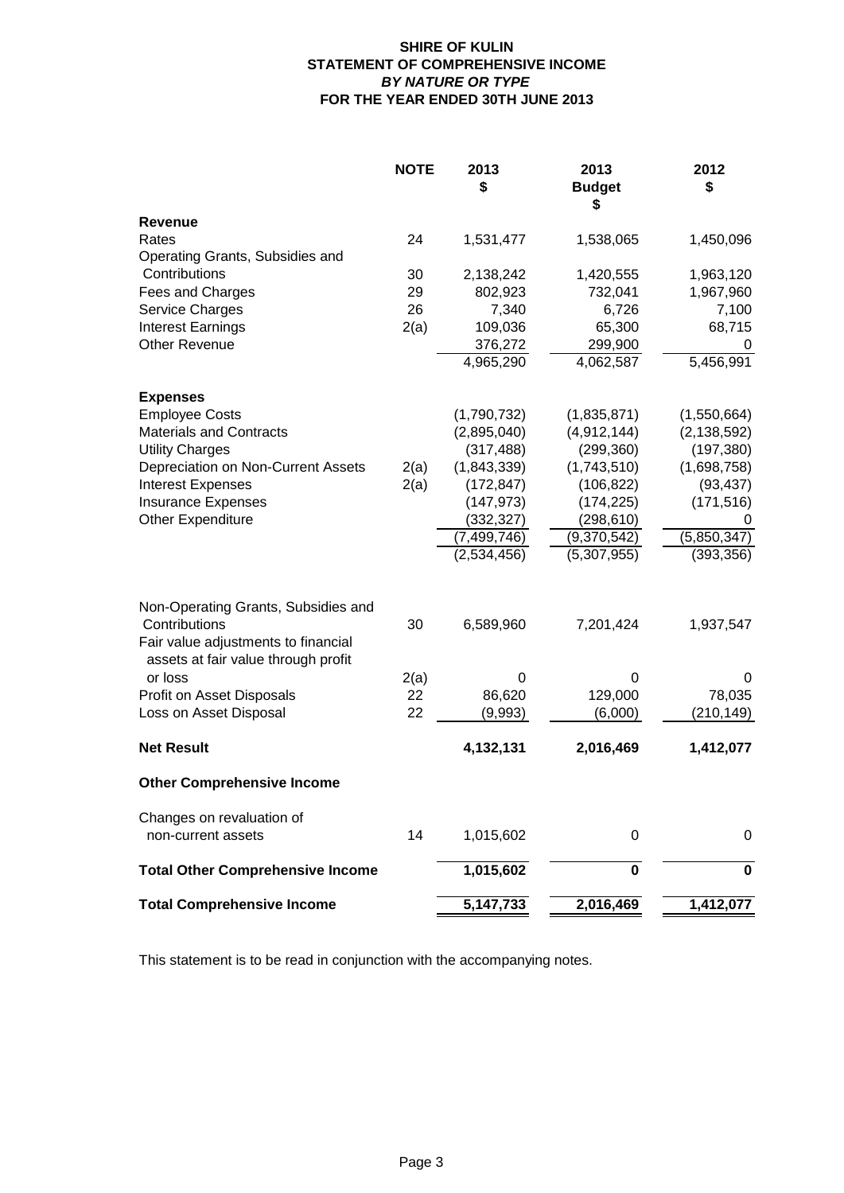# SHIRE OF KULIN
## STATEMENT OF COMPREHENSIVE INCOME
### *BY NATURE OR TYPE*
### FOR THE YEAR ENDED 30TH JUNE 2013

| | NOTE | 2013<br>$ | 2013<br>Budget<br>$ | 2012<br>$ |
|---|---|---|---|---|
| **Revenue** | | | | |
| Rates | 24 | 1,531,477 | 1,538,065 | 1,450,096 |
| Operating Grants, Subsidies and Contributions | 30 | 2,138,242 | 1,420,555 | 1,963,120 |
| Fees and Charges | 29 | 802,923 | 732,041 | 1,967,960 |
| Service Charges | 26 | 7,340 | 6,726 | 7,100 |
| Interest Earnings | 2(a) | 109,036 | 65,300 | 68,715 |
| Other Revenue | | 376,272 | 299,900 | 0 |
| | | 4,965,290 | 4,062,587 | 5,456,991 |
| **Expenses** | | | | |
| Employee Costs | | (1,790,732) | (1,835,871) | (1,550,664) |
| Materials and Contracts | | (2,895,040) | (4,912,144) | (2,138,592) |
| Utility Charges | | (317,488) | (299,360) | (197,380) |
| Depreciation on Non-Current Assets | 2(a) | (1,843,339) | (1,743,510) | (1,698,758) |
| Interest Expenses | 2(a) | (172,847) | (106,822) | (93,437) |
| Insurance Expenses | | (147,973) | (174,225) | (171,516) |
| Other Expenditure | | (332,327) | (298,610) | 0 |
| | | (7,499,746) | (9,370,542) | (5,850,347) |
| | | (2,534,456) | (5,307,955) | (393,356) |
| Non-Operating Grants, Subsidies and Contributions | 30 | 6,589,960 | 7,201,424 | 1,937,547 |
| Fair value adjustments to financial assets at fair value through profit or loss | 2(a) | 0 | 0 | 0 |
| Profit on Asset Disposals | 22 | 86,620 | 129,000 | 78,035 |
| Loss on Asset Disposal | 22 | (9,993) | (6,000) | (210,149) |
| **Net Result** | | **4,132,131** | **2,016,469** | **1,412,077** |
| **Other Comprehensive Income** | | | | |
| Changes on revaluation of non-current assets | 14 | 1,015,602 | 0 | 0 |
| **Total Other Comprehensive Income** | | **1,015,602** | **0** | **0** |
| **Total Comprehensive Income** | | **5,147,733** | **2,016,469** | **1,412,077** |

This statement is to be read in conjunction with the accompanying notes.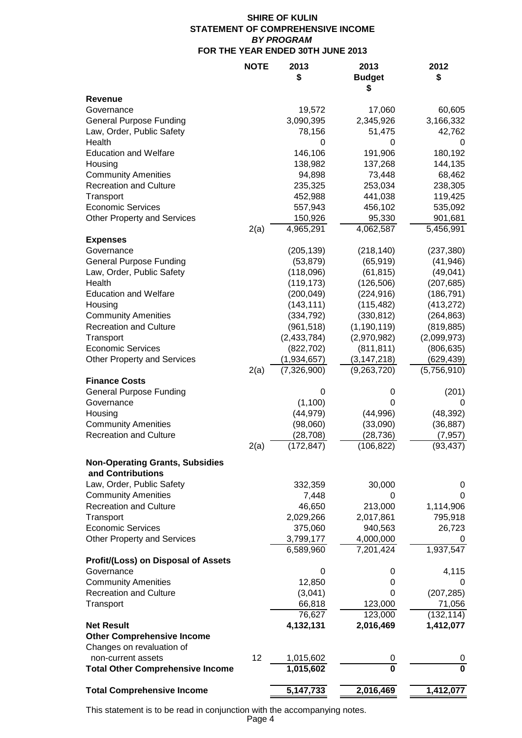# SHIRE OF KULIN
## STATEMENT OF COMPREHENSIVE INCOME
### *BY PROGRAM*
### FOR THE YEAR ENDED 30TH JUNE 2013

| | NOTE | 2013 $ | 2013 Budget $ | 2012 $ |
|---|---|---|---|---|
| **Revenue** | | | | |
| Governance | | 19,572 | 17,060 | 60,605 |
| General Purpose Funding | | 3,090,395 | 2,345,926 | 3,166,332 |
| Law, Order, Public Safety | | 78,156 | 51,475 | 42,762 |
| Health | | 0 | 0 | 0 |
| Education and Welfare | | 146,106 | 191,906 | 180,192 |
| Housing | | 138,982 | 137,268 | 144,135 |
| Community Amenities | | 94,898 | 73,448 | 68,462 |
| Recreation and Culture | | 235,325 | 253,034 | 238,305 |
| Transport | | 452,988 | 441,038 | 119,425 |
| Economic Services | | 557,943 | 456,102 | 535,092 |
| Other Property and Services | | 150,926 | 95,330 | 901,681 |
| | 2(a) | 4,965,291 | 4,062,587 | 5,456,991 |
| **Expenses** | | | | |
| Governance | | (205,139) | (218,140) | (237,380) |
| General Purpose Funding | | (53,879) | (65,919) | (41,946) |
| Law, Order, Public Safety | | (118,096) | (61,815) | (49,041) |
| Health | | (119,173) | (126,506) | (207,685) |
| Education and Welfare | | (200,049) | (224,916) | (186,791) |
| Housing | | (143,111) | (115,482) | (413,272) |
| Community Amenities | | (334,792) | (330,812) | (264,863) |
| Recreation and Culture | | (961,518) | (1,190,119) | (819,885) |
| Transport | | (2,433,784) | (2,970,982) | (2,099,973) |
| Economic Services | | (822,702) | (811,811) | (806,635) |
| Other Property and Services | | (1,934,657) | (3,147,218) | (629,439) |
| | 2(a) | (7,326,900) | (9,263,720) | (5,756,910) |
| **Finance Costs** | | | | |
| General Purpose Funding | | 0 | 0 | (201) |
| Governance | | (1,100) | 0 | 0 |
| Housing | | (44,979) | (44,996) | (48,392) |
| Community Amenities | | (98,060) | (33,090) | (36,887) |
| Recreation and Culture | | (28,708) | (28,736) | (7,957) |
| | 2(a) | (172,847) | (106,822) | (93,437) |
| **Non-Operating Grants, Subsidies and Contributions** | | | | |
| Law, Order, Public Safety | | 332,359 | 30,000 | 0 |
| Community Amenities | | 7,448 | 0 | 0 |
| Recreation and Culture | | 46,650 | 213,000 | 1,114,906 |
| Transport | | 2,029,266 | 2,017,861 | 795,918 |
| Economic Services | | 375,060 | 940,563 | 26,723 |
| Other Property and Services | | 3,799,177 | 4,000,000 | 0 |
| | | 6,589,960 | 7,201,424 | 1,937,547 |
| **Profit/(Loss) on Disposal of Assets** | | | | |
| Governance | | 0 | 0 | 4,115 |
| Community Amenities | | 12,850 | 0 | 0 |
| Recreation and Culture | | (3,041) | 0 | (207,285) |
| Transport | | 66,818 | 123,000 | 71,056 |
| | | 76,627 | 123,000 | (132,114) |
| **Net Result** | | **4,132,131** | **2,016,469** | **1,412,077** |
| **Other Comprehensive Income** | | | | |
| Changes on revaluation of non-current assets | 12 | 1,015,602 | 0 | 0 |
| **Total Other Comprehensive Income** | | **1,015,602** | **0** | **0** |
| **Total Comprehensive Income** | | **5,147,733** | **2,016,469** | **1,412,077** |

This statement is to be read in conjunction with the accompanying notes.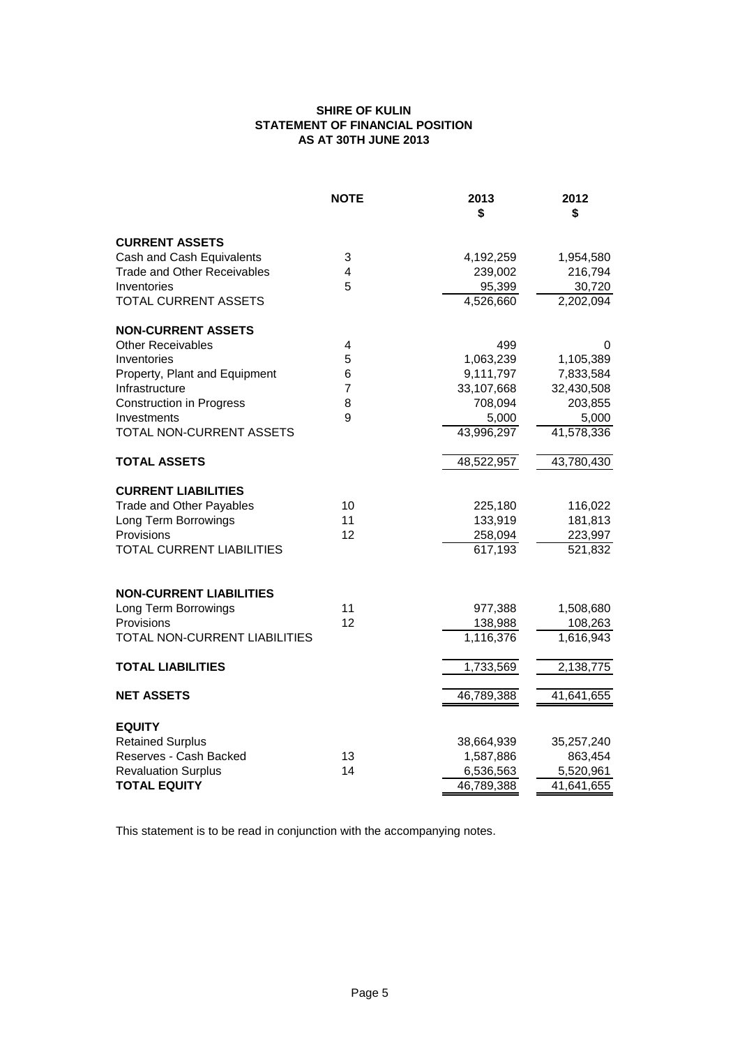**SHIRE OF KULIN**
**STATEMENT OF FINANCIAL POSITION**
**AS AT 30TH JUNE 2013**

| | NOTE | 2013 $ | 2012 $ |
|---|---|---|---|
| **CURRENT ASSETS** | | | |
| Cash and Cash Equivalents | 3 | 4,192,259 | 1,954,580 |
| Trade and Other Receivables | 4 | 239,002 | 216,794 |
| Inventories | 5 | 95,399 | 30,720 |
| TOTAL CURRENT ASSETS | | 4,526,660 | 2,202,094 |
| **NON-CURRENT ASSETS** | | | |
| Other Receivables | 4 | 499 | 0 |
| Inventories | 5 | 1,063,239 | 1,105,389 |
| Property, Plant and Equipment | 6 | 9,111,797 | 7,833,584 |
| Infrastructure | 7 | 33,107,668 | 32,430,508 |
| Construction in Progress | 8 | 708,094 | 203,855 |
| Investments | 9 | 5,000 | 5,000 |
| TOTAL NON-CURRENT ASSETS | | 43,996,297 | 41,578,336 |
| **TOTAL ASSETS** | | 48,522,957 | 43,780,430 |
| **CURRENT LIABILITIES** | | | |
| Trade and Other Payables | 10 | 225,180 | 116,022 |
| Long Term Borrowings | 11 | 133,919 | 181,813 |
| Provisions | 12 | 258,094 | 223,997 |
| TOTAL CURRENT LIABILITIES | | 617,193 | 521,832 |
| **NON-CURRENT LIABILITIES** | | | |
| Long Term Borrowings | 11 | 977,388 | 1,508,680 |
| Provisions | 12 | 138,988 | 108,263 |
| TOTAL NON-CURRENT LIABILITIES | | 1,116,376 | 1,616,943 |
| **TOTAL LIABILITIES** | | 1,733,569 | 2,138,775 |
| **NET ASSETS** | | 46,789,388 | 41,641,655 |
| **EQUITY** | | | |
| Retained Surplus | | 38,664,939 | 35,257,240 |
| Reserves - Cash Backed | 13 | 1,587,886 | 863,454 |
| Revaluation Surplus | 14 | 6,536,563 | 5,520,961 |
| **TOTAL EQUITY** | | 46,789,388 | 41,641,655 |

This statement is to be read in conjunction with the accompanying notes.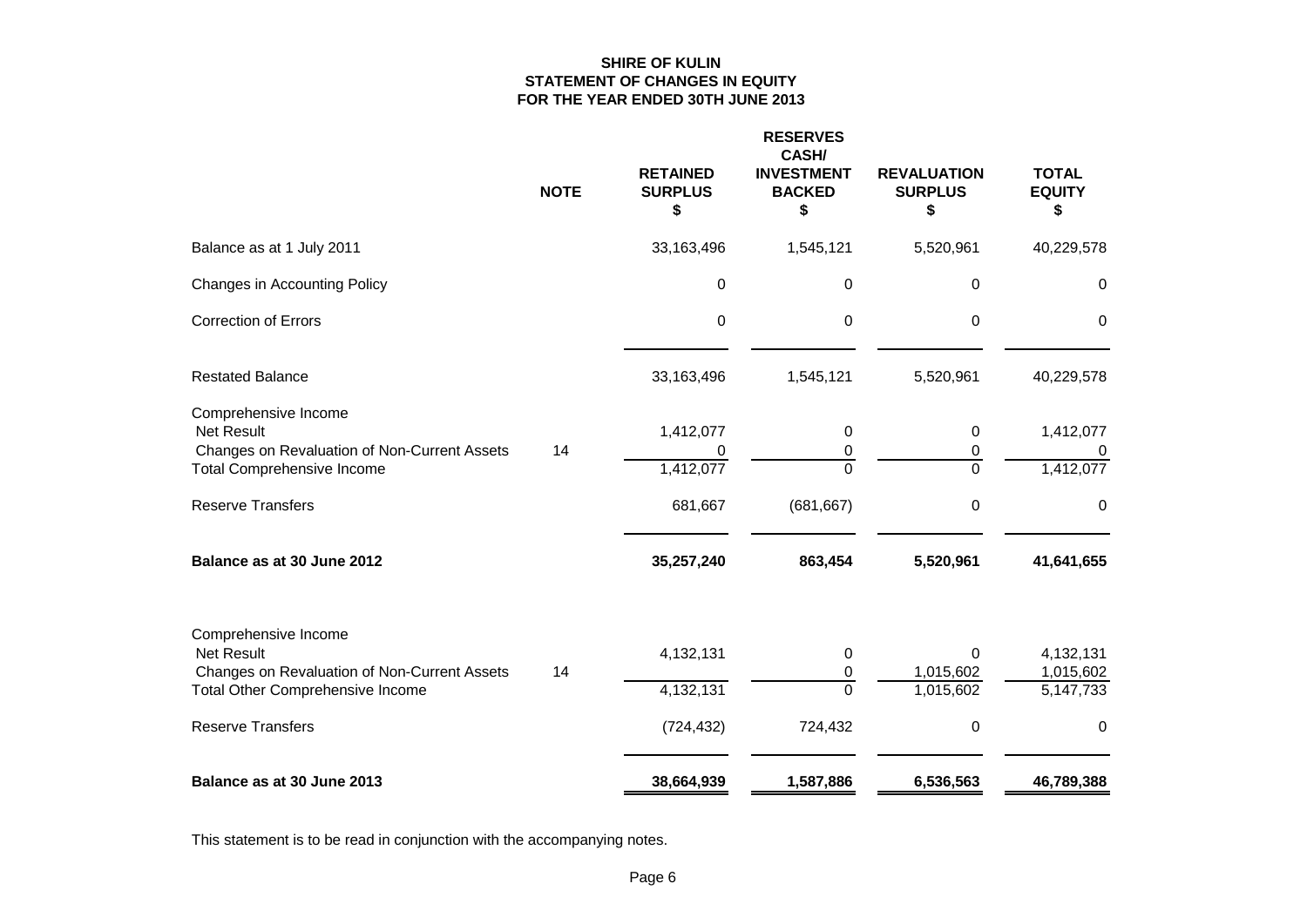# SHIRE OF KULIN
## STATEMENT OF CHANGES IN EQUITY
## FOR THE YEAR ENDED 30TH JUNE 2013

| | NOTE | RETAINED SURPLUS $ | RESERVES CASH/ INVESTMENT BACKED $ | REVALUATION SURPLUS $ | TOTAL EQUITY $ |
|---|---|---|---|---|---|
| Balance as at 1 July 2011 | | 33,163,496 | 1,545,121 | 5,520,961 | 40,229,578 |
| Changes in Accounting Policy | | 0 | 0 | 0 | 0 |
| Correction of Errors | | 0 | 0 | 0 | 0 |
| Restated Balance | | 33,163,496 | 1,545,121 | 5,520,961 | 40,229,578 |
| Comprehensive Income | | | | | |
| Net Result | | 1,412,077 | 0 | 0 | 1,412,077 |
| Changes on Revaluation of Non-Current Assets | 14 | 0 | 0 | 0 | 0 |
| Total Comprehensive Income | | 1,412,077 | 0 | 0 | 1,412,077 |
| Reserve Transfers | | 681,667 | (681,667) | 0 | 0 |
| **Balance as at 30 June 2012** | | **35,257,240** | **863,454** | **5,520,961** | **41,641,655** |
| Comprehensive Income | | | | | |
| Net Result | | 4,132,131 | 0 | 0 | 4,132,131 |
| Changes on Revaluation of Non-Current Assets | 14 | | 0 | 1,015,602 | 1,015,602 |
| Total Other Comprehensive Income | | 4,132,131 | 0 | 1,015,602 | 5,147,733 |
| Reserve Transfers | | (724,432) | 724,432 | 0 | 0 |
| **Balance as at 30 June 2013** | | **38,664,939** | **1,587,886** | **6,536,563** | **46,789,388** |

This statement is to be read in conjunction with the accompanying notes.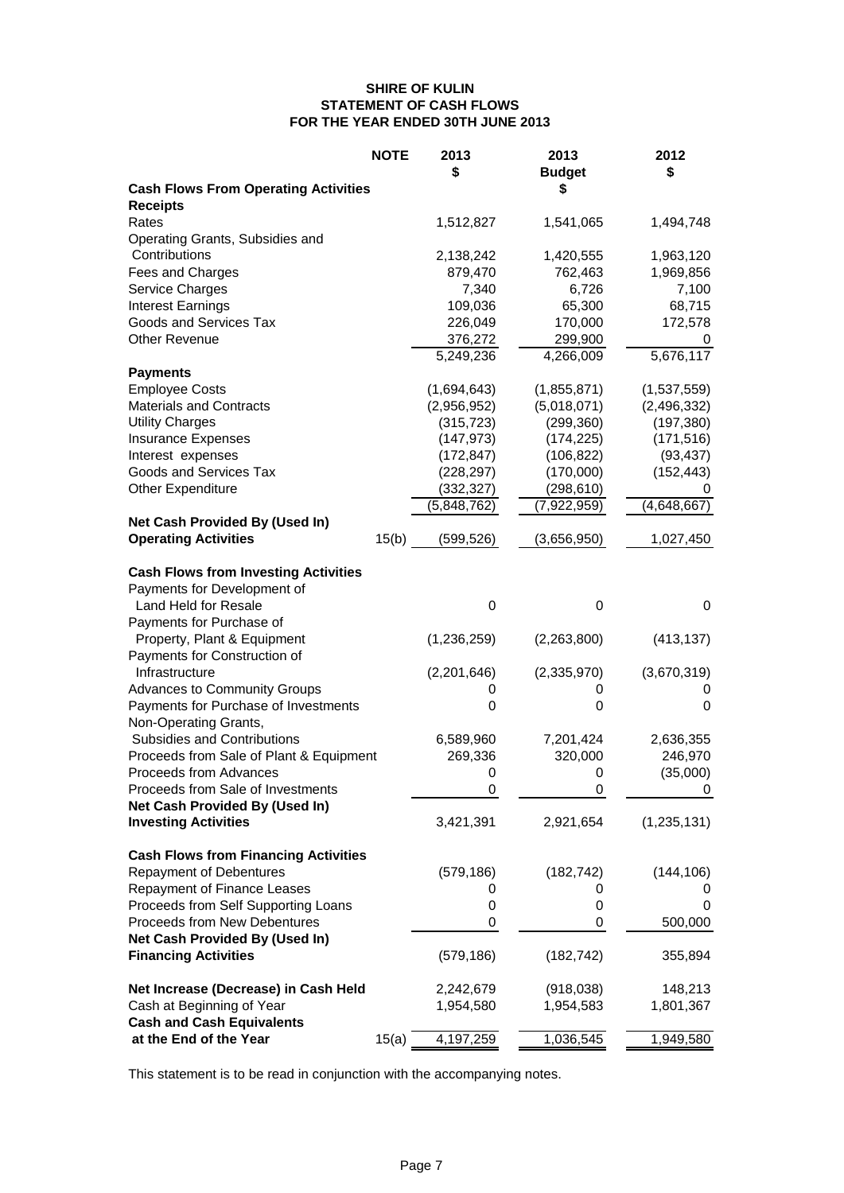# SHIRE OF KULIN
## STATEMENT OF CASH FLOWS
## FOR THE YEAR ENDED 30TH JUNE 2013

| | NOTE | 2013<br>$ | 2013<br>Budget<br>$ | 2012<br>$ |
|---|---|---|---|---|
| **Cash Flows From Operating Activities** | | | | |
| **Receipts** | | | | |
| Rates | | 1,512,827 | 1,541,065 | 1,494,748 |
| Operating Grants, Subsidies and Contributions | | 2,138,242 | 1,420,555 | 1,963,120 |
| Fees and Charges | | 879,470 | 762,463 | 1,969,856 |
| Service Charges | | 7,340 | 6,726 | 7,100 |
| Interest Earnings | | 109,036 | 65,300 | 68,715 |
| Goods and Services Tax | | 226,049 | 170,000 | 172,578 |
| Other Revenue | | 376,272 | 299,900 | 0 |
| | | 5,249,236 | 4,266,009 | 5,676,117 |
| **Payments** | | | | |
| Employee Costs | | (1,694,643) | (1,855,871) | (1,537,559) |
| Materials and Contracts | | (2,956,952) | (5,018,071) | (2,496,332) |
| Utility Charges | | (315,723) | (299,360) | (197,380) |
| Insurance Expenses | | (147,973) | (174,225) | (171,516) |
| Interest expenses | | (172,847) | (106,822) | (93,437) |
| Goods and Services Tax | | (228,297) | (170,000) | (152,443) |
| Other Expenditure | | (332,327) | (298,610) | 0 |
| | | (5,848,762) | (7,922,959) | (4,648,667) |
| **Net Cash Provided By (Used In) Operating Activities** | 15(b) | (599,526) | (3,656,950) | 1,027,450 |
| | | | | |
| **Cash Flows from Investing Activities** | | | | |
| Payments for Development of Land Held for Resale | | 0 | 0 | 0 |
| Payments for Purchase of Property, Plant & Equipment | | (1,236,259) | (2,263,800) | (413,137) |
| Payments for Construction of Infrastructure | | (2,201,646) | (2,335,970) | (3,670,319) |
| Advances to Community Groups | | 0 | 0 | 0 |
| Payments for Purchase of Investments | | 0 | 0 | 0 |
| Non-Operating Grants, Subsidies and Contributions | | 6,589,960 | 7,201,424 | 2,636,355 |
| Proceeds from Sale of Plant & Equipment | | 269,336 | 320,000 | 246,970 |
| Proceeds from Advances | | 0 | 0 | (35,000) |
| Proceeds from Sale of Investments | | 0 | 0 | 0 |
| **Net Cash Provided By (Used In) Investing Activities** | | 3,421,391 | 2,921,654 | (1,235,131) |
| | | | | |
| **Cash Flows from Financing Activities** | | | | |
| Repayment of Debentures | | (579,186) | (182,742) | (144,106) |
| Repayment of Finance Leases | | 0 | 0 | 0 |
| Proceeds from Self Supporting Loans | | 0 | 0 | 0 |
| Proceeds from New Debentures | | 0 | 0 | 500,000 |
| **Net Cash Provided By (Used In) Financing Activities** | | (579,186) | (182,742) | 355,894 |
| | | | | |
| **Net Increase (Decrease) in Cash Held** | | 2,242,679 | (918,038) | 148,213 |
| Cash at Beginning of Year | | 1,954,580 | 1,954,583 | 1,801,367 |
| **Cash and Cash Equivalents at the End of the Year** | 15(a) | 4,197,259 | 1,036,545 | 1,949,580 |

This statement is to be read in conjunction with the accompanying notes.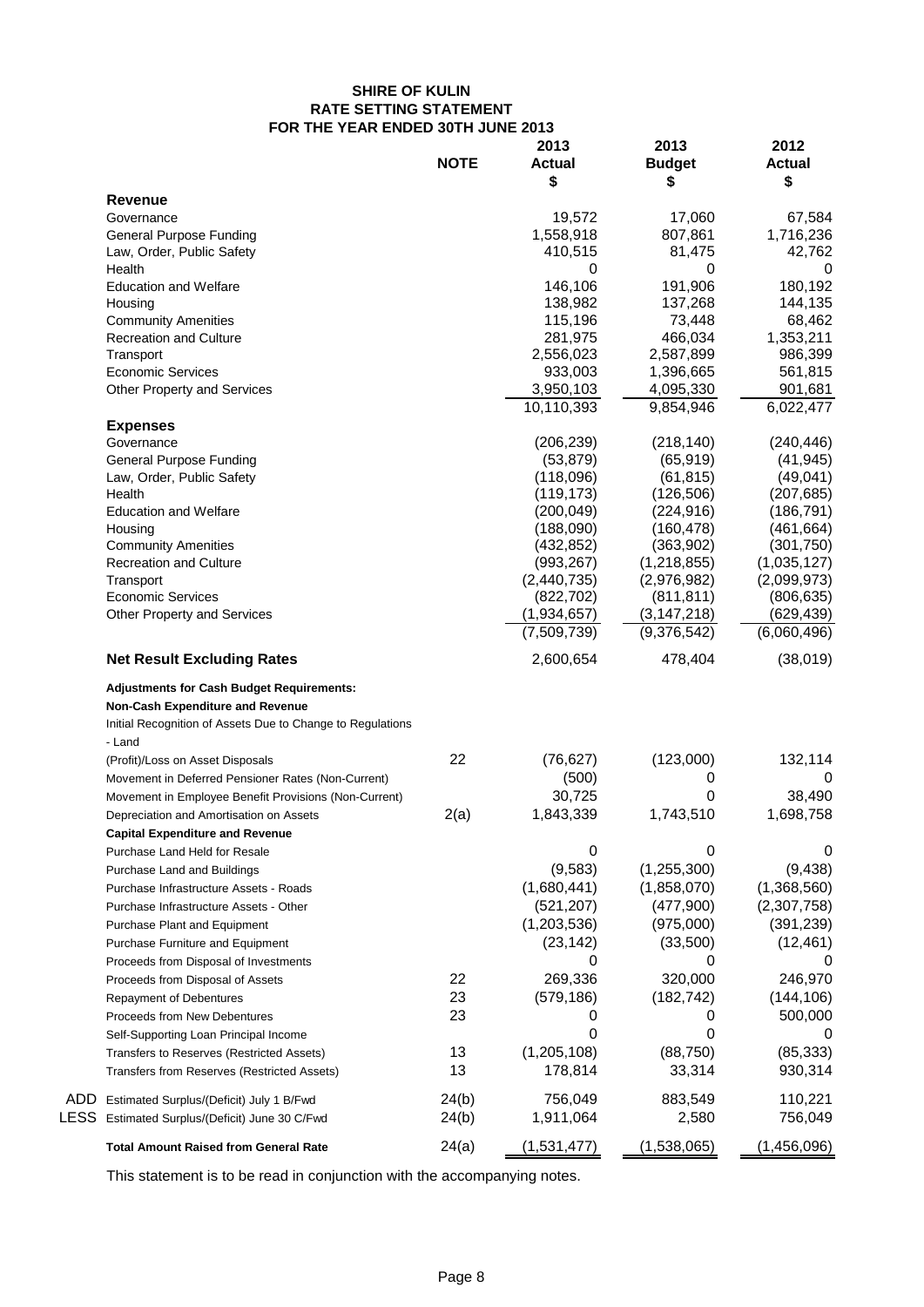# SHIRE OF KULIN
## RATE SETTING STATEMENT
## FOR THE YEAR ENDED 30TH JUNE 2013

| | NOTE | 2013 Actual $ | 2013 Budget $ | 2012 Actual $ |
|---|---|---|---|---|
| **Revenue** | | | | |
| Governance | | 19,572 | 17,060 | 67,584 |
| General Purpose Funding | | 1,558,918 | 807,861 | 1,716,236 |
| Law, Order, Public Safety | | 410,515 | 81,475 | 42,762 |
| Health | | 0 | 0 | 0 |
| Education and Welfare | | 146,106 | 191,906 | 180,192 |
| Housing | | 138,982 | 137,268 | 144,135 |
| Community Amenities | | 115,196 | 73,448 | 68,462 |
| Recreation and Culture | | 281,975 | 466,034 | 1,353,211 |
| Transport | | 2,556,023 | 2,587,899 | 986,399 |
| Economic Services | | 933,003 | 1,396,665 | 561,815 |
| Other Property and Services | | 3,950,103 | 4,095,330 | 901,681 |
| | | 10,110,393 | 9,854,946 | 6,022,477 |
| **Expenses** | | | | |
| Governance | | (206,239) | (218,140) | (240,446) |
| General Purpose Funding | | (53,879) | (65,919) | (41,945) |
| Law, Order, Public Safety | | (118,096) | (61,815) | (49,041) |
| Health | | (119,173) | (126,506) | (207,685) |
| Education and Welfare | | (200,049) | (224,916) | (186,791) |
| Housing | | (188,090) | (160,478) | (461,664) |
| Community Amenities | | (432,852) | (363,902) | (301,750) |
| Recreation and Culture | | (993,267) | (1,218,855) | (1,035,127) |
| Transport | | (2,440,735) | (2,976,982) | (2,099,973) |
| Economic Services | | (822,702) | (811,811) | (806,635) |
| Other Property and Services | | (1,934,657) | (3,147,218) | (629,439) |
| | | (7,509,739) | (9,376,542) | (6,060,496) |
| **Net Result Excluding Rates** | | 2,600,654 | 478,404 | (38,019) |
| **Adjustments for Cash Budget Requirements:** | | | | |
| **Non-Cash Expenditure and Revenue** | | | | |
| Initial Recognition of Assets Due to Change to Regulations - Land | | | | |
| (Profit)/Loss on Asset Disposals | 22 | (76,627) | (123,000) | 132,114 |
| Movement in Deferred Pensioner Rates (Non-Current) | | (500) | 0 | 0 |
| Movement in Employee Benefit Provisions (Non-Current) | | 30,725 | 0 | 38,490 |
| Depreciation and Amortisation on Assets | 2(a) | 1,843,339 | 1,743,510 | 1,698,758 |
| **Capital Expenditure and Revenue** | | | | |
| Purchase Land Held for Resale | | 0 | 0 | 0 |
| Purchase Land and Buildings | | (9,583) | (1,255,300) | (9,438) |
| Purchase Infrastructure Assets - Roads | | (1,680,441) | (1,858,070) | (1,368,560) |
| Purchase Infrastructure Assets - Other | | (521,207) | (477,900) | (2,307,758) |
| Purchase Plant and Equipment | | (1,203,536) | (975,000) | (391,239) |
| Purchase Furniture and Equipment | | (23,142) | (33,500) | (12,461) |
| Proceeds from Disposal of Investments | | 0 | 0 | 0 |
| Proceeds from Disposal of Assets | 22 | 269,336 | 320,000 | 246,970 |
| Repayment of Debentures | 23 | (579,186) | (182,742) | (144,106) |
| Proceeds from New Debentures | 23 | 0 | 0 | 500,000 |
| Self-Supporting Loan Principal Income | | 0 | 0 | 0 |
| Transfers to Reserves (Restricted Assets) | 13 | (1,205,108) | (88,750) | (85,333) |
| Transfers from Reserves (Restricted Assets) | 13 | 178,814 | 33,314 | 930,314 |
| ADD Estimated Surplus/(Deficit) July 1 B/Fwd | 24(b) | 756,049 | 883,549 | 110,221 |
| LESS Estimated Surplus/(Deficit) June 30 C/Fwd | 24(b) | 1,911,064 | 2,580 | 756,049 |
| **Total Amount Raised from General Rate** | 24(a) | (1,531,477) | (1,538,065) | (1,456,096) |

This statement is to be read in conjunction with the accompanying notes.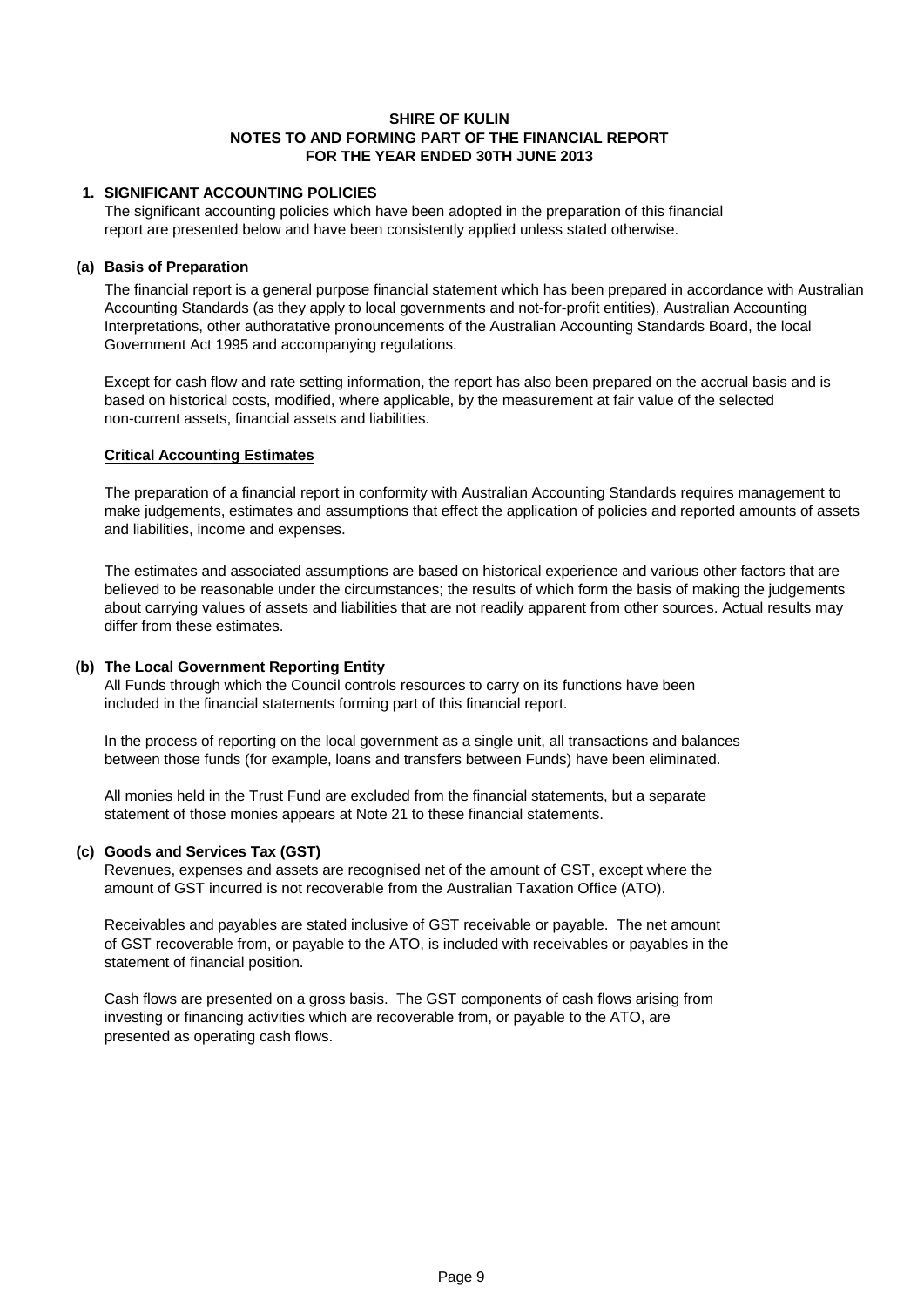**SHIRE OF KULIN**
**NOTES TO AND FORMING PART OF THE FINANCIAL REPORT**
**FOR THE YEAR ENDED 30TH JUNE 2013**

## 1. SIGNIFICANT ACCOUNTING POLICIES

The significant accounting policies which have been adopted in the preparation of this financial report are presented below and have been consistently applied unless stated otherwise.

### (a) Basis of Preparation

The financial report is a general purpose financial statement which has been prepared in accordance with Australian Accounting Standards (as they apply to local governments and not-for-profit entities), Australian Accounting Interpretations, other authoratative pronouncements of the Australian Accounting Standards Board, the local Government Act 1995 and accompanying regulations.

Except for cash flow and rate setting information, the report has also been prepared on the accrual basis and is based on historical costs, modified, where applicable, by the measurement at fair value of the selected non-current assets, financial assets and liabilities.

**Critical Accounting Estimates**

The preparation of a financial report in conformity with Australian Accounting Standards requires management to make judgements, estimates and assumptions that effect the application of policies and reported amounts of assets and liabilities, income and expenses.

The estimates and associated assumptions are based on historical experience and various other factors that are believed to be reasonable under the circumstances; the results of which form the basis of making the judgements about carrying values of assets and liabilities that are not readily apparent from other sources. Actual results may differ from these estimates.

### (b) The Local Government Reporting Entity

All Funds through which the Council controls resources to carry on its functions have been included in the financial statements forming part of this financial report.

In the process of reporting on the local government as a single unit, all transactions and balances between those funds (for example, loans and transfers between Funds) have been eliminated.

All monies held in the Trust Fund are excluded from the financial statements, but a separate statement of those monies appears at Note 21 to these financial statements.

### (c) Goods and Services Tax (GST)

Revenues, expenses and assets are recognised net of the amount of GST, except where the amount of GST incurred is not recoverable from the Australian Taxation Office (ATO).

Receivables and payables are stated inclusive of GST receivable or payable. The net amount of GST recoverable from, or payable to the ATO, is included with receivables or payables in the statement of financial position.

Cash flows are presented on a gross basis. The GST components of cash flows arising from investing or financing activities which are recoverable from, or payable to the ATO, are presented as operating cash flows.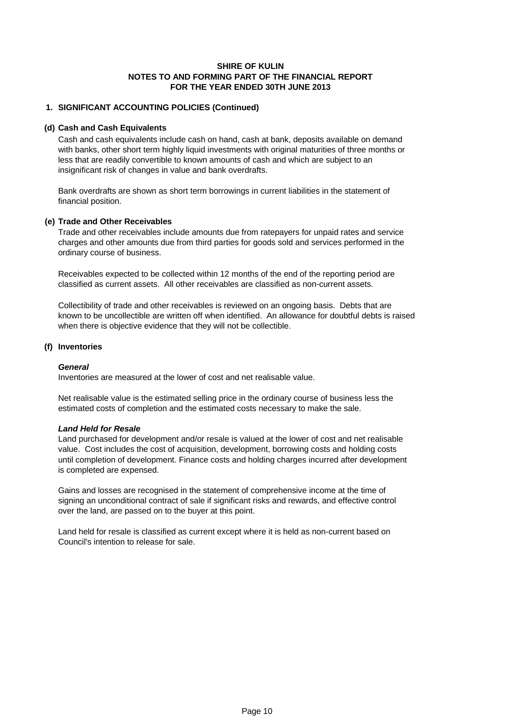# SHIRE OF KULIN
## NOTES TO AND FORMING PART OF THE FINANCIAL REPORT
## FOR THE YEAR ENDED 30TH JUNE 2013

### 1. SIGNIFICANT ACCOUNTING POLICIES (Continued)

#### (d) Cash and Cash Equivalents

Cash and cash equivalents include cash on hand, cash at bank, deposits available on demand with banks, other short term highly liquid investments with original maturities of three months or less that are readily convertible to known amounts of cash and which are subject to an insignificant risk of changes in value and bank overdrafts.

Bank overdrafts are shown as short term borrowings in current liabilities in the statement of financial position.

#### (e) Trade and Other Receivables

Trade and other receivables include amounts due from ratepayers for unpaid rates and service charges and other amounts due from third parties for goods sold and services performed in the ordinary course of business.

Receivables expected to be collected within 12 months of the end of the reporting period are classified as current assets. All other receivables are classified as non-current assets.

Collectibility of trade and other receivables is reviewed on an ongoing basis. Debts that are known to be uncollectible are written off when identified. An allowance for doubtful debts is raised when there is objective evidence that they will not be collectible.

#### (f) Inventories

***General***

Inventories are measured at the lower of cost and net realisable value.

Net realisable value is the estimated selling price in the ordinary course of business less the estimated costs of completion and the estimated costs necessary to make the sale.

***Land Held for Resale***

Land purchased for development and/or resale is valued at the lower of cost and net realisable value. Cost includes the cost of acquisition, development, borrowing costs and holding costs until completion of development. Finance costs and holding charges incurred after development is completed are expensed.

Gains and losses are recognised in the statement of comprehensive income at the time of signing an unconditional contract of sale if significant risks and rewards, and effective control over the land, are passed on to the buyer at this point.

Land held for resale is classified as current except where it is held as non-current based on Council's intention to release for sale.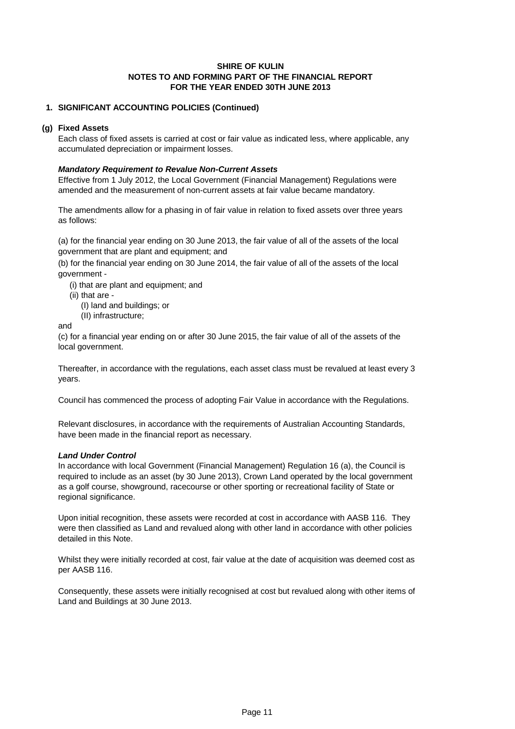**SHIRE OF KULIN**
**NOTES TO AND FORMING PART OF THE FINANCIAL REPORT**
**FOR THE YEAR ENDED 30TH JUNE 2013**

## 1. SIGNIFICANT ACCOUNTING POLICIES (Continued)

### (g) Fixed Assets

Each class of fixed assets is carried at cost or fair value as indicated less, where applicable, any accumulated depreciation or impairment losses.

***Mandatory Requirement to Revalue Non-Current Assets***

Effective from 1 July 2012, the Local Government (Financial Management) Regulations were amended and the measurement of non-current assets at fair value became mandatory.

The amendments allow for a phasing in of fair value in relation to fixed assets over three years as follows:

(a) for the financial year ending on 30 June 2013, the fair value of all of the assets of the local government that are plant and equipment; and

(b) for the financial year ending on 30 June 2014, the fair value of all of the assets of the local government -

- (i) that are plant and equipment; and
- (ii) that are -
  - (I) land and buildings; or
  - (II) infrastructure;

and

(c) for a financial year ending on or after 30 June 2015, the fair value of all of the assets of the local government.

Thereafter, in accordance with the regulations, each asset class must be revalued at least every 3 years.

Council has commenced the process of adopting Fair Value in accordance with the Regulations.

Relevant disclosures, in accordance with the requirements of Australian Accounting Standards, have been made in the financial report as necessary.

***Land Under Control***

In accordance with local Government (Financial Management) Regulation 16 (a), the Council is required to include as an asset (by 30 June 2013), Crown Land operated by the local government as a golf course, showground, racecourse or other sporting or recreational facility of State or regional significance.

Upon initial recognition, these assets were recorded at cost in accordance with AASB 116. They were then classified as Land and revalued along with other land in accordance with other policies detailed in this Note.

Whilst they were initially recorded at cost, fair value at the date of acquisition was deemed cost as per AASB 116.

Consequently, these assets were initially recognised at cost but revalued along with other items of Land and Buildings at 30 June 2013.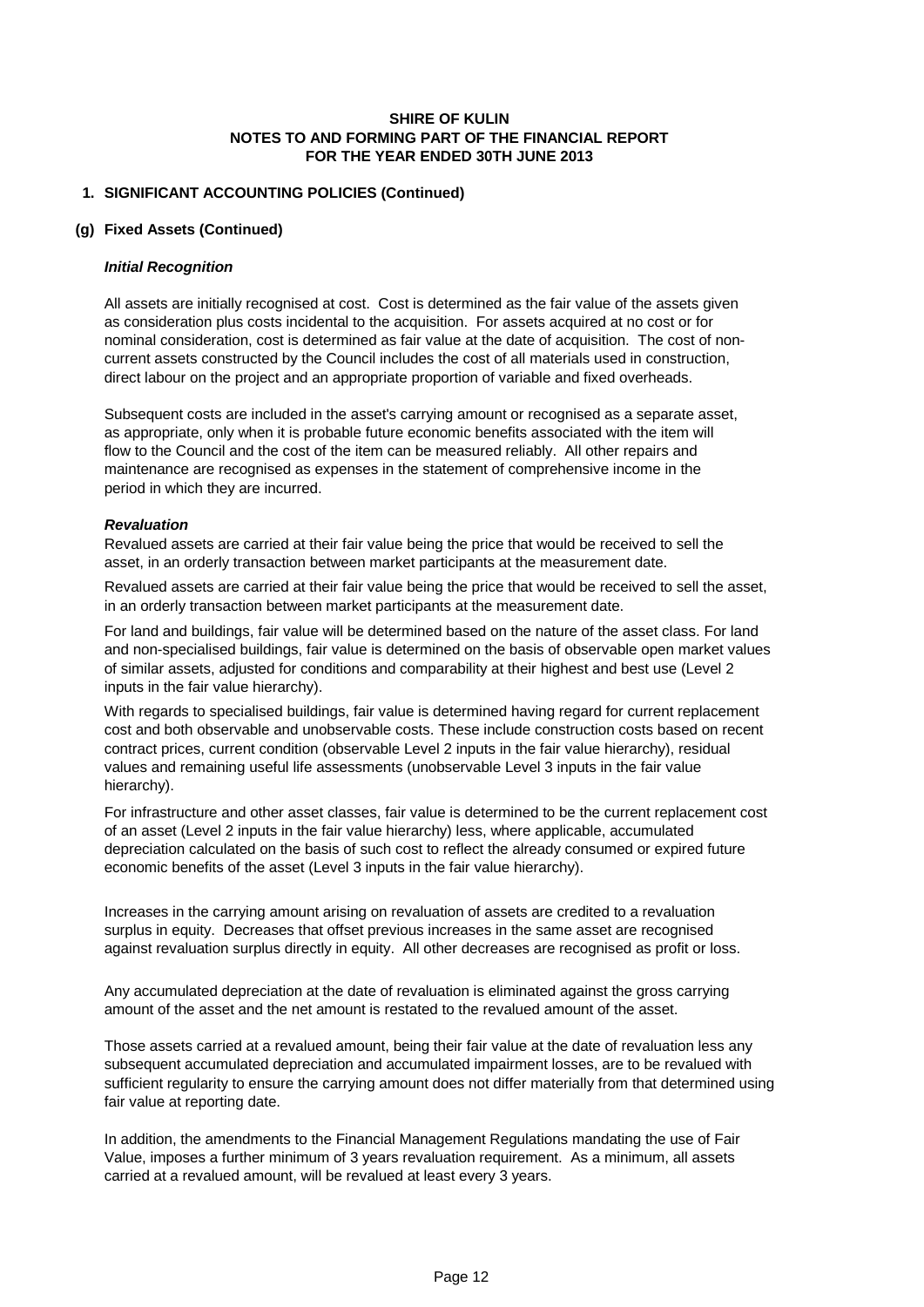**SHIRE OF KULIN**
**NOTES TO AND FORMING PART OF THE FINANCIAL REPORT**
**FOR THE YEAR ENDED 30TH JUNE 2013**

## 1. SIGNIFICANT ACCOUNTING POLICIES (Continued)

### (g) Fixed Assets (Continued)

***Initial Recognition***

All assets are initially recognised at cost. Cost is determined as the fair value of the assets given as consideration plus costs incidental to the acquisition. For assets acquired at no cost or for nominal consideration, cost is determined as fair value at the date of acquisition. The cost of non-current assets constructed by the Council includes the cost of all materials used in construction, direct labour on the project and an appropriate proportion of variable and fixed overheads.

Subsequent costs are included in the asset's carrying amount or recognised as a separate asset, as appropriate, only when it is probable future economic benefits associated with the item will flow to the Council and the cost of the item can be measured reliably. All other repairs and maintenance are recognised as expenses in the statement of comprehensive income in the period in which they are incurred.

***Revaluation***

Revalued assets are carried at their fair value being the price that would be received to sell the asset, in an orderly transaction between market participants at the measurement date.

Revalued assets are carried at their fair value being the price that would be received to sell the asset, in an orderly transaction between market participants at the measurement date.

For land and buildings, fair value will be determined based on the nature of the asset class. For land and non-specialised buildings, fair value is determined on the basis of observable open market values of similar assets, adjusted for conditions and comparability at their highest and best use (Level 2 inputs in the fair value hierarchy).

With regards to specialised buildings, fair value is determined having regard for current replacement cost and both observable and unobservable costs. These include construction costs based on recent contract prices, current condition (observable Level 2 inputs in the fair value hierarchy), residual values and remaining useful life assessments (unobservable Level 3 inputs in the fair value hierarchy).

For infrastructure and other asset classes, fair value is determined to be the current replacement cost of an asset (Level 2 inputs in the fair value hierarchy) less, where applicable, accumulated depreciation calculated on the basis of such cost to reflect the already consumed or expired future economic benefits of the asset (Level 3 inputs in the fair value hierarchy).

Increases in the carrying amount arising on revaluation of assets are credited to a revaluation surplus in equity. Decreases that offset previous increases in the same asset are recognised against revaluation surplus directly in equity. All other decreases are recognised as profit or loss.

Any accumulated depreciation at the date of revaluation is eliminated against the gross carrying amount of the asset and the net amount is restated to the revalued amount of the asset.

Those assets carried at a revalued amount, being their fair value at the date of revaluation less any subsequent accumulated depreciation and accumulated impairment losses, are to be revalued with sufficient regularity to ensure the carrying amount does not differ materially from that determined using fair value at reporting date.

In addition, the amendments to the Financial Management Regulations mandating the use of Fair Value, imposes a further minimum of 3 years revaluation requirement. As a minimum, all assets carried at a revalued amount, will be revalued at least every 3 years.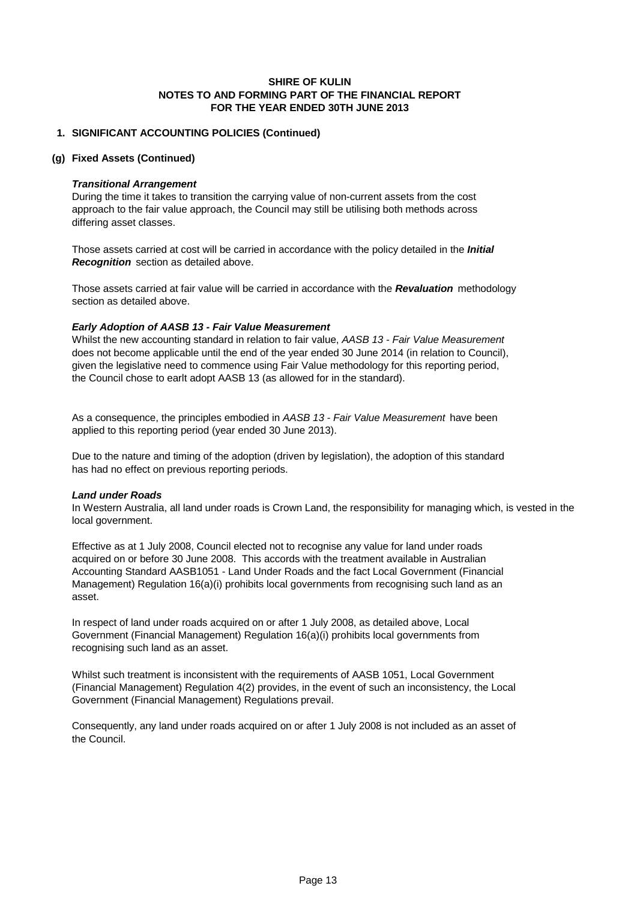**SHIRE OF KULIN**
**NOTES TO AND FORMING PART OF THE FINANCIAL REPORT**
**FOR THE YEAR ENDED 30TH JUNE 2013**

## 1. SIGNIFICANT ACCOUNTING POLICIES (Continued)

### (g) Fixed Assets (Continued)

***Transitional Arrangement***

During the time it takes to transition the carrying value of non-current assets from the cost approach to the fair value approach, the Council may still be utilising both methods across differing asset classes.

Those assets carried at cost will be carried in accordance with the policy detailed in the ***Initial Recognition*** section as detailed above.

Those assets carried at fair value will be carried in accordance with the ***Revaluation*** methodology section as detailed above.

***Early Adoption of AASB 13 - Fair Value Measurement***

Whilst the new accounting standard in relation to fair value, *AASB 13 - Fair Value Measurement* does not become applicable until the end of the year ended 30 June 2014 (in relation to Council), given the legislative need to commence using Fair Value methodology for this reporting period, the Council chose to earlt adopt AASB 13 (as allowed for in the standard).

As a consequence, the principles embodied in *AASB 13 - Fair Value Measurement* have been applied to this reporting period (year ended 30 June 2013).

Due to the nature and timing of the adoption (driven by legislation), the adoption of this standard has had no effect on previous reporting periods.

***Land under Roads***

In Western Australia, all land under roads is Crown Land, the responsibility for managing which, is vested in the local government.

Effective as at 1 July 2008, Council elected not to recognise any value for land under roads acquired on or before 30 June 2008. This accords with the treatment available in Australian Accounting Standard AASB1051 - Land Under Roads and the fact Local Government (Financial Management) Regulation 16(a)(i) prohibits local governments from recognising such land as an asset.

In respect of land under roads acquired on or after 1 July 2008, as detailed above, Local Government (Financial Management) Regulation 16(a)(i) prohibits local governments from recognising such land as an asset.

Whilst such treatment is inconsistent with the requirements of AASB 1051, Local Government (Financial Management) Regulation 4(2) provides, in the event of such an inconsistency, the Local Government (Financial Management) Regulations prevail.

Consequently, any land under roads acquired on or after 1 July 2008 is not included as an asset of the Council.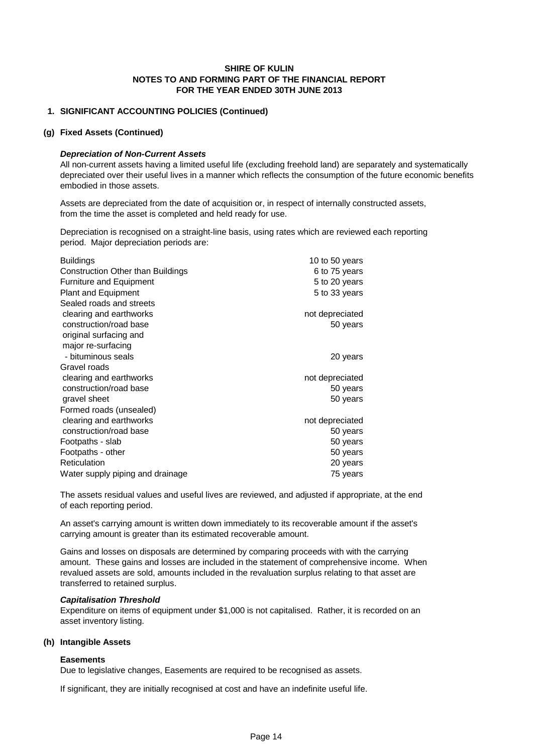# SHIRE OF KULIN
## NOTES TO AND FORMING PART OF THE FINANCIAL REPORT
## FOR THE YEAR ENDED 30TH JUNE 2013

### 1. SIGNIFICANT ACCOUNTING POLICIES (Continued)

### (g) Fixed Assets (Continued)

***Depreciation of Non-Current Assets***

All non-current assets having a limited useful life (excluding freehold land) are separately and systematically depreciated over their useful lives in a manner which reflects the consumption of the future economic benefits embodied in those assets.

Assets are depreciated from the date of acquisition or, in respect of internally constructed assets, from the time the asset is completed and held ready for use.

Depreciation is recognised on a straight-line basis, using rates which are reviewed each reporting period. Major depreciation periods are:

| | |
|---|---|
| Buildings | 10 to 50 years |
| Construction Other than Buildings | 6 to 75 years |
| Furniture and Equipment | 5 to 20 years |
| Plant and Equipment | 5 to 33 years |
| Sealed roads and streets | |
| clearing and earthworks | not depreciated |
| construction/road base | 50 years |
| original surfacing and major re-surfacing | |
| - bituminous seals | 20 years |
| Gravel roads | |
| clearing and earthworks | not depreciated |
| construction/road base | 50 years |
| gravel sheet | 50 years |
| Formed roads (unsealed) | |
| clearing and earthworks | not depreciated |
| construction/road base | 50 years |
| Footpaths - slab | 50 years |
| Footpaths - other | 50 years |
| Reticulation | 20 years |
| Water supply piping and drainage | 75 years |

The assets residual values and useful lives are reviewed, and adjusted if appropriate, at the end of each reporting period.

An asset's carrying amount is written down immediately to its recoverable amount if the asset's carrying amount is greater than its estimated recoverable amount.

Gains and losses on disposals are determined by comparing proceeds with with the carrying amount. These gains and losses are included in the statement of comprehensive income. When revalued assets are sold, amounts included in the revaluation surplus relating to that asset are transferred to retained surplus.

***Capitalisation Threshold***

Expenditure on items of equipment under $1,000 is not capitalised. Rather, it is recorded on an asset inventory listing.

### (h) Intangible Assets

**Easements**

Due to legislative changes, Easements are required to be recognised as assets.

If significant, they are initially recognised at cost and have an indefinite useful life.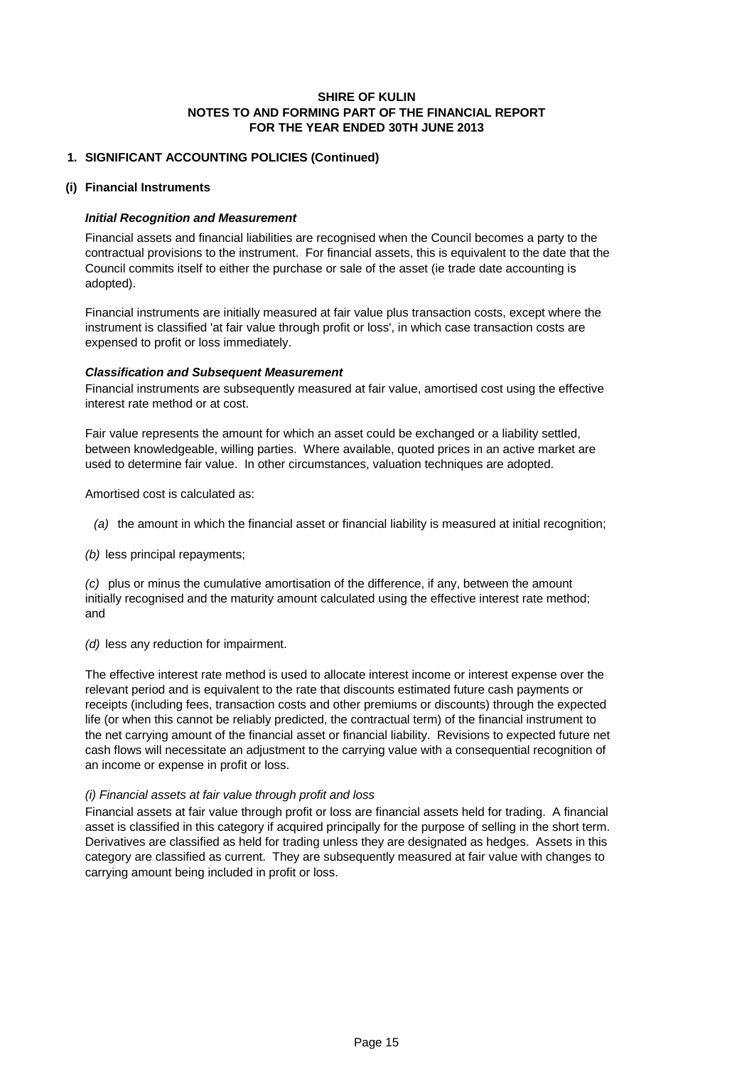**SHIRE OF KULIN**
**NOTES TO AND FORMING PART OF THE FINANCIAL REPORT**
**FOR THE YEAR ENDED 30TH JUNE 2013**

## 1. SIGNIFICANT ACCOUNTING POLICIES (Continued)

### (i) Financial Instruments

***Initial Recognition and Measurement***

Financial assets and financial liabilities are recognised when the Council becomes a party to the contractual provisions to the instrument. For financial assets, this is equivalent to the date that the Council commits itself to either the purchase or sale of the asset (ie trade date accounting is adopted).

Financial instruments are initially measured at fair value plus transaction costs, except where the instrument is classified 'at fair value through profit or loss', in which case transaction costs are expensed to profit or loss immediately.

***Classification and Subsequent Measurement***

Financial instruments are subsequently measured at fair value, amortised cost using the effective interest rate method or at cost.

Fair value represents the amount for which an asset could be exchanged or a liability settled, between knowledgeable, willing parties. Where available, quoted prices in an active market are used to determine fair value. In other circumstances, valuation techniques are adopted.

Amortised cost is calculated as:

*(a)* the amount in which the financial asset or financial liability is measured at initial recognition;

*(b)* less principal repayments;

*(c)* plus or minus the cumulative amortisation of the difference, if any, between the amount initially recognised and the maturity amount calculated using the effective interest rate method; and

*(d)* less any reduction for impairment.

The effective interest rate method is used to allocate interest income or interest expense over the relevant period and is equivalent to the rate that discounts estimated future cash payments or receipts (including fees, transaction costs and other premiums or discounts) through the expected life (or when this cannot be reliably predicted, the contractual term) of the financial instrument to the net carrying amount of the financial asset or financial liability. Revisions to expected future net cash flows will necessitate an adjustment to the carrying value with a consequential recognition of an income or expense in profit or loss.

*(i) Financial assets at fair value through profit and loss*

Financial assets at fair value through profit or loss are financial assets held for trading. A financial asset is classified in this category if acquired principally for the purpose of selling in the short term. Derivatives are classified as held for trading unless they are designated as hedges. Assets in this category are classified as current. They are subsequently measured at fair value with changes to carrying amount being included in profit or loss.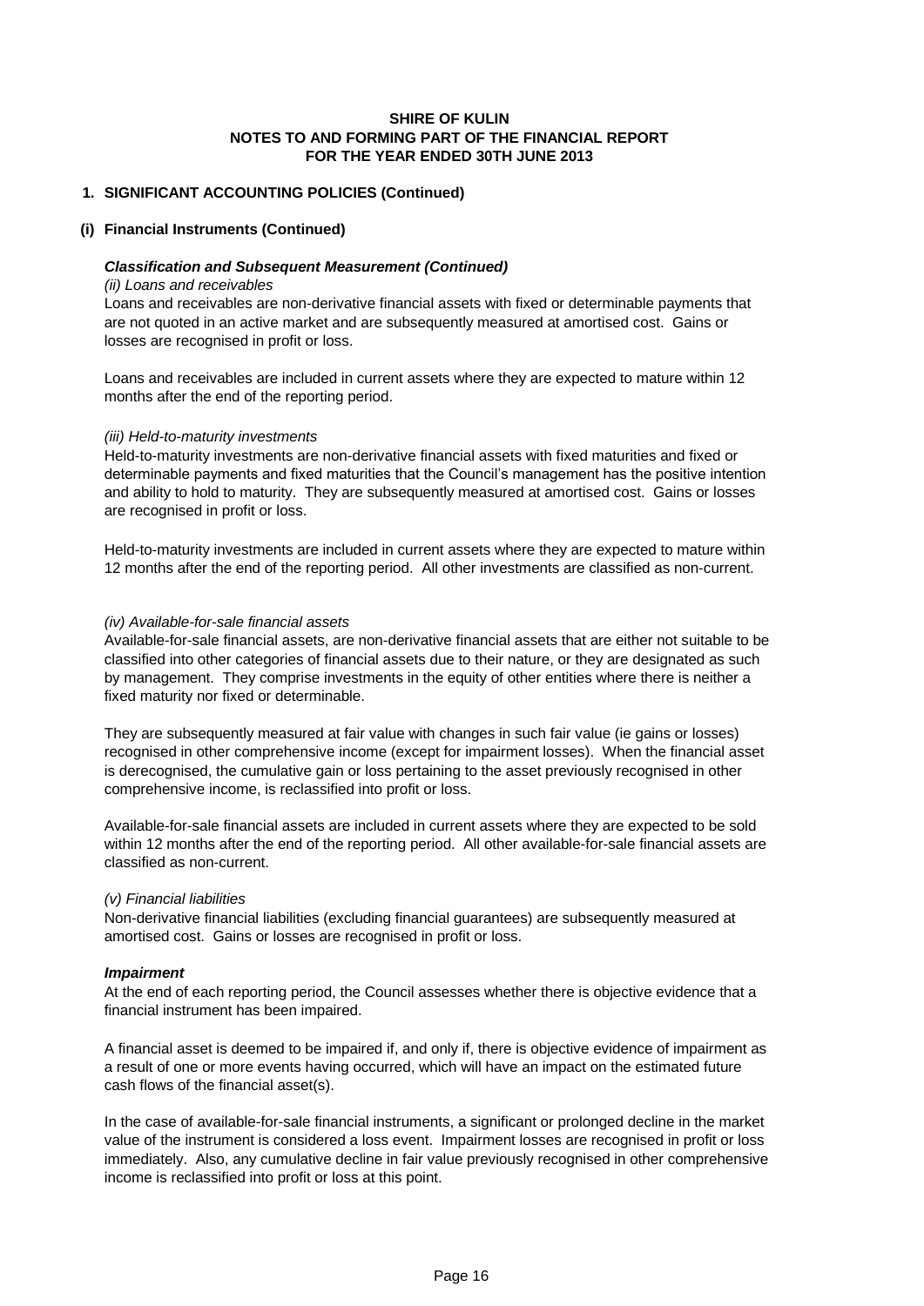**SHIRE OF KULIN**
**NOTES TO AND FORMING PART OF THE FINANCIAL REPORT**
**FOR THE YEAR ENDED 30TH JUNE 2013**

## 1. SIGNIFICANT ACCOUNTING POLICIES (Continued)

### (i) Financial Instruments (Continued)

***Classification and Subsequent Measurement (Continued)***

*(ii) Loans and receivables*

Loans and receivables are non-derivative financial assets with fixed or determinable payments that are not quoted in an active market and are subsequently measured at amortised cost. Gains or losses are recognised in profit or loss.

Loans and receivables are included in current assets where they are expected to mature within 12 months after the end of the reporting period.

*(iii) Held-to-maturity investments*

Held-to-maturity investments are non-derivative financial assets with fixed maturities and fixed or determinable payments and fixed maturities that the Council's management has the positive intention and ability to hold to maturity. They are subsequently measured at amortised cost. Gains or losses are recognised in profit or loss.

Held-to-maturity investments are included in current assets where they are expected to mature within 12 months after the end of the reporting period. All other investments are classified as non-current.

*(iv) Available-for-sale financial assets*

Available-for-sale financial assets, are non-derivative financial assets that are either not suitable to be classified into other categories of financial assets due to their nature, or they are designated as such by management. They comprise investments in the equity of other entities where there is neither a fixed maturity nor fixed or determinable.

They are subsequently measured at fair value with changes in such fair value (ie gains or losses) recognised in other comprehensive income (except for impairment losses). When the financial asset is derecognised, the cumulative gain or loss pertaining to the asset previously recognised in other comprehensive income, is reclassified into profit or loss.

Available-for-sale financial assets are included in current assets where they are expected to be sold within 12 months after the end of the reporting period. All other available-for-sale financial assets are classified as non-current.

*(v) Financial liabilities*

Non-derivative financial liabilities (excluding financial guarantees) are subsequently measured at amortised cost. Gains or losses are recognised in profit or loss.

***Impairment***

At the end of each reporting period, the Council assesses whether there is objective evidence that a financial instrument has been impaired.

A financial asset is deemed to be impaired if, and only if, there is objective evidence of impairment as a result of one or more events having occurred, which will have an impact on the estimated future cash flows of the financial asset(s).

In the case of available-for-sale financial instruments, a significant or prolonged decline in the market value of the instrument is considered a loss event. Impairment losses are recognised in profit or loss immediately. Also, any cumulative decline in fair value previously recognised in other comprehensive income is reclassified into profit or loss at this point.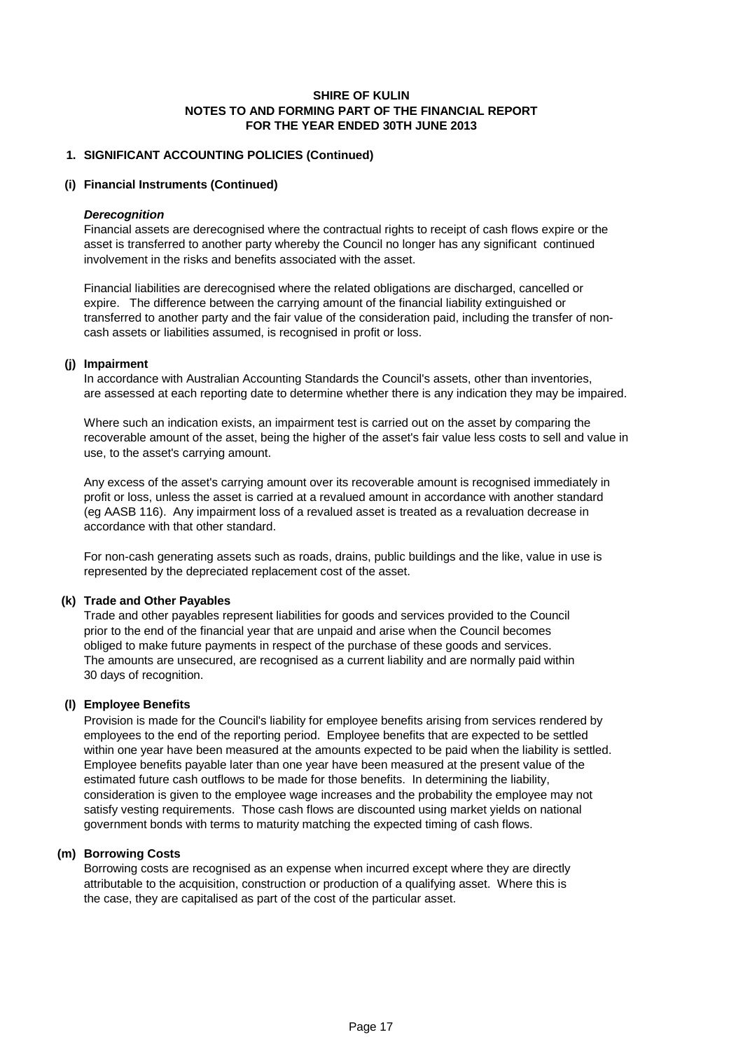**SHIRE OF KULIN**
**NOTES TO AND FORMING PART OF THE FINANCIAL REPORT**
**FOR THE YEAR ENDED 30TH JUNE 2013**

## 1. SIGNIFICANT ACCOUNTING POLICIES (Continued)

### (i) Financial Instruments (Continued)

***Derecognition***

Financial assets are derecognised where the contractual rights to receipt of cash flows expire or the asset is transferred to another party whereby the Council no longer has any significant continued involvement in the risks and benefits associated with the asset.

Financial liabilities are derecognised where the related obligations are discharged, cancelled or expire. The difference between the carrying amount of the financial liability extinguished or transferred to another party and the fair value of the consideration paid, including the transfer of non-cash assets or liabilities assumed, is recognised in profit or loss.

### (j) Impairment

In accordance with Australian Accounting Standards the Council's assets, other than inventories, are assessed at each reporting date to determine whether there is any indication they may be impaired.

Where such an indication exists, an impairment test is carried out on the asset by comparing the recoverable amount of the asset, being the higher of the asset's fair value less costs to sell and value in use, to the asset's carrying amount.

Any excess of the asset's carrying amount over its recoverable amount is recognised immediately in profit or loss, unless the asset is carried at a revalued amount in accordance with another standard (eg AASB 116). Any impairment loss of a revalued asset is treated as a revaluation decrease in accordance with that other standard.

For non-cash generating assets such as roads, drains, public buildings and the like, value in use is represented by the depreciated replacement cost of the asset.

### (k) Trade and Other Payables

Trade and other payables represent liabilities for goods and services provided to the Council prior to the end of the financial year that are unpaid and arise when the Council becomes obliged to make future payments in respect of the purchase of these goods and services. The amounts are unsecured, are recognised as a current liability and are normally paid within 30 days of recognition.

### (l) Employee Benefits

Provision is made for the Council's liability for employee benefits arising from services rendered by employees to the end of the reporting period. Employee benefits that are expected to be settled within one year have been measured at the amounts expected to be paid when the liability is settled. Employee benefits payable later than one year have been measured at the present value of the estimated future cash outflows to be made for those benefits. In determining the liability, consideration is given to the employee wage increases and the probability the employee may not satisfy vesting requirements. Those cash flows are discounted using market yields on national government bonds with terms to maturity matching the expected timing of cash flows.

### (m) Borrowing Costs

Borrowing costs are recognised as an expense when incurred except where they are directly attributable to the acquisition, construction or production of a qualifying asset. Where this is the case, they are capitalised as part of the cost of the particular asset.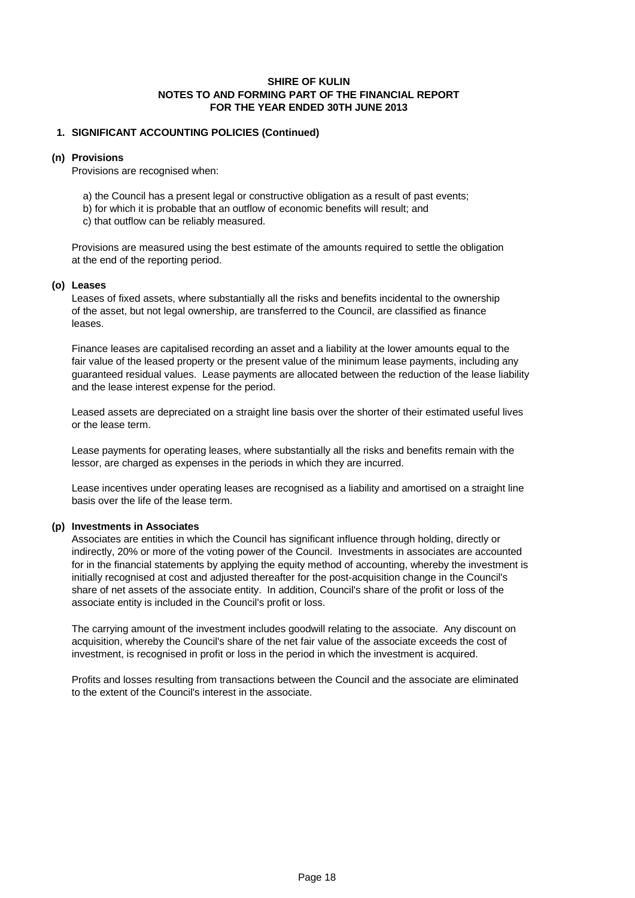**SHIRE OF KULIN**
**NOTES TO AND FORMING PART OF THE FINANCIAL REPORT**
**FOR THE YEAR ENDED 30TH JUNE 2013**

## 1. SIGNIFICANT ACCOUNTING POLICIES (Continued)

### (n) Provisions

Provisions are recognised when:

a) the Council has a present legal or constructive obligation as a result of past events;
b) for which it is probable that an outflow of economic benefits will result; and
c) that outflow can be reliably measured.

Provisions are measured using the best estimate of the amounts required to settle the obligation at the end of the reporting period.

### (o) Leases

Leases of fixed assets, where substantially all the risks and benefits incidental to the ownership of the asset, but not legal ownership, are transferred to the Council, are classified as finance leases.

Finance leases are capitalised recording an asset and a liability at the lower amounts equal to the fair value of the leased property or the present value of the minimum lease payments, including any guaranteed residual values. Lease payments are allocated between the reduction of the lease liability and the lease interest expense for the period.

Leased assets are depreciated on a straight line basis over the shorter of their estimated useful lives or the lease term.

Lease payments for operating leases, where substantially all the risks and benefits remain with the lessor, are charged as expenses in the periods in which they are incurred.

Lease incentives under operating leases are recognised as a liability and amortised on a straight line basis over the life of the lease term.

### (p) Investments in Associates

Associates are entities in which the Council has significant influence through holding, directly or indirectly, 20% or more of the voting power of the Council. Investments in associates are accounted for in the financial statements by applying the equity method of accounting, whereby the investment is initially recognised at cost and adjusted thereafter for the post-acquisition change in the Council's share of net assets of the associate entity. In addition, Council's share of the profit or loss of the associate entity is included in the Council's profit or loss.

The carrying amount of the investment includes goodwill relating to the associate. Any discount on acquisition, whereby the Council's share of the net fair value of the associate exceeds the cost of investment, is recognised in profit or loss in the period in which the investment is acquired.

Profits and losses resulting from transactions between the Council and the associate are eliminated to the extent of the Council's interest in the associate.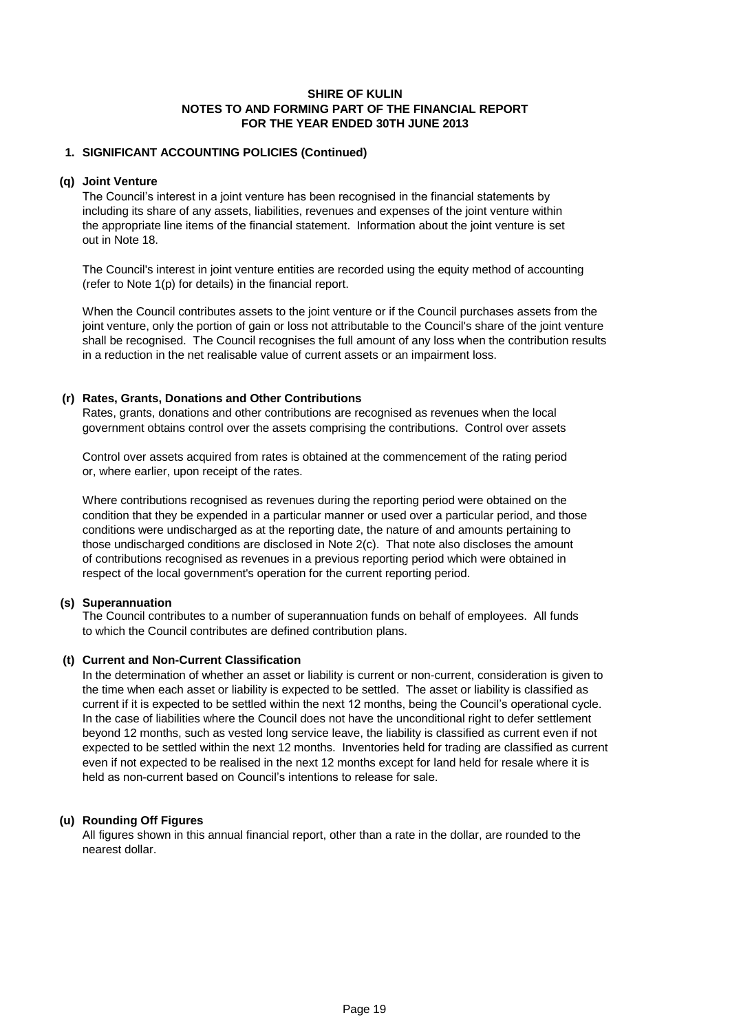**SHIRE OF KULIN**
**NOTES TO AND FORMING PART OF THE FINANCIAL REPORT**
**FOR THE YEAR ENDED 30TH JUNE 2013**

## 1. SIGNIFICANT ACCOUNTING POLICIES (Continued)

### (q) Joint Venture

The Council's interest in a joint venture has been recognised in the financial statements by including its share of any assets, liabilities, revenues and expenses of the joint venture within the appropriate line items of the financial statement. Information about the joint venture is set out in Note 18.

The Council's interest in joint venture entities are recorded using the equity method of accounting (refer to Note 1(p) for details) in the financial report.

When the Council contributes assets to the joint venture or if the Council purchases assets from the joint venture, only the portion of gain or loss not attributable to the Council's share of the joint venture shall be recognised. The Council recognises the full amount of any loss when the contribution results in a reduction in the net realisable value of current assets or an impairment loss.

### (r) Rates, Grants, Donations and Other Contributions

Rates, grants, donations and other contributions are recognised as revenues when the local government obtains control over the assets comprising the contributions. Control over assets

Control over assets acquired from rates is obtained at the commencement of the rating period or, where earlier, upon receipt of the rates.

Where contributions recognised as revenues during the reporting period were obtained on the condition that they be expended in a particular manner or used over a particular period, and those conditions were undischarged as at the reporting date, the nature of and amounts pertaining to those undischarged conditions are disclosed in Note 2(c). That note also discloses the amount of contributions recognised as revenues in a previous reporting period which were obtained in respect of the local government's operation for the current reporting period.

### (s) Superannuation

The Council contributes to a number of superannuation funds on behalf of employees. All funds to which the Council contributes are defined contribution plans.

### (t) Current and Non-Current Classification

In the determination of whether an asset or liability is current or non-current, consideration is given to the time when each asset or liability is expected to be settled. The asset or liability is classified as current if it is expected to be settled within the next 12 months, being the Council's operational cycle. In the case of liabilities where the Council does not have the unconditional right to defer settlement beyond 12 months, such as vested long service leave, the liability is classified as current even if not expected to be settled within the next 12 months. Inventories held for trading are classified as current even if not expected to be realised in the next 12 months except for land held for resale where it is held as non-current based on Council's intentions to release for sale.

### (u) Rounding Off Figures

All figures shown in this annual financial report, other than a rate in the dollar, are rounded to the nearest dollar.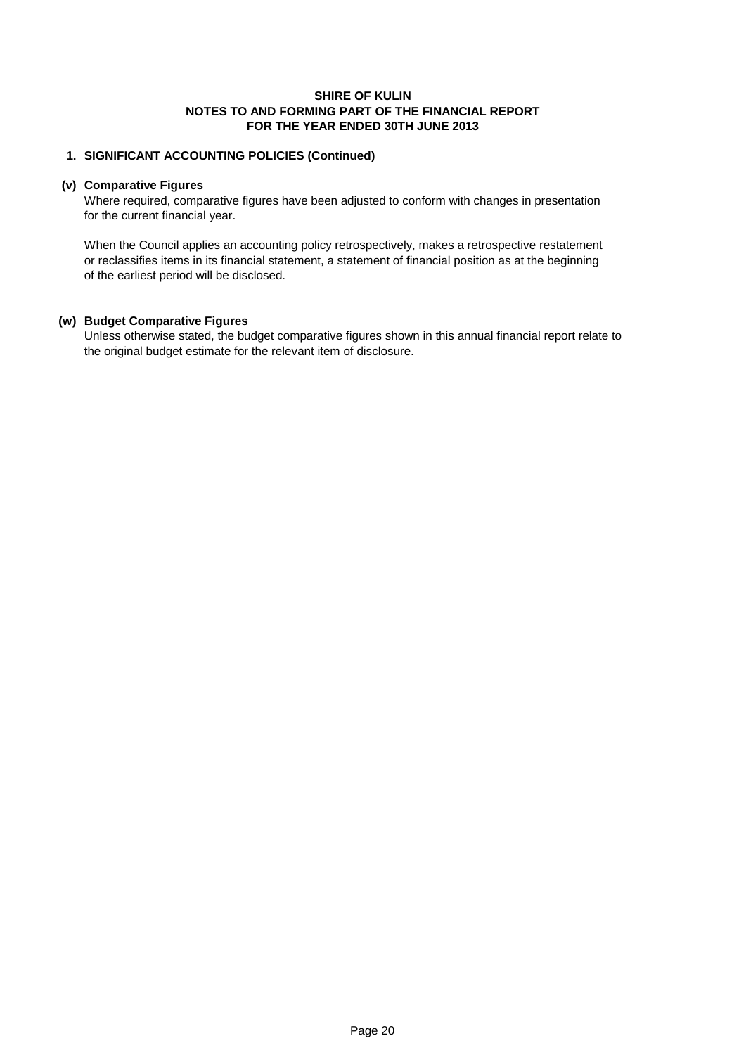# SHIRE OF KULIN
## NOTES TO AND FORMING PART OF THE FINANCIAL REPORT
## FOR THE YEAR ENDED 30TH JUNE 2013

### 1. SIGNIFICANT ACCOUNTING POLICIES (Continued)

**(v) Comparative Figures**

Where required, comparative figures have been adjusted to conform with changes in presentation for the current financial year.

When the Council applies an accounting policy retrospectively, makes a retrospective restatement or reclassifies items in its financial statement, a statement of financial position as at the beginning of the earliest period will be disclosed.

**(w) Budget Comparative Figures**

Unless otherwise stated, the budget comparative figures shown in this annual financial report relate to the original budget estimate for the relevant item of disclosure.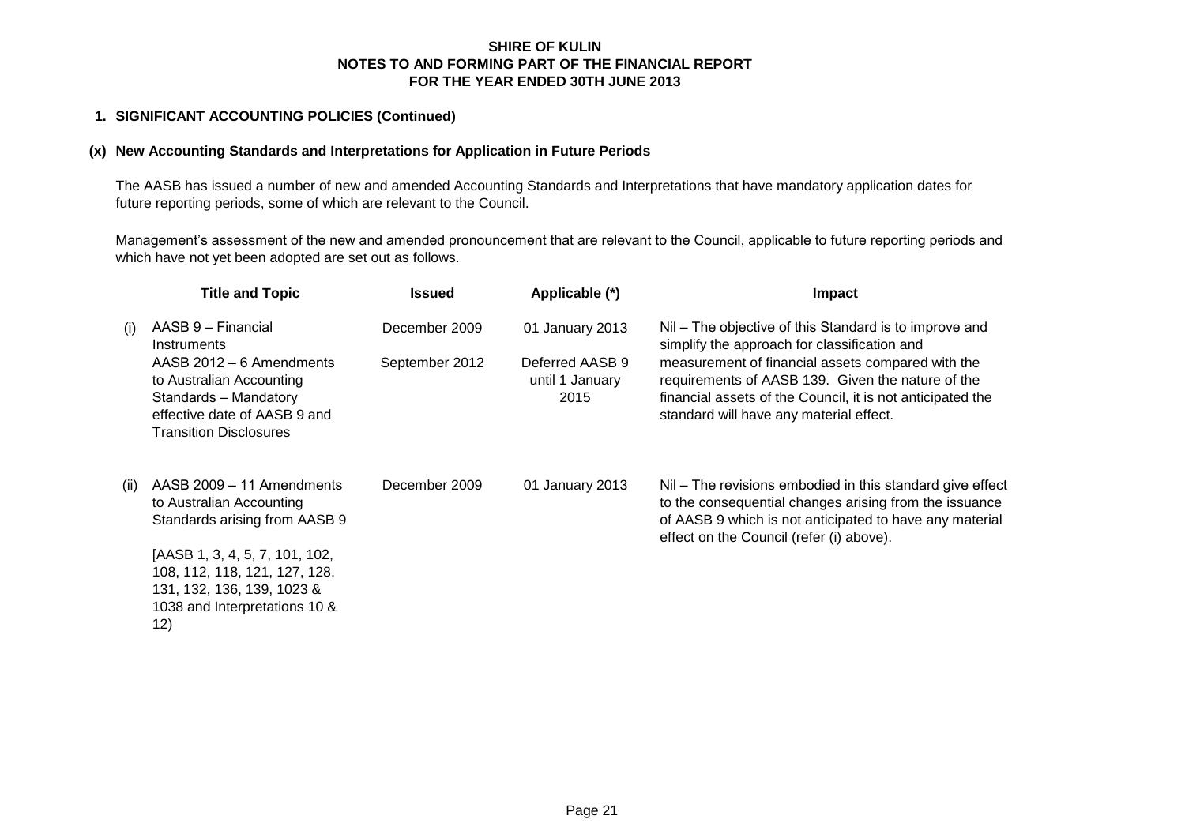## 1. SIGNIFICANT ACCOUNTING POLICIES (Continued)

### (x) New Accounting Standards and Interpretations for Application in Future Periods

The AASB has issued a number of new and amended Accounting Standards and Interpretations that have mandatory application dates for future reporting periods, some of which are relevant to the Council.

Management's assessment of the new and amended pronouncement that are relevant to the Council, applicable to future reporting periods and which have not yet been adopted are set out as follows.

| | Title and Topic | Issued | Applicable (*) | Impact |
|---|---|---|---|---|
| (i) | AASB 9 – Financial Instruments<br>AASB 2012 – 6 Amendments to Australian Accounting Standards – Mandatory effective date of AASB 9 and Transition Disclosures | December 2009<br>September 2012 | 01 January 2013<br>Deferred AASB 9 until 1 January 2015 | Nil – The objective of this Standard is to improve and simplify the approach for classification and measurement of financial assets compared with the requirements of AASB 139. Given the nature of the financial assets of the Council, it is not anticipated the standard will have any material effect. |
| (ii) | AASB 2009 – 11 Amendments to Australian Accounting Standards arising from AASB 9<br><br>[AASB 1, 3, 4, 5, 7, 101, 102, 108, 112, 118, 121, 127, 128, 131, 132, 136, 139, 1023 & 1038 and Interpretations 10 & 12) | December 2009 | 01 January 2013 | Nil – The revisions embodied in this standard give effect to the consequential changes arising from the issuance of AASB 9 which is not anticipated to have any material effect on the Council (refer (i) above). |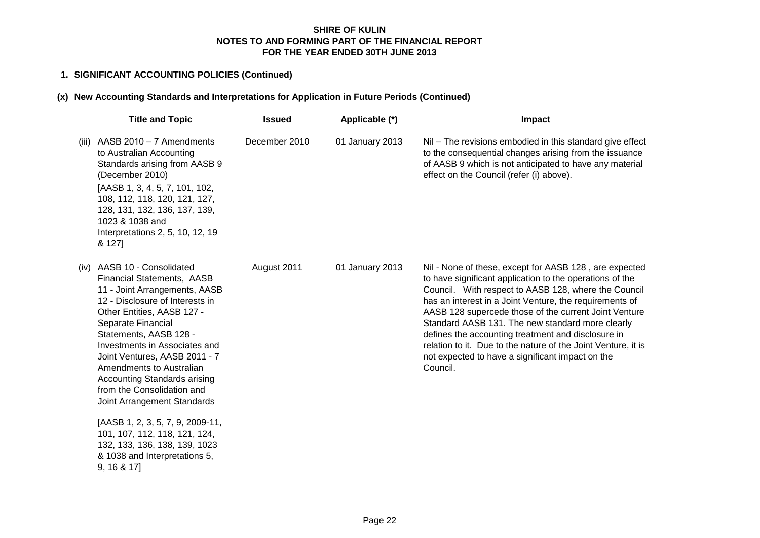**1. SIGNIFICANT ACCOUNTING POLICIES (Continued)**

**(x) New Accounting Standards and Interpretations for Application in Future Periods (Continued)**

| | Title and Topic | Issued | Applicable (*) | Impact |
|---|---|---|---|---|
| (iii) | AASB 2010 – 7 Amendments to Australian Accounting Standards arising from AASB 9 (December 2010)<br>[AASB 1, 3, 4, 5, 7, 101, 102, 108, 112, 118, 120, 121, 127, 128, 131, 132, 136, 137, 139, 1023 & 1038 and Interpretations 2, 5, 10, 12, 19 & 127] | December 2010 | 01 January 2013 | Nil – The revisions embodied in this standard give effect to the consequential changes arising from the issuance of AASB 9 which is not anticipated to have any material effect on the Council (refer (i) above). |
| (iv) | AASB 10 - Consolidated Financial Statements, AASB 11 - Joint Arrangements, AASB 12 - Disclosure of Interests in Other Entities, AASB 127 - Separate Financial Statements, AASB 128 - Investments in Associates and Joint Ventures, AASB 2011 - 7 Amendments to Australian Accounting Standards arising from the Consolidation and Joint Arrangement Standards<br>[AASB 1, 2, 3, 5, 7, 9, 2009-11, 101, 107, 112, 118, 121, 124, 132, 133, 136, 138, 139, 1023 & 1038 and Interpretations 5, 9, 16 & 17] | August 2011 | 01 January 2013 | Nil - None of these, except for AASB 128 , are expected to have significant application to the operations of the Council. With respect to AASB 128, where the Council has an interest in a Joint Venture, the requirements of AASB 128 supercede those of the current Joint Venture Standard AASB 131. The new standard more clearly defines the accounting treatment and disclosure in relation to it. Due to the nature of the Joint Venture, it is not expected to have a significant impact on the Council. |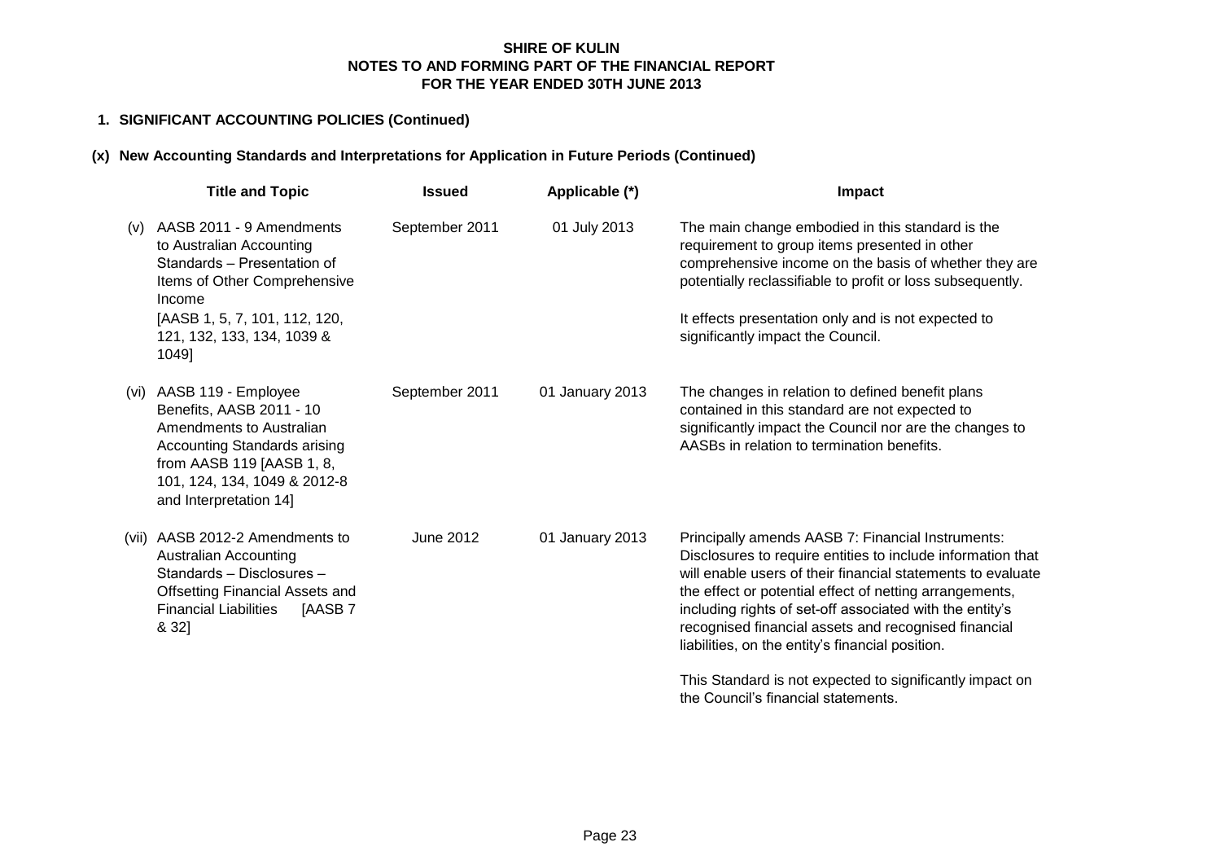**SHIRE OF KULIN**
**NOTES TO AND FORMING PART OF THE FINANCIAL REPORT**
**FOR THE YEAR ENDED 30TH JUNE 2013**

## 1. SIGNIFICANT ACCOUNTING POLICIES (Continued)

### (x) New Accounting Standards and Interpretations for Application in Future Periods (Continued)

| | Title and Topic | Issued | Applicable (*) | Impact |
|---|---|---|---|---|
| (v) | AASB 2011 - 9 Amendments to Australian Accounting Standards – Presentation of Items of Other Comprehensive Income [AASB 1, 5, 7, 101, 112, 120, 121, 132, 133, 134, 1039 & 1049] | September 2011 | 01 July 2013 | The main change embodied in this standard is the requirement to group items presented in other comprehensive income on the basis of whether they are potentially reclassifiable to profit or loss subsequently.<br><br>It effects presentation only and is not expected to significantly impact the Council. |
| (vi) | AASB 119 - Employee Benefits, AASB 2011 - 10 Amendments to Australian Accounting Standards arising from AASB 119 [AASB 1, 8, 101, 124, 134, 1049 & 2012-8 and Interpretation 14] | September 2011 | 01 January 2013 | The changes in relation to defined benefit plans contained in this standard are not expected to significantly impact the Council nor are the changes to AASBs in relation to termination benefits. |
| (vii) | AASB 2012-2 Amendments to Australian Accounting Standards – Disclosures – Offsetting Financial Assets and Financial Liabilities [AASB 7 & 32] | June 2012 | 01 January 2013 | Principally amends AASB 7: Financial Instruments: Disclosures to require entities to include information that will enable users of their financial statements to evaluate the effect or potential effect of netting arrangements, including rights of set-off associated with the entity's recognised financial assets and recognised financial liabilities, on the entity's financial position.<br><br>This Standard is not expected to significantly impact on the Council's financial statements. |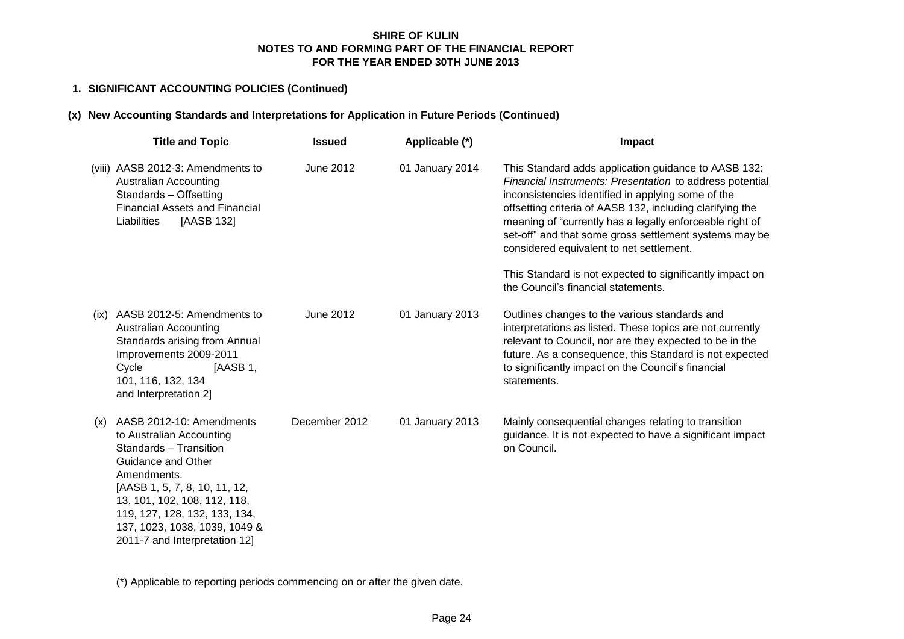## 1. SIGNIFICANT ACCOUNTING POLICIES (Continued)

### (x) New Accounting Standards and Interpretations for Application in Future Periods (Continued)

| | Title and Topic | Issued | Applicable (*) | Impact |
|---|---|---|---|---|
| (viii) | AASB 2012-3: Amendments to Australian Accounting Standards – Offsetting Financial Assets and Financial Liabilities [AASB 132] | June 2012 | 01 January 2014 | This Standard adds application guidance to AASB 132: *Financial Instruments: Presentation* to address potential inconsistencies identified in applying some of the offsetting criteria of AASB 132, including clarifying the meaning of "currently has a legally enforceable right of set-off" and that some gross settlement systems may be considered equivalent to net settlement.<br><br>This Standard is not expected to significantly impact on the Council's financial statements. |
| (ix) | AASB 2012-5: Amendments to Australian Accounting Standards arising from Annual Improvements 2009-2011 Cycle [AASB 1, 101, 116, 132, 134 and Interpretation 2] | June 2012 | 01 January 2013 | Outlines changes to the various standards and interpretations as listed. These topics are not currently relevant to Council, nor are they expected to be in the future. As a consequence, this Standard is not expected to significantly impact on the Council's financial statements. |
| (x) | AASB 2012-10: Amendments to Australian Accounting Standards – Transition Guidance and Other Amendments. [AASB 1, 5, 7, 8, 10, 11, 12, 13, 101, 102, 108, 112, 118, 119, 127, 128, 132, 133, 134, 137, 1023, 1038, 1039, 1049 & 2011-7 and Interpretation 12] | December 2012 | 01 January 2013 | Mainly consequential changes relating to transition guidance. It is not expected to have a significant impact on Council. |

(*) Applicable to reporting periods commencing on or after the given date.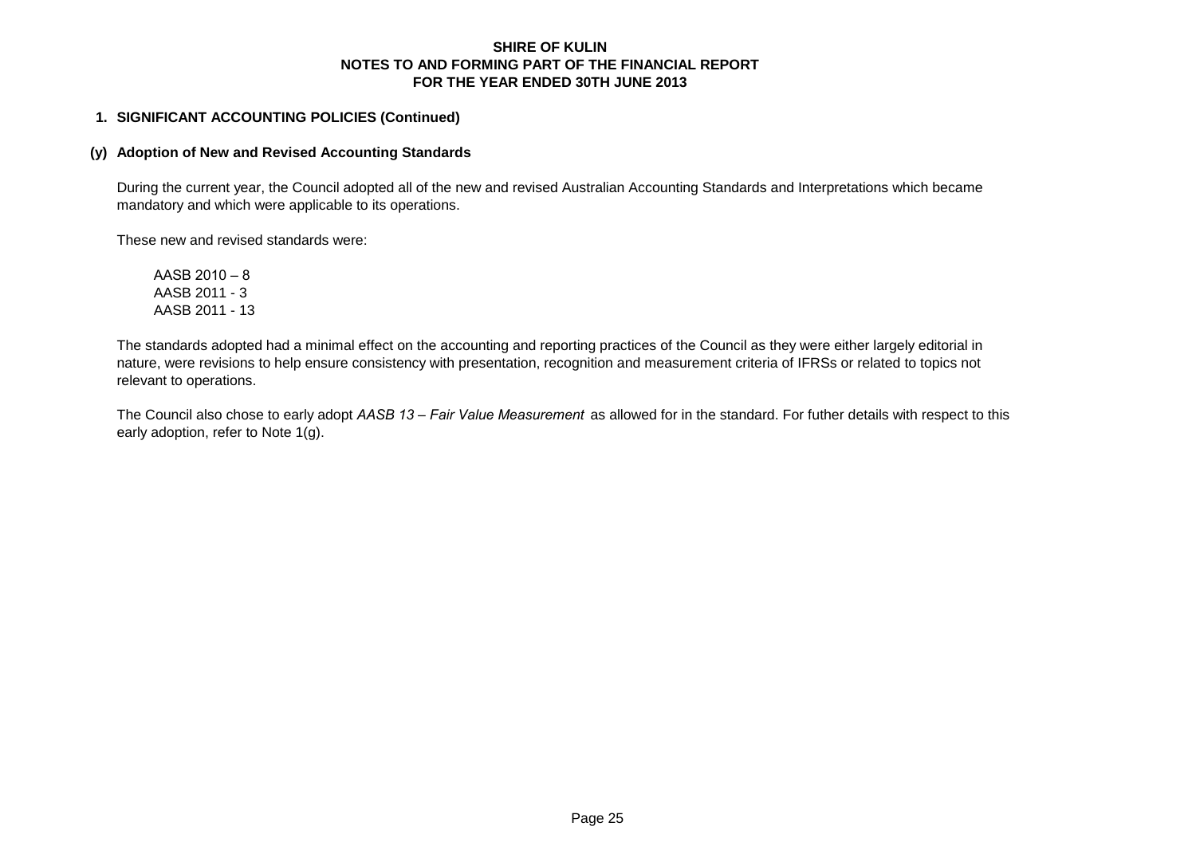## 1. SIGNIFICANT ACCOUNTING POLICIES (Continued)

### (y) Adoption of New and Revised Accounting Standards

During the current year, the Council adopted all of the new and revised Australian Accounting Standards and Interpretations which became mandatory and which were applicable to its operations.

These new and revised standards were:

AASB 2010 – 8
AASB 2011 - 3
AASB 2011 - 13

The standards adopted had a minimal effect on the accounting and reporting practices of the Council as they were either largely editorial in nature, were revisions to help ensure consistency with presentation, recognition and measurement criteria of IFRSs or related to topics not relevant to operations.

The Council also chose to early adopt *AASB 13 – Fair Value Measurement* as allowed for in the standard. For futher details with respect to this early adoption, refer to Note 1(g).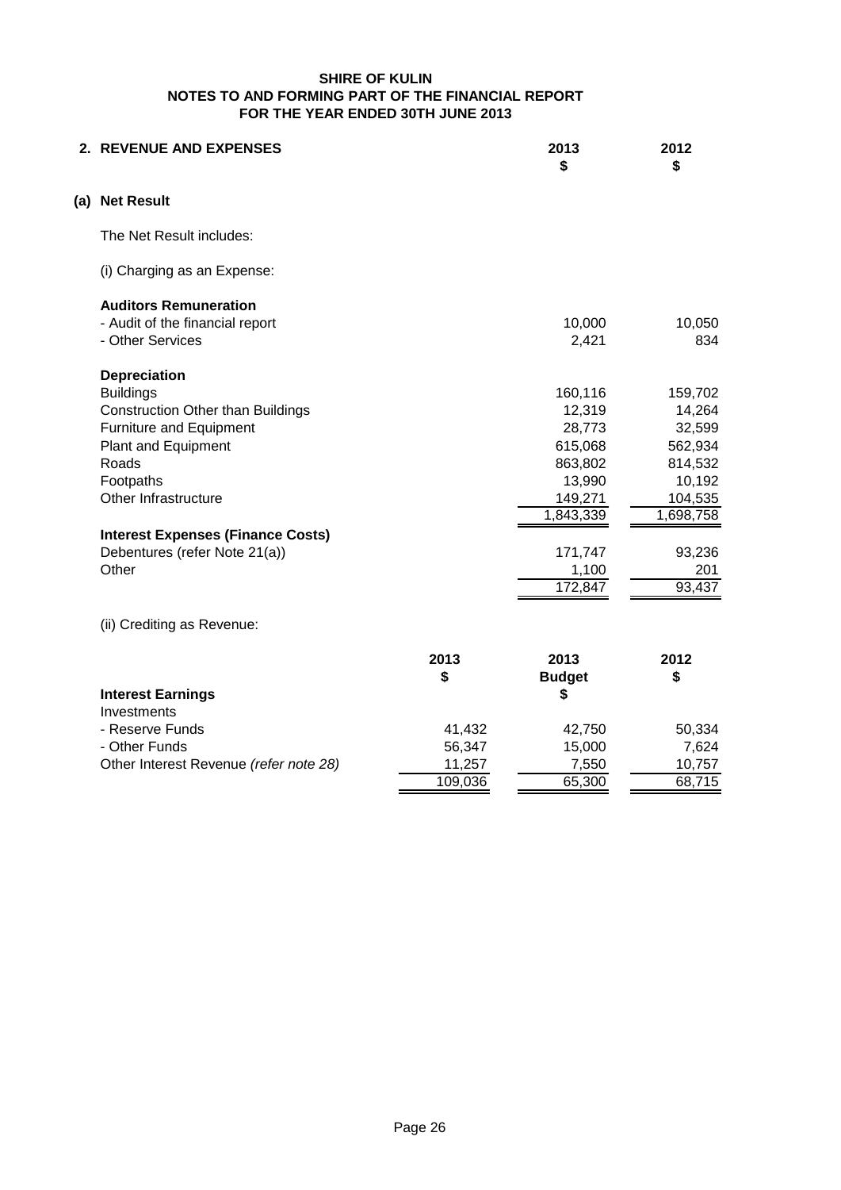# SHIRE OF KULIN
## NOTES TO AND FORMING PART OF THE FINANCIAL REPORT
## FOR THE YEAR ENDED 30TH JUNE 2013

## 2. REVENUE AND EXPENSES

### (a) Net Result

The Net Result includes:

(i) Charging as an Expense:

| | 2013 $ | 2012 $ |
|---|---|---|
| **Auditors Remuneration** | | |
| - Audit of the financial report | 10,000 | 10,050 |
| - Other Services | 2,421 | 834 |
| **Depreciation** | | |
| Buildings | 160,116 | 159,702 |
| Construction Other than Buildings | 12,319 | 14,264 |
| Furniture and Equipment | 28,773 | 32,599 |
| Plant and Equipment | 615,068 | 562,934 |
| Roads | 863,802 | 814,532 |
| Footpaths | 13,990 | 10,192 |
| Other Infrastructure | 149,271 | 104,535 |
| | 1,843,339 | 1,698,758 |
| **Interest Expenses (Finance Costs)** | | |
| Debentures (refer Note 21(a)) | 171,747 | 93,236 |
| Other | 1,100 | 201 |
| | 172,847 | 93,437 |

(ii) Crediting as Revenue:

| | 2013 $ | 2013 Budget $ | 2012 $ |
|---|---|---|---|
| **Interest Earnings** | | | |
| Investments | | | |
| - Reserve Funds | 41,432 | 42,750 | 50,334 |
| - Other Funds | 56,347 | 15,000 | 7,624 |
| Other Interest Revenue *(refer note 28)* | 11,257 | 7,550 | 10,757 |
| | 109,036 | 65,300 | 68,715 |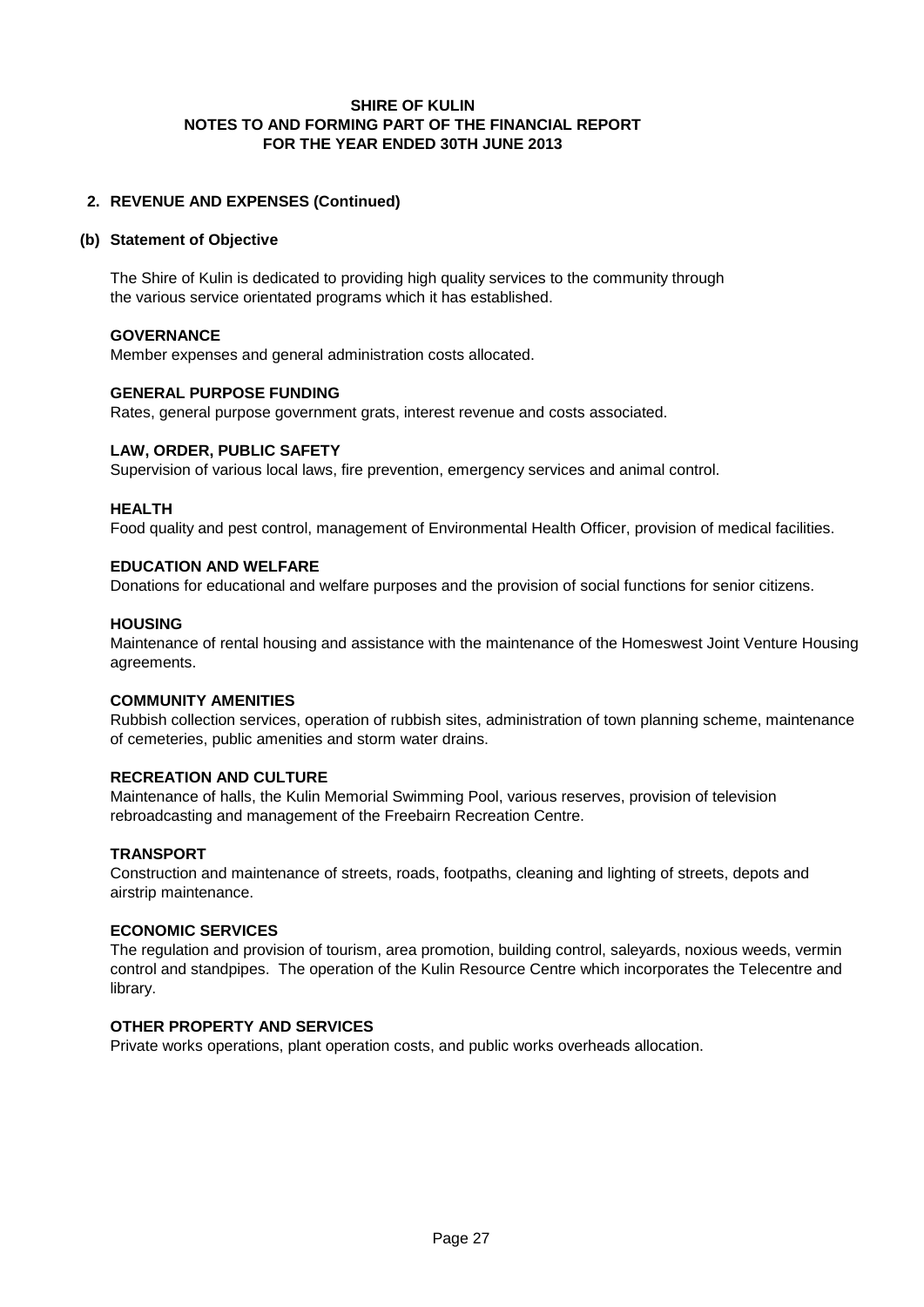**SHIRE OF KULIN**
**NOTES TO AND FORMING PART OF THE FINANCIAL REPORT**
**FOR THE YEAR ENDED 30TH JUNE 2013**

## 2. REVENUE AND EXPENSES (Continued)

### (b) Statement of Objective

The Shire of Kulin is dedicated to providing high quality services to the community through the various service orientated programs which it has established.

**GOVERNANCE**
Member expenses and general administration costs allocated.

**GENERAL PURPOSE FUNDING**
Rates, general purpose government grats, interest revenue and costs associated.

**LAW, ORDER, PUBLIC SAFETY**
Supervision of various local laws, fire prevention, emergency services and animal control.

**HEALTH**
Food quality and pest control, management of Environmental Health Officer, provision of medical facilities.

**EDUCATION AND WELFARE**
Donations for educational and welfare purposes and the provision of social functions for senior citizens.

**HOUSING**
Maintenance of rental housing and assistance with the maintenance of the Homeswest Joint Venture Housing agreements.

**COMMUNITY AMENITIES**
Rubbish collection services, operation of rubbish sites, administration of town planning scheme, maintenance of cemeteries, public amenities and storm water drains.

**RECREATION AND CULTURE**
Maintenance of halls, the Kulin Memorial Swimming Pool, various reserves, provision of television rebroadcasting and management of the Freebairn Recreation Centre.

**TRANSPORT**
Construction and maintenance of streets, roads, footpaths, cleaning and lighting of streets, depots and airstrip maintenance.

**ECONOMIC SERVICES**
The regulation and provision of tourism, area promotion, building control, saleyards, noxious weeds, vermin control and standpipes. The operation of the Kulin Resource Centre which incorporates the Telecentre and library.

**OTHER PROPERTY AND SERVICES**
Private works operations, plant operation costs, and public works overheads allocation.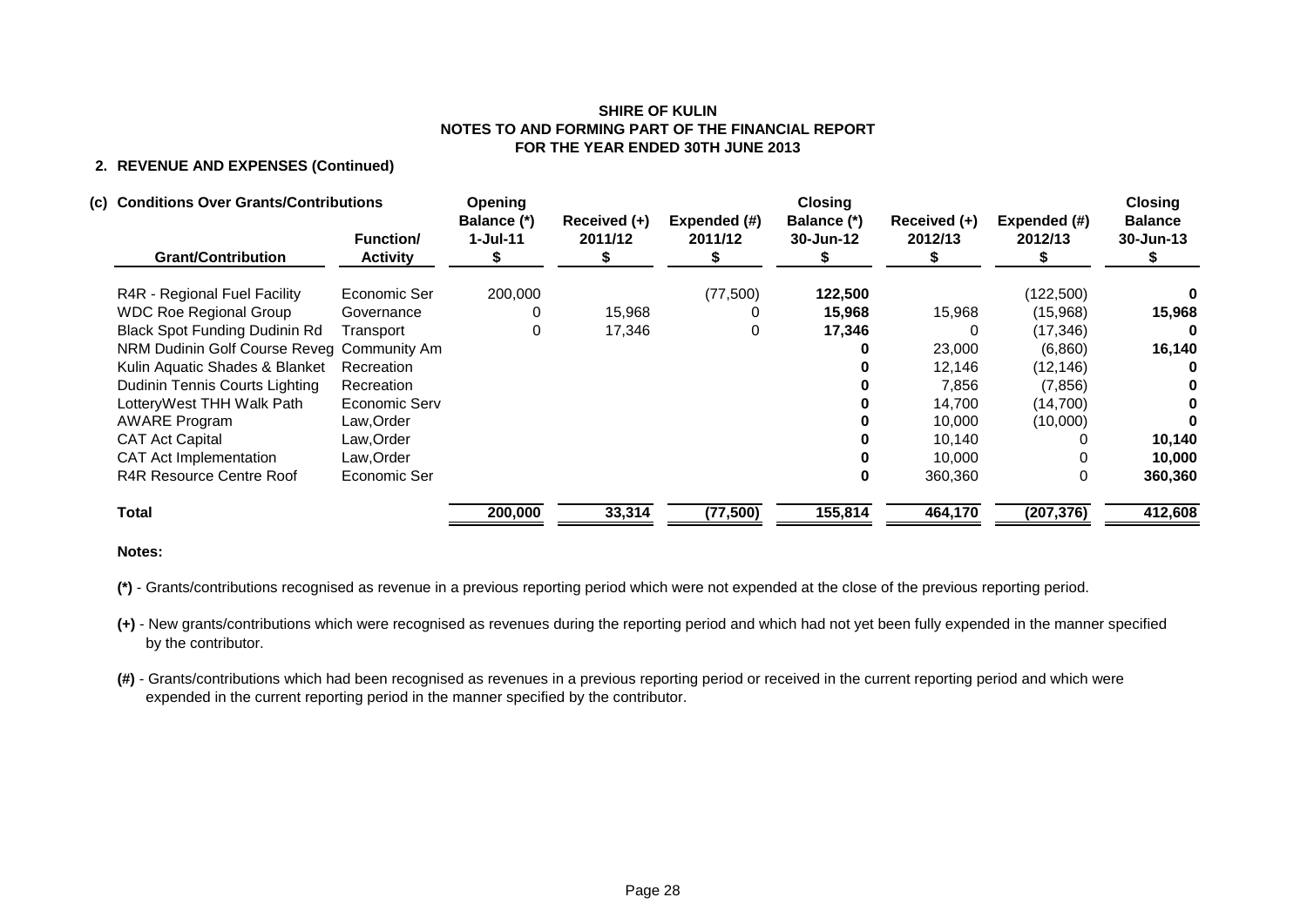**SHIRE OF KULIN**
**NOTES TO AND FORMING PART OF THE FINANCIAL REPORT**
**FOR THE YEAR ENDED 30TH JUNE 2013**

## 2. REVENUE AND EXPENSES (Continued)

### (c) Conditions Over Grants/Contributions

| Grant/Contribution | Function/ Activity | Opening Balance (*) 1-Jul-11 $ | Received (+) 2011/12 $ | Expended (#) 2011/12 $ | Closing Balance (*) 30-Jun-12 $ | Received (+) 2012/13 $ | Expended (#) 2012/13 $ | Closing Balance 30-Jun-13 $ |
|---|---|---|---|---|---|---|---|---|
| R4R - Regional Fuel Facility | Economic Ser | 200,000 | | (77,500) | **122,500** | | (122,500) | **0** |
| WDC Roe Regional Group | Governance | 0 | 15,968 | 0 | **15,968** | 15,968 | (15,968) | **15,968** |
| Black Spot Funding Dudinin Rd | Transport | 0 | 17,346 | 0 | **17,346** | 0 | (17,346) | **0** |
| NRM Dudinin Golf Course Reveg | Community Am | | | | **0** | 23,000 | (6,860) | **16,140** |
| Kulin Aquatic Shades & Blanket | Recreation | | | | **0** | 12,146 | (12,146) | **0** |
| Dudinin Tennis Courts Lighting | Recreation | | | | **0** | 7,856 | (7,856) | **0** |
| LotteryWest THH Walk Path | Economic Serv | | | | **0** | 14,700 | (14,700) | **0** |
| AWARE Program | Law,Order | | | | **0** | 10,000 | (10,000) | **0** |
| CAT Act Capital | Law,Order | | | | **0** | 10,140 | 0 | **10,140** |
| CAT Act Implementation | Law,Order | | | | **0** | 10,000 | 0 | **10,000** |
| R4R Resource Centre Roof | Economic Ser | | | | **0** | 360,360 | 0 | **360,360** |
| **Total** | | 200,000 | 33,314 | (77,500) | 155,814 | 464,170 | (207,376) | 412,608 |

**Notes:**

**(*)** - Grants/contributions recognised as revenue in a previous reporting period which were not expended at the close of the previous reporting period.

**(+)** - New grants/contributions which were recognised as revenues during the reporting period and which had not yet been fully expended in the manner specified by the contributor.

**(#)** - Grants/contributions which had been recognised as revenues in a previous reporting period or received in the current reporting period and which were expended in the current reporting period in the manner specified by the contributor.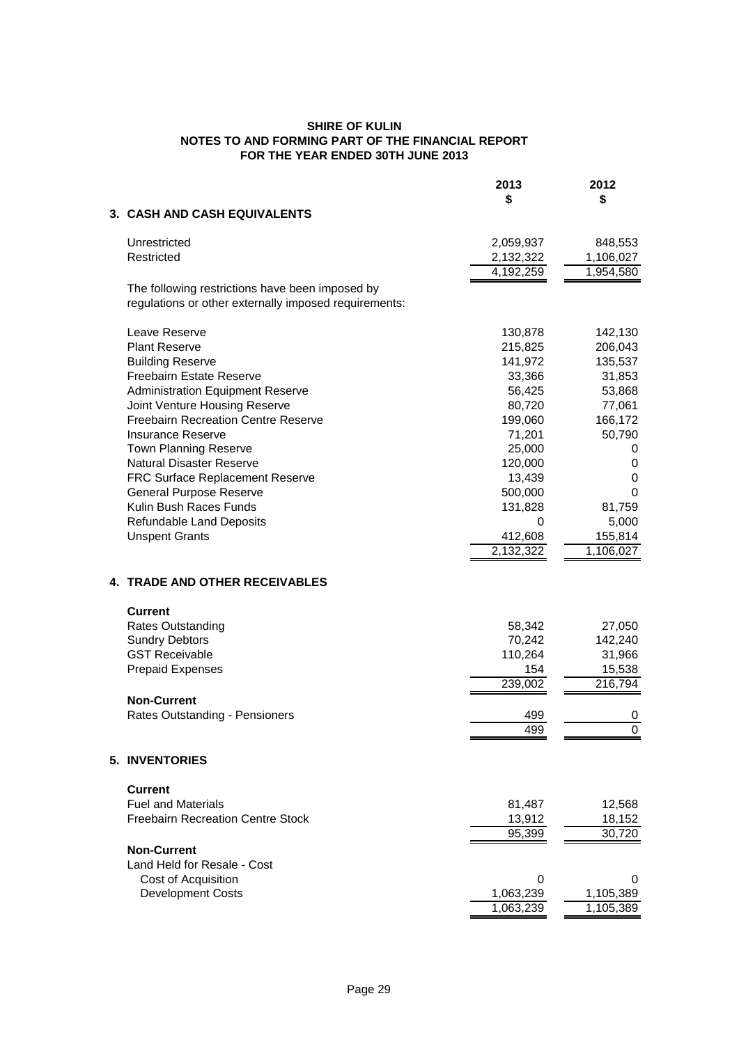**SHIRE OF KULIN**
**NOTES TO AND FORMING PART OF THE FINANCIAL REPORT**
**FOR THE YEAR ENDED 30TH JUNE 2013**

## 3. CASH AND CASH EQUIVALENTS

| | 2013 $ | 2012 $ |
|---|---|---|
| Unrestricted | 2,059,937 | 848,553 |
| Restricted | 2,132,322 | 1,106,027 |
| | 4,192,259 | 1,954,580 |

The following restrictions have been imposed by regulations or other externally imposed requirements:

| | 2013 $ | 2012 $ |
|---|---|---|
| Leave Reserve | 130,878 | 142,130 |
| Plant Reserve | 215,825 | 206,043 |
| Building Reserve | 141,972 | 135,537 |
| Freebairn Estate Reserve | 33,366 | 31,853 |
| Administration Equipment Reserve | 56,425 | 53,868 |
| Joint Venture Housing Reserve | 80,720 | 77,061 |
| Freebairn Recreation Centre Reserve | 199,060 | 166,172 |
| Insurance Reserve | 71,201 | 50,790 |
| Town Planning Reserve | 25,000 | 0 |
| Natural Disaster Reserve | 120,000 | 0 |
| FRC Surface Replacement Reserve | 13,439 | 0 |
| General Purpose Reserve | 500,000 | 0 |
| Kulin Bush Races Funds | 131,828 | 81,759 |
| Refundable Land Deposits | 0 | 5,000 |
| Unspent Grants | 412,608 | 155,814 |
| | 2,132,322 | 1,106,027 |

## 4. TRADE AND OTHER RECEIVABLES

| | 2013 $ | 2012 $ |
|---|---|---|
| **Current** | | |
| Rates Outstanding | 58,342 | 27,050 |
| Sundry Debtors | 70,242 | 142,240 |
| GST Receivable | 110,264 | 31,966 |
| Prepaid Expenses | 154 | 15,538 |
| | 239,002 | 216,794 |
| **Non-Current** | | |
| Rates Outstanding - Pensioners | 499 | 0 |
| | 499 | 0 |

## 5. INVENTORIES

| | 2013 $ | 2012 $ |
|---|---|---|
| **Current** | | |
| Fuel and Materials | 81,487 | 12,568 |
| Freebairn Recreation Centre Stock | 13,912 | 18,152 |
| | 95,399 | 30,720 |
| **Non-Current** | | |
| Land Held for Resale - Cost | | |
| Cost of Acquisition | 0 | 0 |
| Development Costs | 1,063,239 | 1,105,389 |
| | 1,063,239 | 1,105,389 |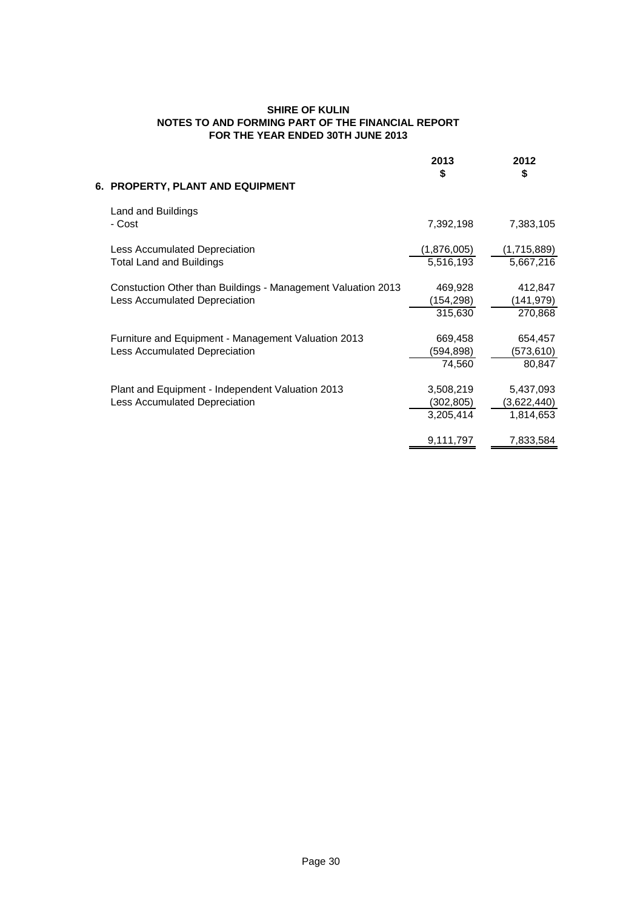**SHIRE OF KULIN**
**NOTES TO AND FORMING PART OF THE FINANCIAL REPORT**
**FOR THE YEAR ENDED 30TH JUNE 2013**

| | 2013 $ | 2012 $ |
|---|---|---|
| **6. PROPERTY, PLANT AND EQUIPMENT** | | |
| Land and Buildings | | |
| - Cost | 7,392,198 | 7,383,105 |
| Less Accumulated Depreciation | (1,876,005) | (1,715,889) |
| Total Land and Buildings | 5,516,193 | 5,667,216 |
| Constuction Other than Buildings - Management Valuation 2013 | 469,928 | 412,847 |
| Less Accumulated Depreciation | (154,298) | (141,979) |
| | 315,630 | 270,868 |
| Furniture and Equipment - Management Valuation 2013 | 669,458 | 654,457 |
| Less Accumulated Depreciation | (594,898) | (573,610) |
| | 74,560 | 80,847 |
| Plant and Equipment - Independent Valuation 2013 | 3,508,219 | 5,437,093 |
| Less Accumulated Depreciation | (302,805) | (3,622,440) |
| | 3,205,414 | 1,814,653 |
| | 9,111,797 | 7,833,584 |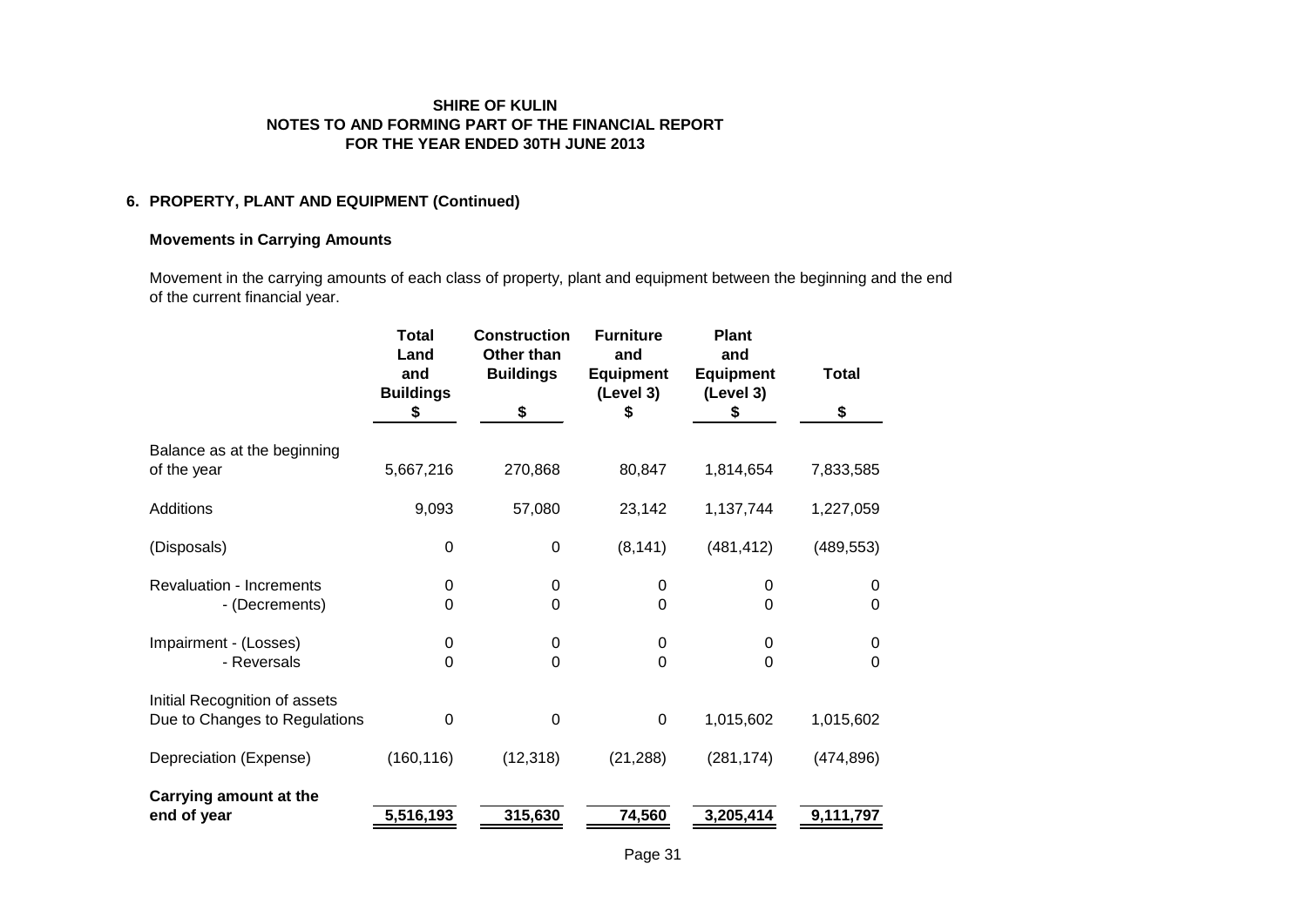**SHIRE OF KULIN**
**NOTES TO AND FORMING PART OF THE FINANCIAL REPORT**
**FOR THE YEAR ENDED 30TH JUNE 2013**

## 6. PROPERTY, PLANT AND EQUIPMENT (Continued)

### Movements in Carrying Amounts

Movement in the carrying amounts of each class of property, plant and equipment between the beginning and the end of the current financial year.

| | Total Land and Buildings $ | Construction Other than Buildings $ | Furniture and Equipment (Level 3) $ | Plant and Equipment (Level 3) $ | Total $ |
|---|---|---|---|---|---|
| Balance as at the beginning of the year | 5,667,216 | 270,868 | 80,847 | 1,814,654 | 7,833,585 |
| Additions | 9,093 | 57,080 | 23,142 | 1,137,744 | 1,227,059 |
| (Disposals) | 0 | 0 | (8,141) | (481,412) | (489,553) |
| Revaluation - Increments | 0 | 0 | 0 | 0 | 0 |
| - (Decrements) | 0 | 0 | 0 | 0 | 0 |
| Impairment - (Losses) | 0 | 0 | 0 | 0 | 0 |
| - Reversals | 0 | 0 | 0 | 0 | 0 |
| Initial Recognition of assets Due to Changes to Regulations | 0 | 0 | 0 | 1,015,602 | 1,015,602 |
| Depreciation (Expense) | (160,116) | (12,318) | (21,288) | (281,174) | (474,896) |
| **Carrying amount at the end of year** | **5,516,193** | **315,630** | **74,560** | **3,205,414** | **9,111,797** |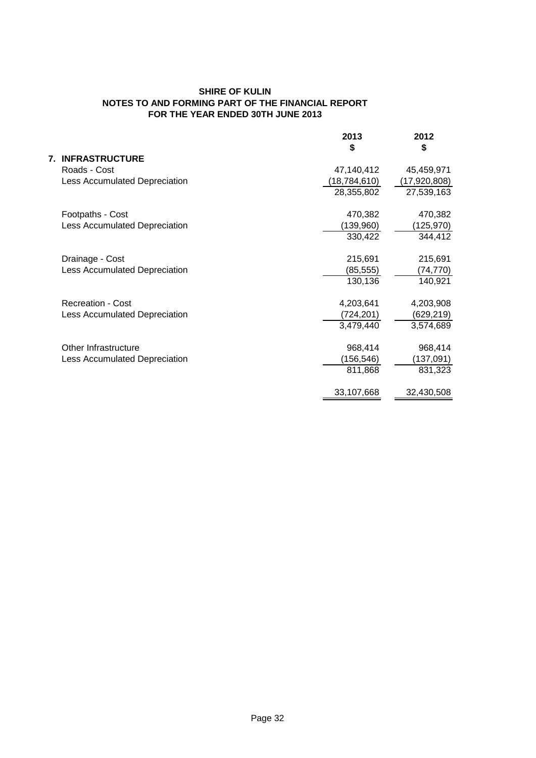**SHIRE OF KULIN**
**NOTES TO AND FORMING PART OF THE FINANCIAL REPORT**
**FOR THE YEAR ENDED 30TH JUNE 2013**

| | 2013 | 2012 |
|---|---|---|
| | $ | $ |
| **7. INFRASTRUCTURE** | | |
| Roads - Cost | 47,140,412 | 45,459,971 |
| Less Accumulated Depreciation | (18,784,610) | (17,920,808) |
| | 28,355,802 | 27,539,163 |
| | | |
| Footpaths - Cost | 470,382 | 470,382 |
| Less Accumulated Depreciation | (139,960) | (125,970) |
| | 330,422 | 344,412 |
| | | |
| Drainage - Cost | 215,691 | 215,691 |
| Less Accumulated Depreciation | (85,555) | (74,770) |
| | 130,136 | 140,921 |
| | | |
| Recreation - Cost | 4,203,641 | 4,203,908 |
| Less Accumulated Depreciation | (724,201) | (629,219) |
| | 3,479,440 | 3,574,689 |
| | | |
| Other Infrastructure | 968,414 | 968,414 |
| Less Accumulated Depreciation | (156,546) | (137,091) |
| | 811,868 | 831,323 |
| | | |
| | 33,107,668 | 32,430,508 |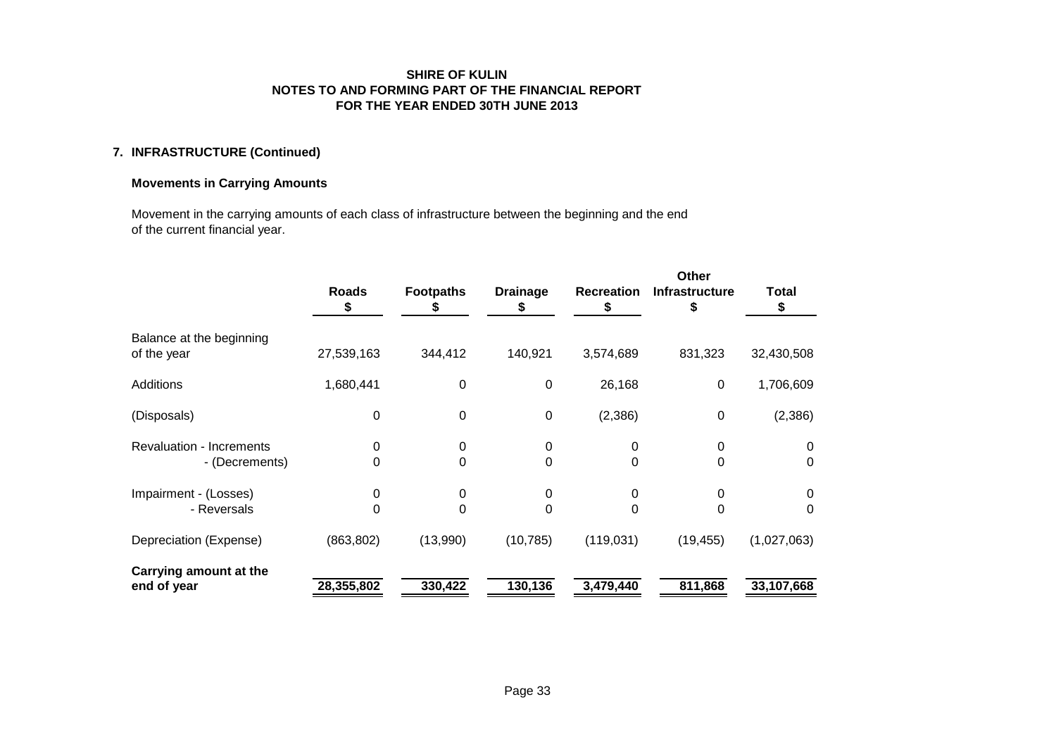**SHIRE OF KULIN**
**NOTES TO AND FORMING PART OF THE FINANCIAL REPORT**
**FOR THE YEAR ENDED 30TH JUNE 2013**

## 7. INFRASTRUCTURE (Continued)

### Movements in Carrying Amounts

Movement in the carrying amounts of each class of infrastructure between the beginning and the end of the current financial year.

| | Roads $ | Footpaths $ | Drainage $ | Recreation $ | Other Infrastructure $ | Total $ |
|---|---|---|---|---|---|---|
| Balance at the beginning of the year | 27,539,163 | 344,412 | 140,921 | 3,574,689 | 831,323 | 32,430,508 |
| Additions | 1,680,441 | 0 | 0 | 26,168 | 0 | 1,706,609 |
| (Disposals) | 0 | 0 | 0 | (2,386) | 0 | (2,386) |
| Revaluation - Increments | 0 | 0 | 0 | 0 | 0 | 0 |
| - (Decrements) | 0 | 0 | 0 | 0 | 0 | 0 |
| Impairment - (Losses) | 0 | 0 | 0 | 0 | 0 | 0 |
| - Reversals | 0 | 0 | 0 | 0 | 0 | 0 |
| Depreciation (Expense) | (863,802) | (13,990) | (10,785) | (119,031) | (19,455) | (1,027,063) |
| **Carrying amount at the end of year** | **28,355,802** | **330,422** | **130,136** | **3,479,440** | **811,868** | **33,107,668** |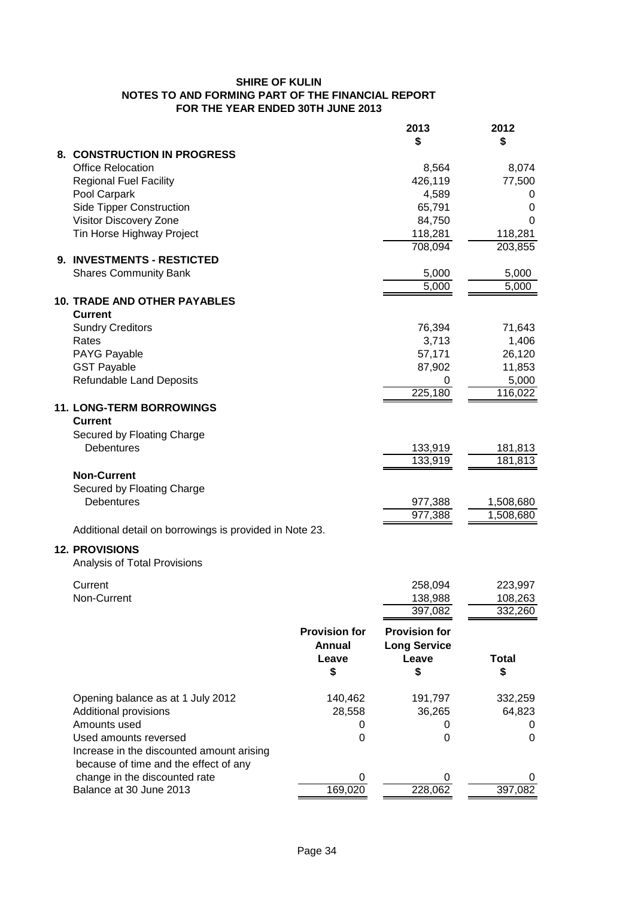**SHIRE OF KULIN**
**NOTES TO AND FORMING PART OF THE FINANCIAL REPORT**
**FOR THE YEAR ENDED 30TH JUNE 2013**

| | 2013 $ | 2012 $ |
|---|---|---|
| **8. CONSTRUCTION IN PROGRESS** | | |
| Office Relocation | 8,564 | 8,074 |
| Regional Fuel Facility | 426,119 | 77,500 |
| Pool Carpark | 4,589 | 0 |
| Side Tipper Construction | 65,791 | 0 |
| Visitor Discovery Zone | 84,750 | 0 |
| Tin Horse Highway Project | 118,281 | 118,281 |
| | 708,094 | 203,855 |
| **9. INVESTMENTS - RESTICTED** | | |
| Shares Community Bank | 5,000 | 5,000 |
| | 5,000 | 5,000 |
| **10. TRADE AND OTHER PAYABLES** | | |
| **Current** | | |
| Sundry Creditors | 76,394 | 71,643 |
| Rates | 3,713 | 1,406 |
| PAYG Payable | 57,171 | 26,120 |
| GST Payable | 87,902 | 11,853 |
| Refundable Land Deposits | 0 | 5,000 |
| | 225,180 | 116,022 |
| **11. LONG-TERM BORROWINGS** | | |
| **Current** | | |
| Secured by Floating Charge | | |
| Debentures | 133,919 | 181,813 |
| | 133,919 | 181,813 |
| **Non-Current** | | |
| Secured by Floating Charge | | |
| Debentures | 977,388 | 1,508,680 |
| | 977,388 | 1,508,680 |

Additional detail on borrowings is provided in Note 23.

**12. PROVISIONS**

Analysis of Total Provisions

| | 2013 $ | 2012 $ |
|---|---|---|
| Current | 258,094 | 223,997 |
| Non-Current | 138,988 | 108,263 |
| | 397,082 | 332,260 |

| | Provision for Annual Leave $ | Provision for Long Service Leave $ | Total $ |
|---|---|---|---|
| Opening balance as at 1 July 2012 | 140,462 | 191,797 | 332,259 |
| Additional provisions | 28,558 | 36,265 | 64,823 |
| Amounts used | 0 | 0 | 0 |
| Used amounts reversed | 0 | 0 | 0 |
| Increase in the discounted amount arising because of time and the effect of any change in the discounted rate | 0 | 0 | 0 |
| Balance at 30 June 2013 | 169,020 | 228,062 | 397,082 |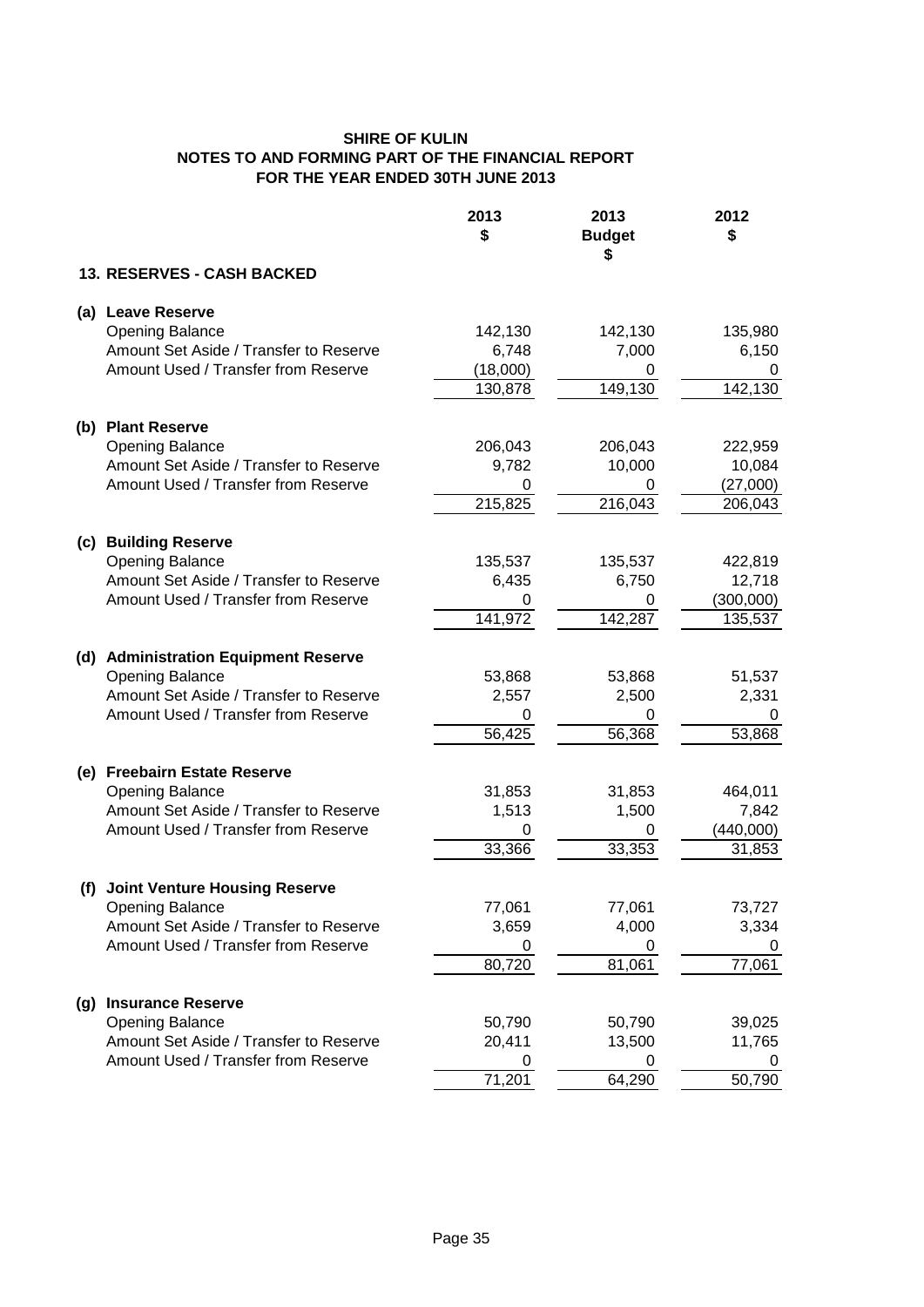**SHIRE OF KULIN**
**NOTES TO AND FORMING PART OF THE FINANCIAL REPORT**
**FOR THE YEAR ENDED 30TH JUNE 2013**

| | 2013 $ | 2013 Budget $ | 2012 $ |
|---|---|---|---|
| **13. RESERVES - CASH BACKED** | | | |
| **(a) Leave Reserve** | | | |
| Opening Balance | 142,130 | 142,130 | 135,980 |
| Amount Set Aside / Transfer to Reserve | 6,748 | 7,000 | 6,150 |
| Amount Used / Transfer from Reserve | (18,000) | 0 | 0 |
| | 130,878 | 149,130 | 142,130 |
| **(b) Plant Reserve** | | | |
| Opening Balance | 206,043 | 206,043 | 222,959 |
| Amount Set Aside / Transfer to Reserve | 9,782 | 10,000 | 10,084 |
| Amount Used / Transfer from Reserve | 0 | 0 | (27,000) |
| | 215,825 | 216,043 | 206,043 |
| **(c) Building Reserve** | | | |
| Opening Balance | 135,537 | 135,537 | 422,819 |
| Amount Set Aside / Transfer to Reserve | 6,435 | 6,750 | 12,718 |
| Amount Used / Transfer from Reserve | 0 | 0 | (300,000) |
| | 141,972 | 142,287 | 135,537 |
| **(d) Administration Equipment Reserve** | | | |
| Opening Balance | 53,868 | 53,868 | 51,537 |
| Amount Set Aside / Transfer to Reserve | 2,557 | 2,500 | 2,331 |
| Amount Used / Transfer from Reserve | 0 | 0 | 0 |
| | 56,425 | 56,368 | 53,868 |
| **(e) Freebairn Estate Reserve** | | | |
| Opening Balance | 31,853 | 31,853 | 464,011 |
| Amount Set Aside / Transfer to Reserve | 1,513 | 1,500 | 7,842 |
| Amount Used / Transfer from Reserve | 0 | 0 | (440,000) |
| | 33,366 | 33,353 | 31,853 |
| **(f) Joint Venture Housing Reserve** | | | |
| Opening Balance | 77,061 | 77,061 | 73,727 |
| Amount Set Aside / Transfer to Reserve | 3,659 | 4,000 | 3,334 |
| Amount Used / Transfer from Reserve | 0 | 0 | 0 |
| | 80,720 | 81,061 | 77,061 |
| **(g) Insurance Reserve** | | | |
| Opening Balance | 50,790 | 50,790 | 39,025 |
| Amount Set Aside / Transfer to Reserve | 20,411 | 13,500 | 11,765 |
| Amount Used / Transfer from Reserve | 0 | 0 | 0 |
| | 71,201 | 64,290 | 50,790 |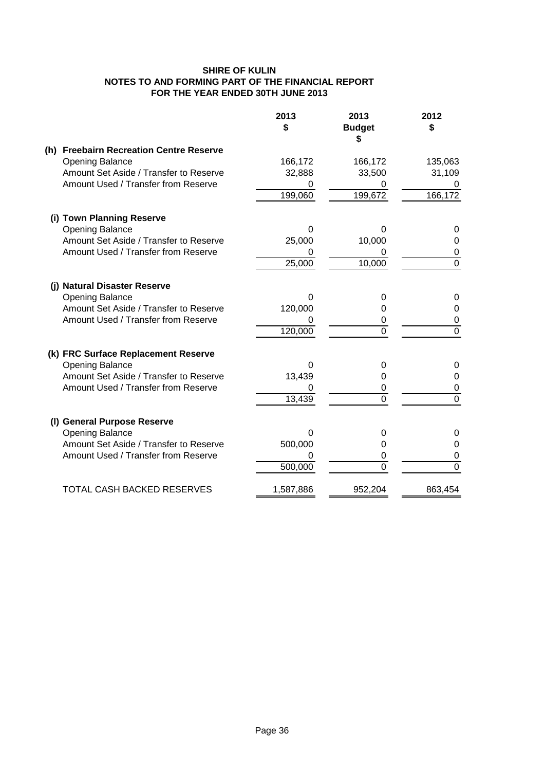**SHIRE OF KULIN**
**NOTES TO AND FORMING PART OF THE FINANCIAL REPORT**
**FOR THE YEAR ENDED 30TH JUNE 2013**

| | 2013 $ | 2013 Budget $ | 2012 $ |
|---|---|---|---|
| **(h) Freebairn Recreation Centre Reserve** | | | |
| Opening Balance | 166,172 | 166,172 | 135,063 |
| Amount Set Aside / Transfer to Reserve | 32,888 | 33,500 | 31,109 |
| Amount Used / Transfer from Reserve | 0 | 0 | 0 |
| | 199,060 | 199,672 | 166,172 |
| **(i) Town Planning Reserve** | | | |
| Opening Balance | 0 | 0 | 0 |
| Amount Set Aside / Transfer to Reserve | 25,000 | 10,000 | 0 |
| Amount Used / Transfer from Reserve | 0 | 0 | 0 |
| | 25,000 | 10,000 | 0 |
| **(j) Natural Disaster Reserve** | | | |
| Opening Balance | 0 | 0 | 0 |
| Amount Set Aside / Transfer to Reserve | 120,000 | 0 | 0 |
| Amount Used / Transfer from Reserve | 0 | 0 | 0 |
| | 120,000 | 0 | 0 |
| **(k) FRC Surface Replacement Reserve** | | | |
| Opening Balance | 0 | 0 | 0 |
| Amount Set Aside / Transfer to Reserve | 13,439 | 0 | 0 |
| Amount Used / Transfer from Reserve | 0 | 0 | 0 |
| | 13,439 | 0 | 0 |
| **(l) General Purpose Reserve** | | | |
| Opening Balance | 0 | 0 | 0 |
| Amount Set Aside / Transfer to Reserve | 500,000 | 0 | 0 |
| Amount Used / Transfer from Reserve | 0 | 0 | 0 |
| | 500,000 | 0 | 0 |
| TOTAL CASH BACKED RESERVES | 1,587,886 | 952,204 | 863,454 |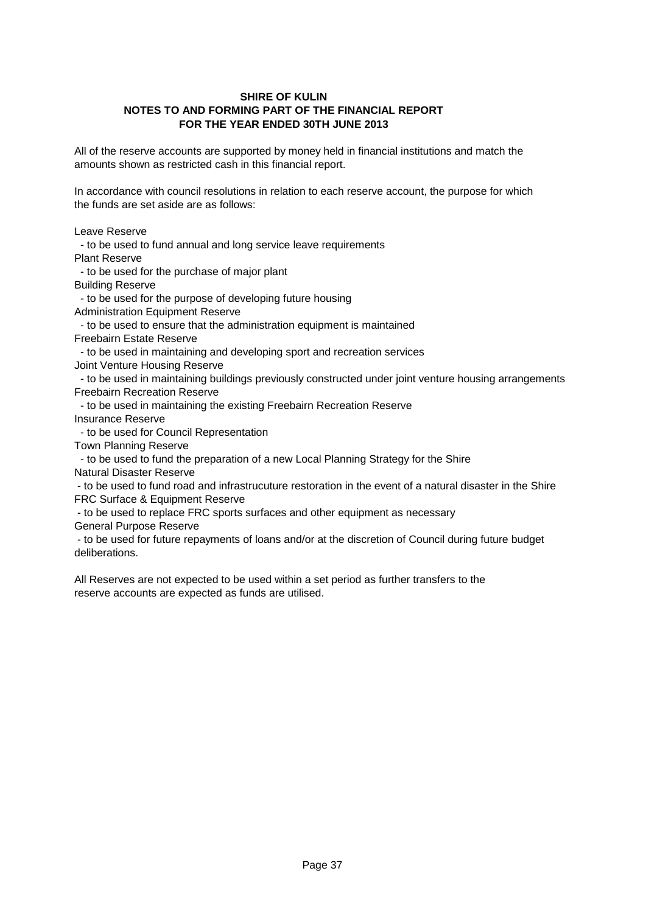**SHIRE OF KULIN**
**NOTES TO AND FORMING PART OF THE FINANCIAL REPORT**
**FOR THE YEAR ENDED 30TH JUNE 2013**

All of the reserve accounts are supported by money held in financial institutions and match the amounts shown as restricted cash in this financial report.

In accordance with council resolutions in relation to each reserve account, the purpose for which the funds are set aside are as follows:

Leave Reserve
- to be used to fund annual and long service leave requirements

Plant Reserve
- to be used for the purchase of major plant

Building Reserve
- to be used for the purpose of developing future housing

Administration Equipment Reserve
- to be used to ensure that the administration equipment is maintained

Freebairn Estate Reserve
- to be used in maintaining and developing sport and recreation services

Joint Venture Housing Reserve
- to be used in maintaining buildings previously constructed under joint venture housing arrangements

Freebairn Recreation Reserve
- to be used in maintaining the existing Freebairn Recreation Reserve

Insurance Reserve
- to be used for Council Representation

Town Planning Reserve
- to be used to fund the preparation of a new Local Planning Strategy for the Shire

Natural Disaster Reserve
- to be used to fund road and infrastrucuture restoration in the event of a natural disaster in the Shire

FRC Surface & Equipment Reserve
- to be used to replace FRC sports surfaces and other equipment as necessary

General Purpose Reserve
- to be used for future repayments of loans and/or at the discretion of Council during future budget deliberations.

All Reserves are not expected to be used within a set period as further transfers to the reserve accounts are expected as funds are utilised.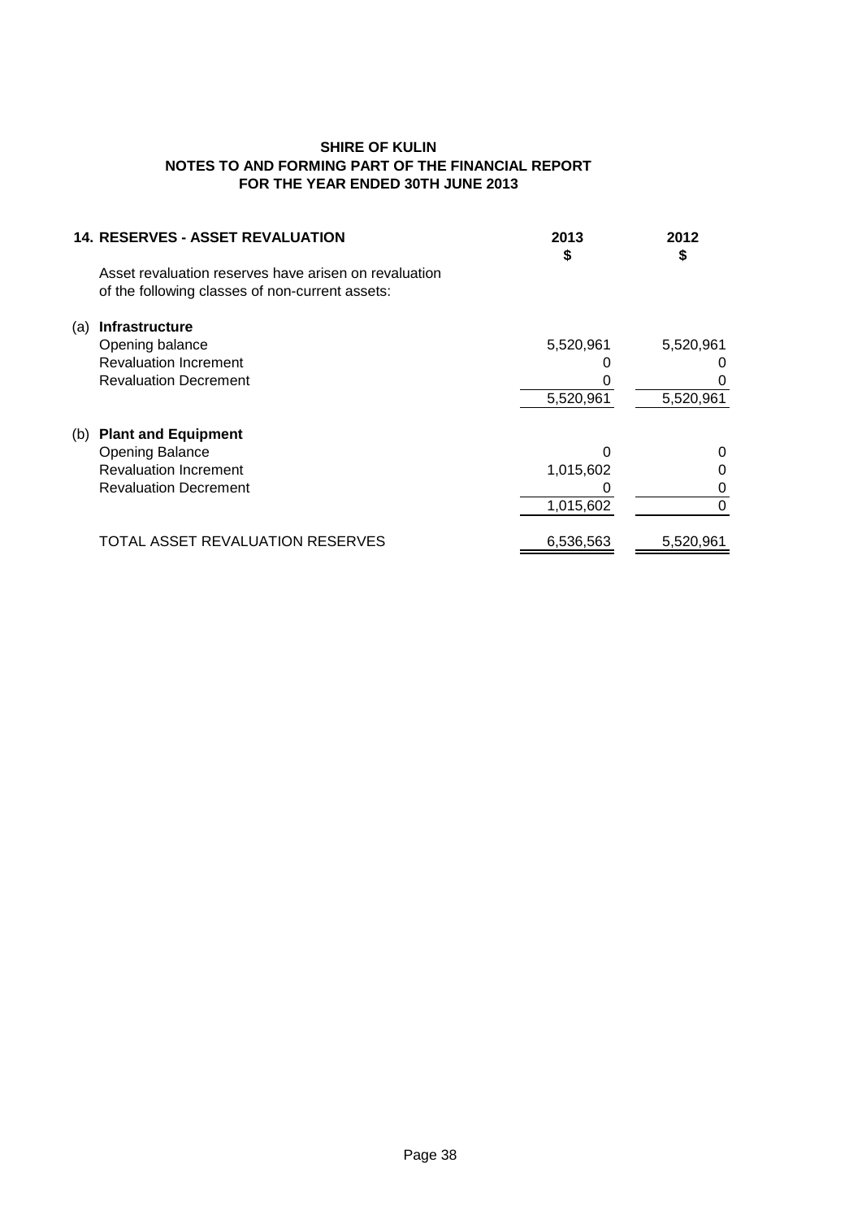**SHIRE OF KULIN**
**NOTES TO AND FORMING PART OF THE FINANCIAL REPORT**
**FOR THE YEAR ENDED 30TH JUNE 2013**

## 14. RESERVES - ASSET REVALUATION

Asset revaluation reserves have arisen on revaluation of the following classes of non-current assets:

| | 2013 $ | 2012 $ |
|---|---|---|
| **(a) Infrastructure** | | |
| Opening balance | 5,520,961 | 5,520,961 |
| Revaluation Increment | 0 | 0 |
| Revaluation Decrement | 0 | 0 |
| | 5,520,961 | 5,520,961 |
| **(b) Plant and Equipment** | | |
| Opening Balance | 0 | 0 |
| Revaluation Increment | 1,015,602 | 0 |
| Revaluation Decrement | 0 | 0 |
| | 1,015,602 | 0 |
| TOTAL ASSET REVALUATION RESERVES | 6,536,563 | 5,520,961 |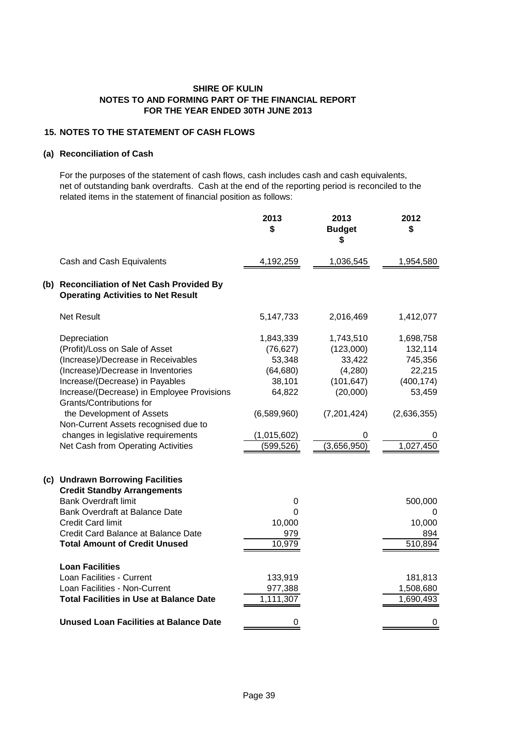**SHIRE OF KULIN**
**NOTES TO AND FORMING PART OF THE FINANCIAL REPORT**
**FOR THE YEAR ENDED 30TH JUNE 2013**

## 15. NOTES TO THE STATEMENT OF CASH FLOWS

### (a) Reconciliation of Cash

For the purposes of the statement of cash flows, cash includes cash and cash equivalents, net of outstanding bank overdrafts. Cash at the end of the reporting period is reconciled to the related items in the statement of financial position as follows:

| | 2013 $ | 2013 Budget $ | 2012 $ |
|---|---|---|---|
| Cash and Cash Equivalents | 4,192,259 | 1,036,545 | 1,954,580 |

### (b) Reconciliation of Net Cash Provided By Operating Activities to Net Result

| | 2013 $ | 2013 Budget $ | 2012 $ |
|---|---|---|---|
| Net Result | 5,147,733 | 2,016,469 | 1,412,077 |
| Depreciation | 1,843,339 | 1,743,510 | 1,698,758 |
| (Profit)/Loss on Sale of Asset | (76,627) | (123,000) | 132,114 |
| (Increase)/Decrease in Receivables | 53,348 | 33,422 | 745,356 |
| (Increase)/Decrease in Inventories | (64,680) | (4,280) | 22,215 |
| Increase/(Decrease) in Payables | 38,101 | (101,647) | (400,174) |
| Increase/(Decrease) in Employee Provisions | 64,822 | (20,000) | 53,459 |
| Grants/Contributions for the Development of Assets | (6,589,960) | (7,201,424) | (2,636,355) |
| Non-Current Assets recognised due to changes in legislative requirements | (1,015,602) | 0 | 0 |
| Net Cash from Operating Activities | (599,526) | (3,656,950) | 1,027,450 |

### (c) Undrawn Borrowing Facilities

| | 2013 $ | 2012 $ |
|---|---|---|
| **Credit Standby Arrangements** | | |
| Bank Overdraft limit | 0 | 500,000 |
| Bank Overdraft at Balance Date | 0 | 0 |
| Credit Card limit | 10,000 | 10,000 |
| Credit Card Balance at Balance Date | 979 | 894 |
| **Total Amount of Credit Unused** | 10,979 | 510,894 |
| **Loan Facilities** | | |
| Loan Facilities - Current | 133,919 | 181,813 |
| Loan Facilities - Non-Current | 977,388 | 1,508,680 |
| **Total Facilities in Use at Balance Date** | 1,111,307 | 1,690,493 |
| **Unused Loan Facilities at Balance Date** | 0 | 0 |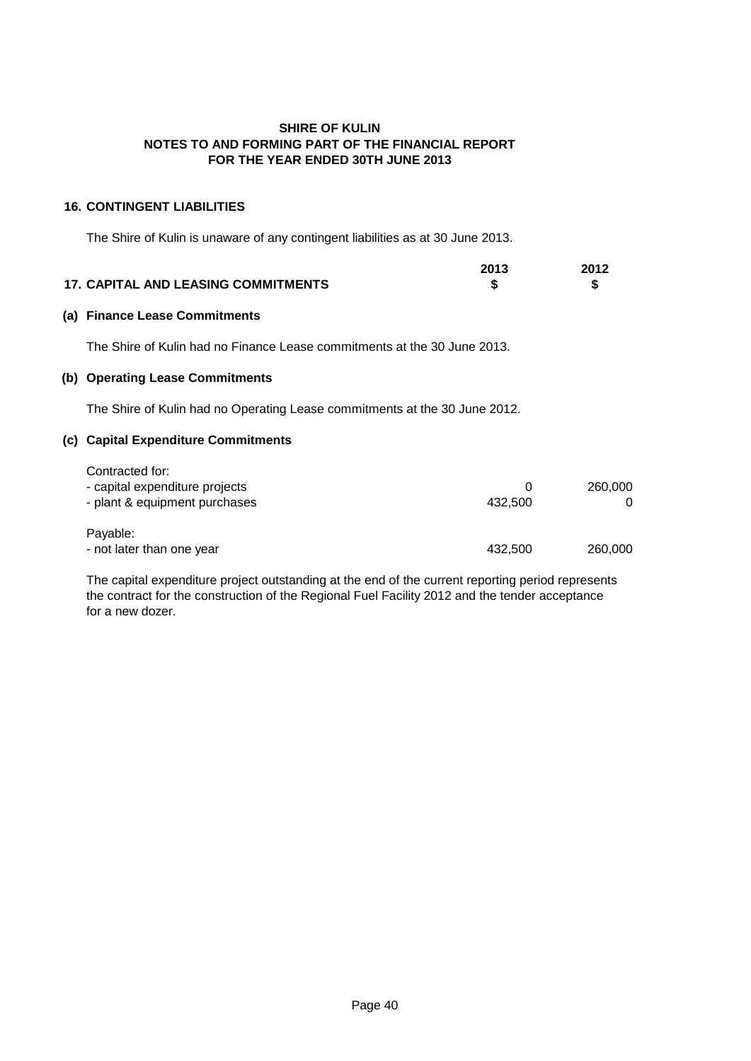**SHIRE OF KULIN**
**NOTES TO AND FORMING PART OF THE FINANCIAL REPORT**
**FOR THE YEAR ENDED 30TH JUNE 2013**

## 16. CONTINGENT LIABILITIES

The Shire of Kulin is unaware of any contingent liabilities as at 30 June 2013.

## 17. CAPITAL AND LEASING COMMITMENTS

| | 2013 | 2012 |
|---|---|---|
| | $ | $ |

### (a) Finance Lease Commitments

The Shire of Kulin had no Finance Lease commitments at the 30 June 2013.

### (b) Operating Lease Commitments

The Shire of Kulin had no Operating Lease commitments at the 30 June 2012.

### (c) Capital Expenditure Commitments

| | 2013 $ | 2012 $ |
|---|---|---|
| Contracted for: | | |
| - capital expenditure projects | 0 | 260,000 |
| - plant & equipment purchases | 432,500 | 0 |
| | | |
| Payable: | | |
| - not later than one year | 432,500 | 260,000 |

The capital expenditure project outstanding at the end of the current reporting period represents the contract for the construction of the Regional Fuel Facility 2012 and the tender acceptance for a new dozer.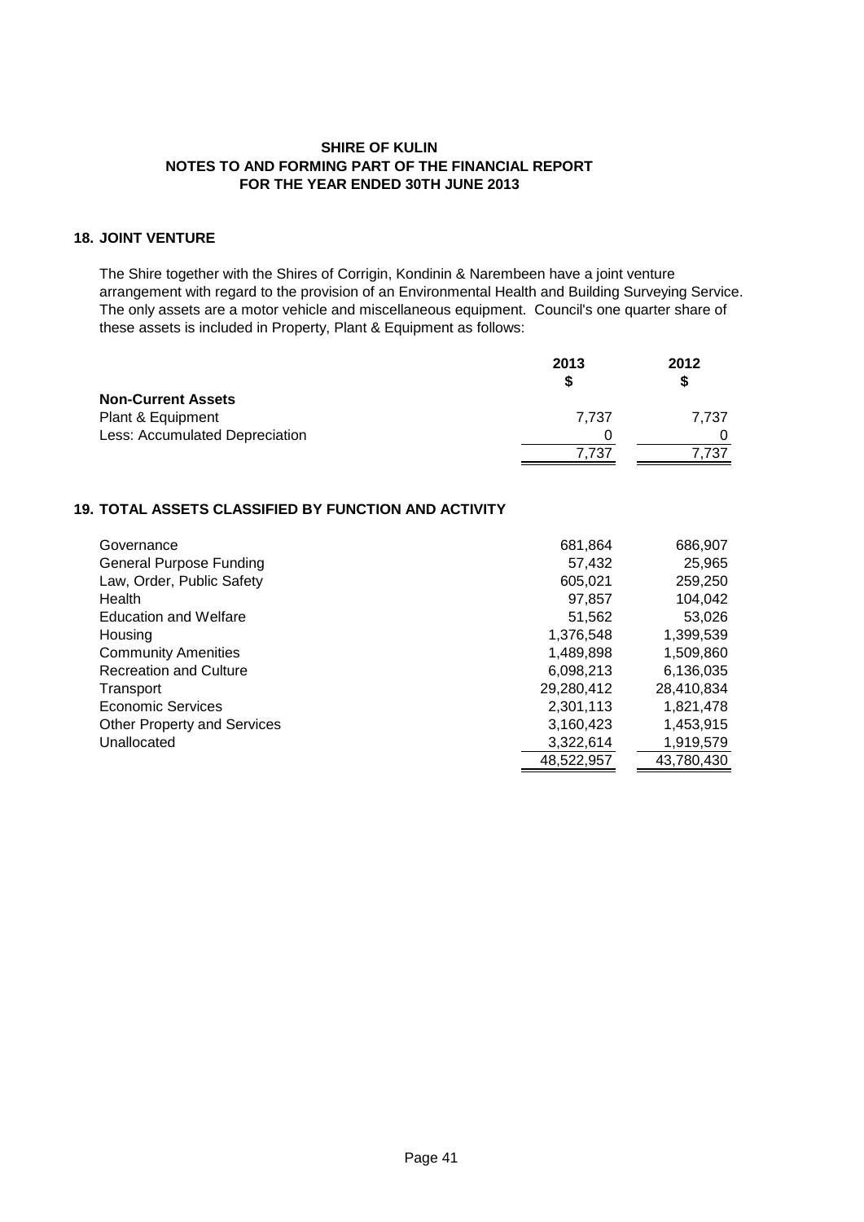**SHIRE OF KULIN**
**NOTES TO AND FORMING PART OF THE FINANCIAL REPORT**
**FOR THE YEAR ENDED 30TH JUNE 2013**

## 18. JOINT VENTURE

The Shire together with the Shires of Corrigin, Kondinin & Narembeen have a joint venture arrangement with regard to the provision of an Environmental Health and Building Surveying Service. The only assets are a motor vehicle and miscellaneous equipment. Council's one quarter share of these assets is included in Property, Plant & Equipment as follows:

| | 2013<br>$ | 2012<br>$ |
|---|---|---|
| **Non-Current Assets** | | |
| Plant & Equipment | 7,737 | 7,737 |
| Less: Accumulated Depreciation | 0 | 0 |
| | 7,737 | 7,737 |

## 19. TOTAL ASSETS CLASSIFIED BY FUNCTION AND ACTIVITY

| | 2013 | 2012 |
|---|---|---|
| Governance | 681,864 | 686,907 |
| General Purpose Funding | 57,432 | 25,965 |
| Law, Order, Public Safety | 605,021 | 259,250 |
| Health | 97,857 | 104,042 |
| Education and Welfare | 51,562 | 53,026 |
| Housing | 1,376,548 | 1,399,539 |
| Community Amenities | 1,489,898 | 1,509,860 |
| Recreation and Culture | 6,098,213 | 6,136,035 |
| Transport | 29,280,412 | 28,410,834 |
| Economic Services | 2,301,113 | 1,821,478 |
| Other Property and Services | 3,160,423 | 1,453,915 |
| Unallocated | 3,322,614 | 1,919,579 |
| | 48,522,957 | 43,780,430 |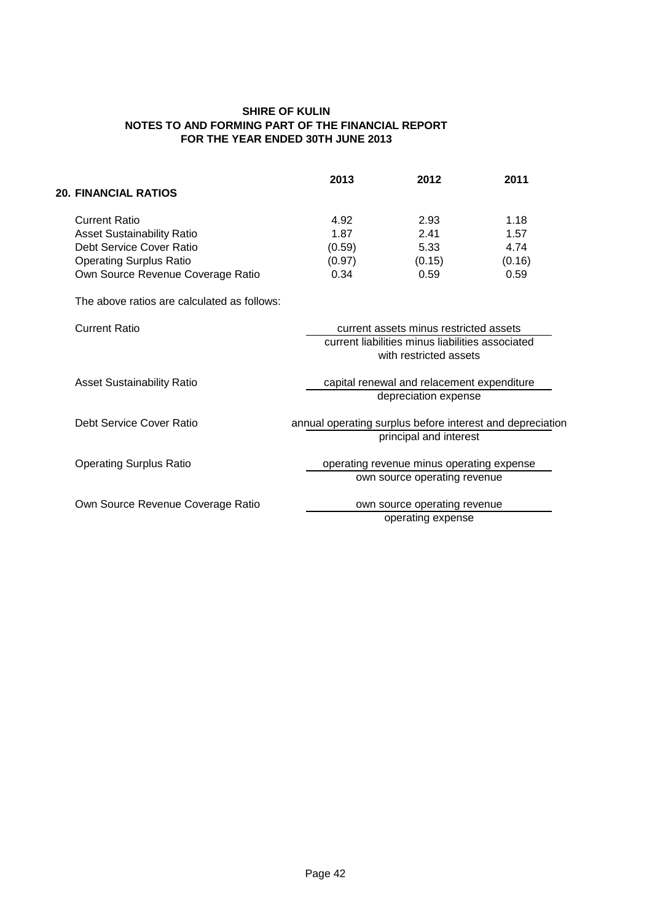**SHIRE OF KULIN**
**NOTES TO AND FORMING PART OF THE FINANCIAL REPORT**
**FOR THE YEAR ENDED 30TH JUNE 2013**

## 20. FINANCIAL RATIOS

| | 2013 | 2012 | 2011 |
|---|---|---|---|
| Current Ratio | 4.92 | 2.93 | 1.18 |
| Asset Sustainability Ratio | 1.87 | 2.41 | 1.57 |
| Debt Service Cover Ratio | (0.59) | 5.33 | 4.74 |
| Operating Surplus Ratio | (0.97) | (0.15) | (0.16) |
| Own Source Revenue Coverage Ratio | 0.34 | 0.59 | 0.59 |

The above ratios are calculated as follows:

Current Ratio

$$\frac{\text{current assets minus restricted assets}}{\text{current liabilities minus liabilities associated with restricted assets}}$$

Asset Sustainability Ratio

$$\frac{\text{capital renewal and relacement expenditure}}{\text{depreciation expense}}$$

Debt Service Cover Ratio

$$\frac{\text{annual operating surplus before interest and depreciation}}{\text{principal and interest}}$$

Operating Surplus Ratio

$$\frac{\text{operating revenue minus operating expense}}{\text{own source operating revenue}}$$

Own Source Revenue Coverage Ratio

$$\frac{\text{own source operating revenue}}{\text{operating expense}}$$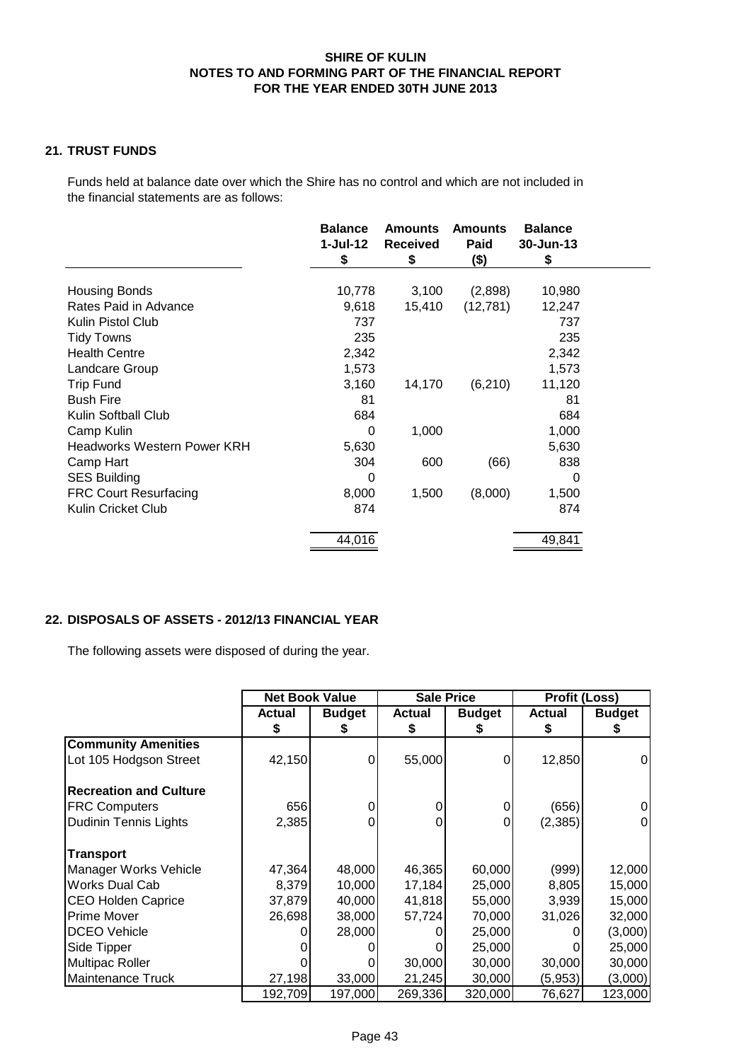**SHIRE OF KULIN**
**NOTES TO AND FORMING PART OF THE FINANCIAL REPORT**
**FOR THE YEAR ENDED 30TH JUNE 2013**

## 21. TRUST FUNDS

Funds held at balance date over which the Shire has no control and which are not included in the financial statements are as follows:

| | Balance 1-Jul-12 $ | Amounts Received $ | Amounts Paid ($) | Balance 30-Jun-13 $ |
|---|---|---|---|---|
| Housing Bonds | 10,778 | 3,100 | (2,898) | 10,980 |
| Rates Paid in Advance | 9,618 | 15,410 | (12,781) | 12,247 |
| Kulin Pistol Club | 737 | | | 737 |
| Tidy Towns | 235 | | | 235 |
| Health Centre | 2,342 | | | 2,342 |
| Landcare Group | 1,573 | | | 1,573 |
| Trip Fund | 3,160 | 14,170 | (6,210) | 11,120 |
| Bush Fire | 81 | | | 81 |
| Kulin Softball Club | 684 | | | 684 |
| Camp Kulin | 0 | 1,000 | | 1,000 |
| Headworks Western Power KRH | 5,630 | | | 5,630 |
| Camp Hart | 304 | 600 | (66) | 838 |
| SES Building | 0 | | | 0 |
| FRC Court Resurfacing | 8,000 | 1,500 | (8,000) | 1,500 |
| Kulin Cricket Club | 874 | | | 874 |
| | 44,016 | | | 49,841 |

## 22. DISPOSALS OF ASSETS - 2012/13 FINANCIAL YEAR

The following assets were disposed of during the year.

| | Net Book Value | | Sale Price | | Profit (Loss) | |
|---|---|---|---|---|---|---|
| | Actual $ | Budget $ | Actual $ | Budget $ | Actual $ | Budget $ |
| **Community Amenities** | | | | | | |
| Lot 105 Hodgson Street | 42,150 | 0 | 55,000 | 0 | 12,850 | 0 |
| **Recreation and Culture** | | | | | | |
| FRC Computers | 656 | 0 | 0 | 0 | (656) | 0 |
| Dudinin Tennis Lights | 2,385 | 0 | 0 | 0 | (2,385) | 0 |
| **Transport** | | | | | | |
| Manager Works Vehicle | 47,364 | 48,000 | 46,365 | 60,000 | (999) | 12,000 |
| Works Dual Cab | 8,379 | 10,000 | 17,184 | 25,000 | 8,805 | 15,000 |
| CEO Holden Caprice | 37,879 | 40,000 | 41,818 | 55,000 | 3,939 | 15,000 |
| Prime Mover | 26,698 | 38,000 | 57,724 | 70,000 | 31,026 | 32,000 |
| DCEO Vehicle | 0 | 28,000 | 0 | 25,000 | 0 | (3,000) |
| Side Tipper | 0 | 0 | 0 | 25,000 | 0 | 25,000 |
| Multipac Roller | 0 | 0 | 30,000 | 30,000 | 30,000 | 30,000 |
| Maintenance Truck | 27,198 | 33,000 | 21,245 | 30,000 | (5,953) | (3,000) |
| | 192,709 | 197,000 | 269,336 | 320,000 | 76,627 | 123,000 |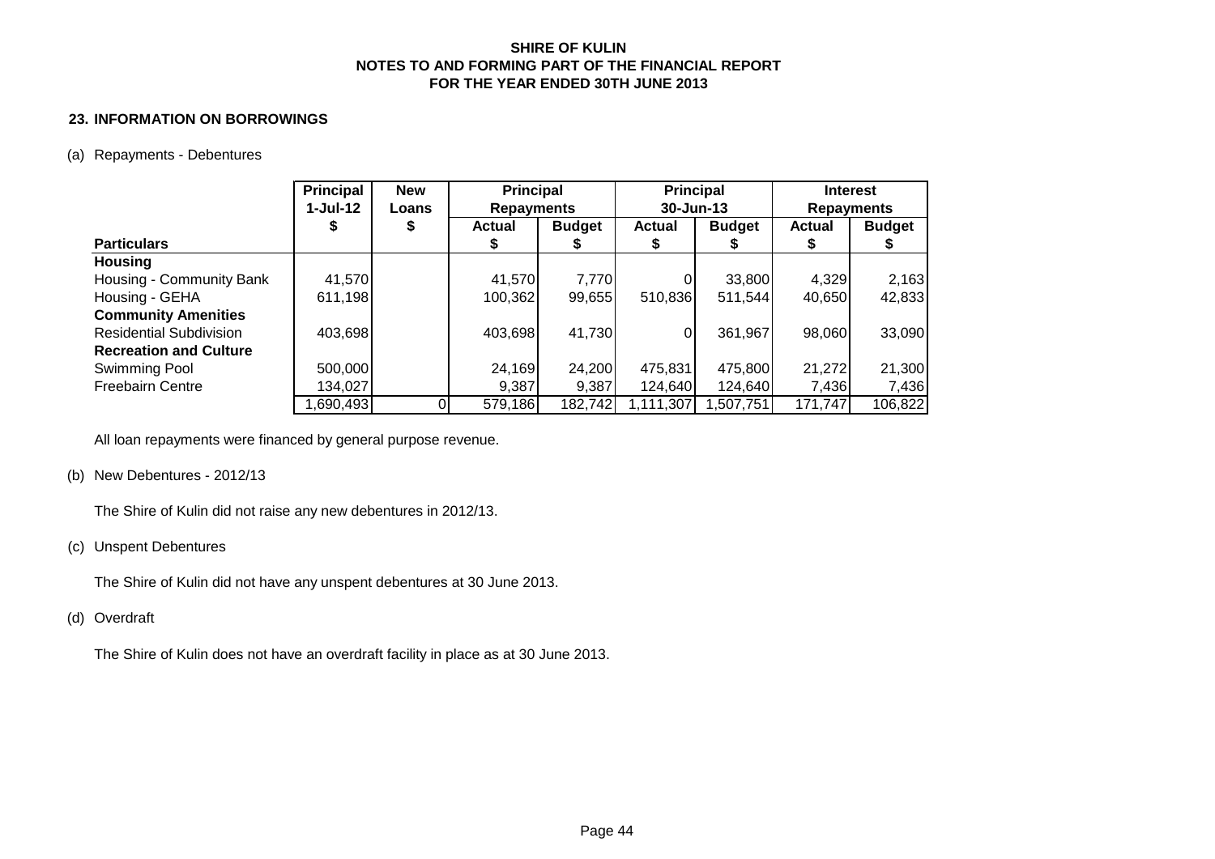**SHIRE OF KULIN**
**NOTES TO AND FORMING PART OF THE FINANCIAL REPORT**
**FOR THE YEAR ENDED 30TH JUNE 2013**

## 23. INFORMATION ON BORROWINGS

(a) Repayments - Debentures

| Particulars | Principal 1-Jul-12 $ | New Loans $ | Principal Repayments Actual $ | Principal Repayments Budget $ | Principal 30-Jun-13 Actual $ | Principal 30-Jun-13 Budget $ | Interest Repayments Actual $ | Interest Repayments Budget $ |
|---|---|---|---|---|---|---|---|---|
| **Housing** | | | | | | | | |
| Housing - Community Bank | 41,570 | | 41,570 | 7,770 | 0 | 33,800 | 4,329 | 2,163 |
| Housing - GEHA | 611,198 | | 100,362 | 99,655 | 510,836 | 511,544 | 40,650 | 42,833 |
| **Community Amenities** | | | | | | | | |
| Residential Subdivision | 403,698 | | 403,698 | 41,730 | 0 | 361,967 | 98,060 | 33,090 |
| **Recreation and Culture** | | | | | | | | |
| Swimming Pool | 500,000 | | 24,169 | 24,200 | 475,831 | 475,800 | 21,272 | 21,300 |
| Freebairn Centre | 134,027 | | 9,387 | 9,387 | 124,640 | 124,640 | 7,436 | 7,436 |
| | 1,690,493 | 0 | 579,186 | 182,742 | 1,111,307 | 1,507,751 | 171,747 | 106,822 |

All loan repayments were financed by general purpose revenue.

(b) New Debentures - 2012/13

The Shire of Kulin did not raise any new debentures in 2012/13.

(c) Unspent Debentures

The Shire of Kulin did not have any unspent debentures at 30 June 2013.

(d) Overdraft

The Shire of Kulin does not have an overdraft facility in place as at 30 June 2013.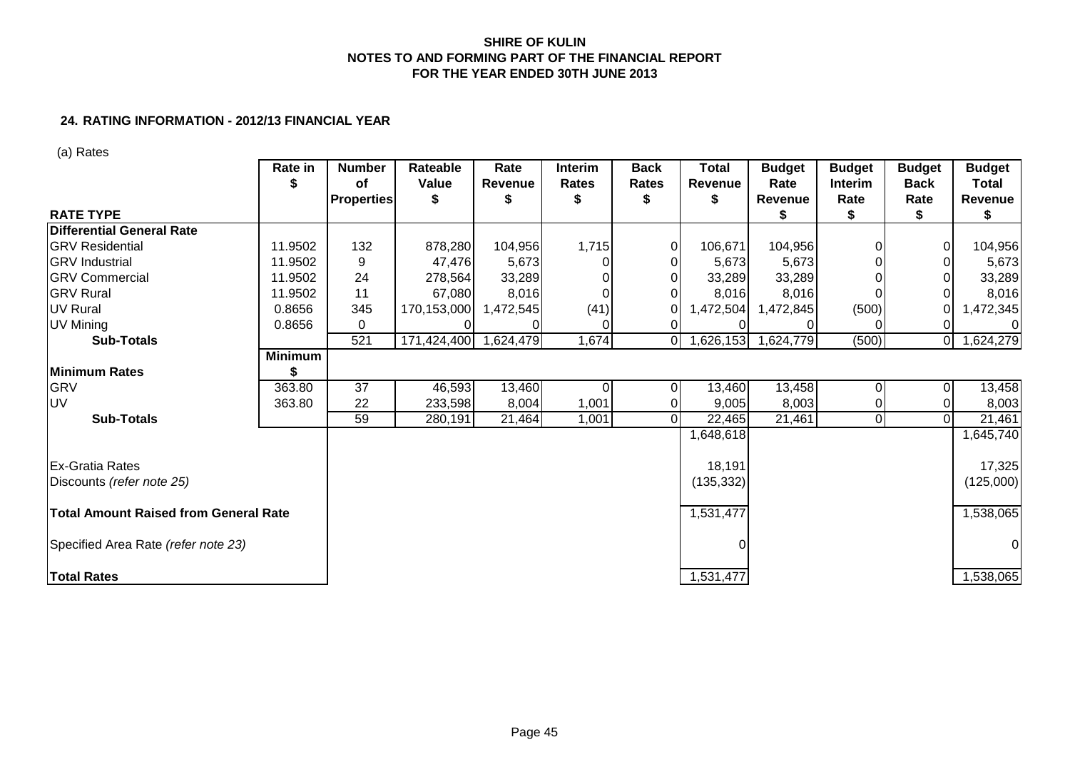**SHIRE OF KULIN**
**NOTES TO AND FORMING PART OF THE FINANCIAL REPORT**
**FOR THE YEAR ENDED 30TH JUNE 2013**

## 24. RATING INFORMATION - 2012/13 FINANCIAL YEAR

(a) Rates

| RATE TYPE | Rate in $ | Number of Properties | Rateable Value $ | Rate Revenue $ | Interim Rates $ | Back Rates $ | Total Revenue $ | Budget Rate Revenue $ | Budget Interim Rate $ | Budget Back Rate $ | Budget Total Revenue $ |
|---|---|---|---|---|---|---|---|---|---|---|---|
| **Differential General Rate** | | | | | | | | | | | |
| GRV Residential | 11.9502 | 132 | 878,280 | 104,956 | 1,715 | 0 | 106,671 | 104,956 | 0 | 0 | 104,956 |
| GRV Industrial | 11.9502 | 9 | 47,476 | 5,673 | 0 | 0 | 5,673 | 5,673 | 0 | 0 | 5,673 |
| GRV Commercial | 11.9502 | 24 | 278,564 | 33,289 | 0 | 0 | 33,289 | 33,289 | 0 | 0 | 33,289 |
| GRV Rural | 11.9502 | 11 | 67,080 | 8,016 | 0 | 0 | 8,016 | 8,016 | 0 | 0 | 8,016 |
| UV Rural | 0.8656 | 345 | 170,153,000 | 1,472,545 | (41) | 0 | 1,472,504 | 1,472,845 | (500) | 0 | 1,472,345 |
| UV Mining | 0.8656 | 0 | 0 | 0 | 0 | 0 | 0 | 0 | 0 | 0 | 0 |
| **Sub-Totals** | | 521 | 171,424,400 | 1,624,479 | 1,674 | 0 | 1,626,153 | 1,624,779 | (500) | 0 | 1,624,279 |
| **Minimum Rates** | **Minimum $** | | | | | | | | | | |
| GRV | 363.80 | 37 | 46,593 | 13,460 | 0 | 0 | 13,460 | 13,458 | 0 | 0 | 13,458 |
| UV | 363.80 | 22 | 233,598 | 8,004 | 1,001 | 0 | 9,005 | 8,003 | 0 | 0 | 8,003 |
| **Sub-Totals** | | 59 | 280,191 | 21,464 | 1,001 | 0 | 22,465 | 21,461 | 0 | 0 | 21,461 |
| | | | | | | | 1,648,618 | | | | 1,645,740 |
| Ex-Gratia Rates | | | | | | | 18,191 | | | | 17,325 |
| Discounts *(refer note 25)* | | | | | | | (135,332) | | | | (125,000) |
| **Total Amount Raised from General Rate** | | | | | | | 1,531,477 | | | | 1,538,065 |
| Specified Area Rate *(refer note 23)* | | | | | | | 0 | | | | 0 |
| **Total Rates** | | | | | | | 1,531,477 | | | | 1,538,065 |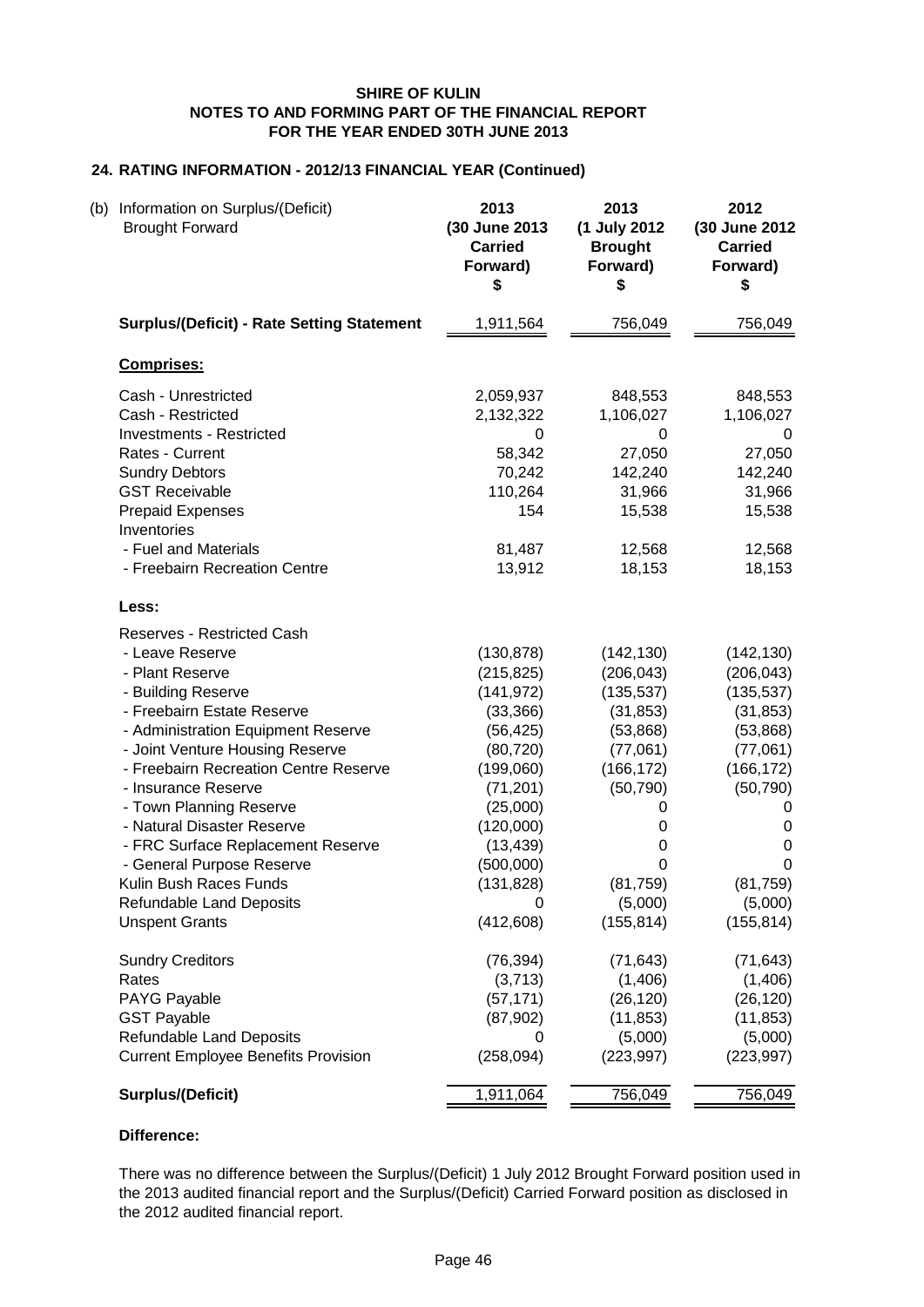**SHIRE OF KULIN**
**NOTES TO AND FORMING PART OF THE FINANCIAL REPORT**
**FOR THE YEAR ENDED 30TH JUNE 2013**

## 24. RATING INFORMATION - 2012/13 FINANCIAL YEAR (Continued)

| (b) Information on Surplus/(Deficit) Brought Forward | 2013 (30 June 2013 Carried Forward) $ | 2013 (1 July 2012 Brought Forward) $ | 2012 (30 June 2012 Carried Forward) $ |
|---|---|---|---|
| **Surplus/(Deficit) - Rate Setting Statement** | 1,911,564 | 756,049 | 756,049 |
| **Comprises:** | | | |
| Cash - Unrestricted | 2,059,937 | 848,553 | 848,553 |
| Cash - Restricted | 2,132,322 | 1,106,027 | 1,106,027 |
| Investments - Restricted | 0 | 0 | 0 |
| Rates - Current | 58,342 | 27,050 | 27,050 |
| Sundry Debtors | 70,242 | 142,240 | 142,240 |
| GST Receivable | 110,264 | 31,966 | 31,966 |
| Prepaid Expenses | 154 | 15,538 | 15,538 |
| Inventories | | | |
| - Fuel and Materials | 81,487 | 12,568 | 12,568 |
| - Freebairn Recreation Centre | 13,912 | 18,153 | 18,153 |
| **Less:** | | | |
| Reserves - Restricted Cash | | | |
| - Leave Reserve | (130,878) | (142,130) | (142,130) |
| - Plant Reserve | (215,825) | (206,043) | (206,043) |
| - Building Reserve | (141,972) | (135,537) | (135,537) |
| - Freebairn Estate Reserve | (33,366) | (31,853) | (31,853) |
| - Administration Equipment Reserve | (56,425) | (53,868) | (53,868) |
| - Joint Venture Housing Reserve | (80,720) | (77,061) | (77,061) |
| - Freebairn Recreation Centre Reserve | (199,060) | (166,172) | (166,172) |
| - Insurance Reserve | (71,201) | (50,790) | (50,790) |
| - Town Planning Reserve | (25,000) | 0 | 0 |
| - Natural Disaster Reserve | (120,000) | 0 | 0 |
| - FRC Surface Replacement Reserve | (13,439) | 0 | 0 |
| - General Purpose Reserve | (500,000) | 0 | 0 |
| Kulin Bush Races Funds | (131,828) | (81,759) | (81,759) |
| Refundable Land Deposits | 0 | (5,000) | (5,000) |
| Unspent Grants | (412,608) | (155,814) | (155,814) |
| Sundry Creditors | (76,394) | (71,643) | (71,643) |
| Rates | (3,713) | (1,406) | (1,406) |
| PAYG Payable | (57,171) | (26,120) | (26,120) |
| GST Payable | (87,902) | (11,853) | (11,853) |
| Refundable Land Deposits | 0 | (5,000) | (5,000) |
| Current Employee Benefits Provision | (258,094) | (223,997) | (223,997) |
| **Surplus/(Deficit)** | 1,911,064 | 756,049 | 756,049 |

**Difference:**

There was no difference between the Surplus/(Deficit) 1 July 2012 Brought Forward position used in the 2013 audited financial report and the Surplus/(Deficit) Carried Forward position as disclosed in the 2012 audited financial report.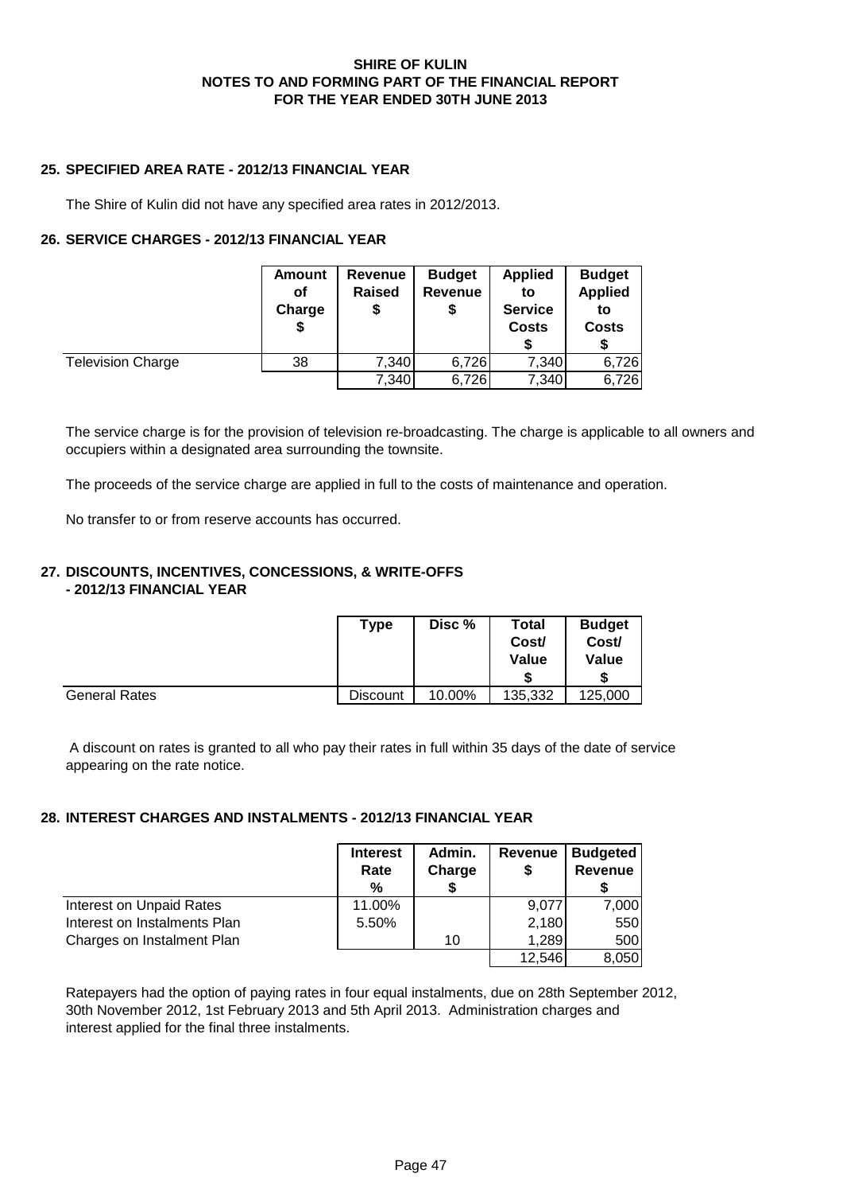# SHIRE OF KULIN
## NOTES TO AND FORMING PART OF THE FINANCIAL REPORT
## FOR THE YEAR ENDED 30TH JUNE 2013

### 25. SPECIFIED AREA RATE - 2012/13 FINANCIAL YEAR

The Shire of Kulin did not have any specified area rates in 2012/2013.

### 26. SERVICE CHARGES - 2012/13 FINANCIAL YEAR

| | Amount of Charge $ | Revenue Raised $ | Budget Revenue $ | Applied to Service Costs $ | Budget Applied to Costs $ |
|---|---|---|---|---|---|
| Television Charge | 38 | 7,340 | 6,726 | 7,340 | 6,726 |
| | | 7,340 | 6,726 | 7,340 | 6,726 |

The service charge is for the provision of television re-broadcasting. The charge is applicable to all owners and occupiers within a designated area surrounding the townsite.

The proceeds of the service charge are applied in full to the costs of maintenance and operation.

No transfer to or from reserve accounts has occurred.

### 27. DISCOUNTS, INCENTIVES, CONCESSIONS, & WRITE-OFFS - 2012/13 FINANCIAL YEAR

| | Type | Disc % | Total Cost/ Value $ | Budget Cost/ Value $ |
|---|---|---|---|---|
| General Rates | Discount | 10.00% | 135,332 | 125,000 |

A discount on rates is granted to all who pay their rates in full within 35 days of the date of service appearing on the rate notice.

### 28. INTEREST CHARGES AND INSTALMENTS - 2012/13 FINANCIAL YEAR

| | Interest Rate % | Admin. Charge $ | Revenue $ | Budgeted Revenue $ |
|---|---|---|---|---|
| Interest on Unpaid Rates | 11.00% | | 9,077 | 7,000 |
| Interest on Instalments Plan | 5.50% | | 2,180 | 550 |
| Charges on Instalment Plan | | 10 | 1,289 | 500 |
| | | | 12,546 | 8,050 |

Ratepayers had the option of paying rates in four equal instalments, due on 28th September 2012, 30th November 2012, 1st February 2013 and 5th April 2013. Administration charges and interest applied for the final three instalments.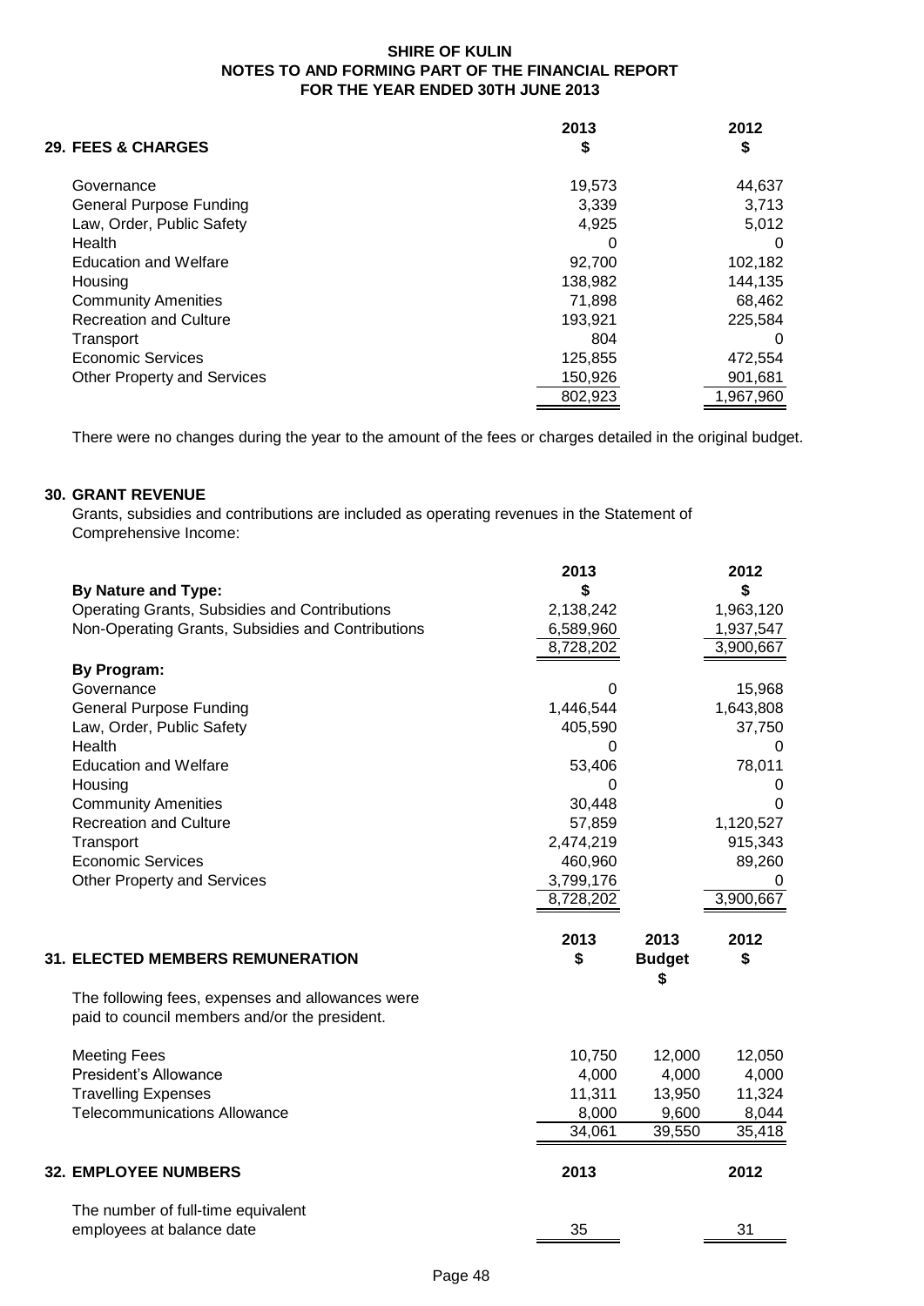**SHIRE OF KULIN**
**NOTES TO AND FORMING PART OF THE FINANCIAL REPORT**
**FOR THE YEAR ENDED 30TH JUNE 2013**

## 29. FEES & CHARGES

| | 2013 $ | 2012 $ |
|---|---|---|
| Governance | 19,573 | 44,637 |
| General Purpose Funding | 3,339 | 3,713 |
| Law, Order, Public Safety | 4,925 | 5,012 |
| Health | 0 | 0 |
| Education and Welfare | 92,700 | 102,182 |
| Housing | 138,982 | 144,135 |
| Community Amenities | 71,898 | 68,462 |
| Recreation and Culture | 193,921 | 225,584 |
| Transport | 804 | 0 |
| Economic Services | 125,855 | 472,554 |
| Other Property and Services | 150,926 | 901,681 |
| | 802,923 | 1,967,960 |

There were no changes during the year to the amount of the fees or charges detailed in the original budget.

## 30. GRANT REVENUE

Grants, subsidies and contributions are included as operating revenues in the Statement of Comprehensive Income:

| | 2013 $ | 2012 $ |
|---|---|---|
| **By Nature and Type:** | | |
| Operating Grants, Subsidies and Contributions | 2,138,242 | 1,963,120 |
| Non-Operating Grants, Subsidies and Contributions | 6,589,960 | 1,937,547 |
| | 8,728,202 | 3,900,667 |
| **By Program:** | | |
| Governance | 0 | 15,968 |
| General Purpose Funding | 1,446,544 | 1,643,808 |
| Law, Order, Public Safety | 405,590 | 37,750 |
| Health | 0 | 0 |
| Education and Welfare | 53,406 | 78,011 |
| Housing | 0 | 0 |
| Community Amenities | 30,448 | 0 |
| Recreation and Culture | 57,859 | 1,120,527 |
| Transport | 2,474,219 | 915,343 |
| Economic Services | 460,960 | 89,260 |
| Other Property and Services | 3,799,176 | 0 |
| | 8,728,202 | 3,900,667 |

## 31. ELECTED MEMBERS REMUNERATION

The following fees, expenses and allowances were paid to council members and/or the president.

| | 2013 $ | 2013 Budget $ | 2012 $ |
|---|---|---|---|
| Meeting Fees | 10,750 | 12,000 | 12,050 |
| President's Allowance | 4,000 | 4,000 | 4,000 |
| Travelling Expenses | 11,311 | 13,950 | 11,324 |
| Telecommunications Allowance | 8,000 | 9,600 | 8,044 |
| | 34,061 | 39,550 | 35,418 |

## 32. EMPLOYEE NUMBERS

| | 2013 | 2012 |
|---|---|---|
| The number of full-time equivalent employees at balance date | 35 | 31 |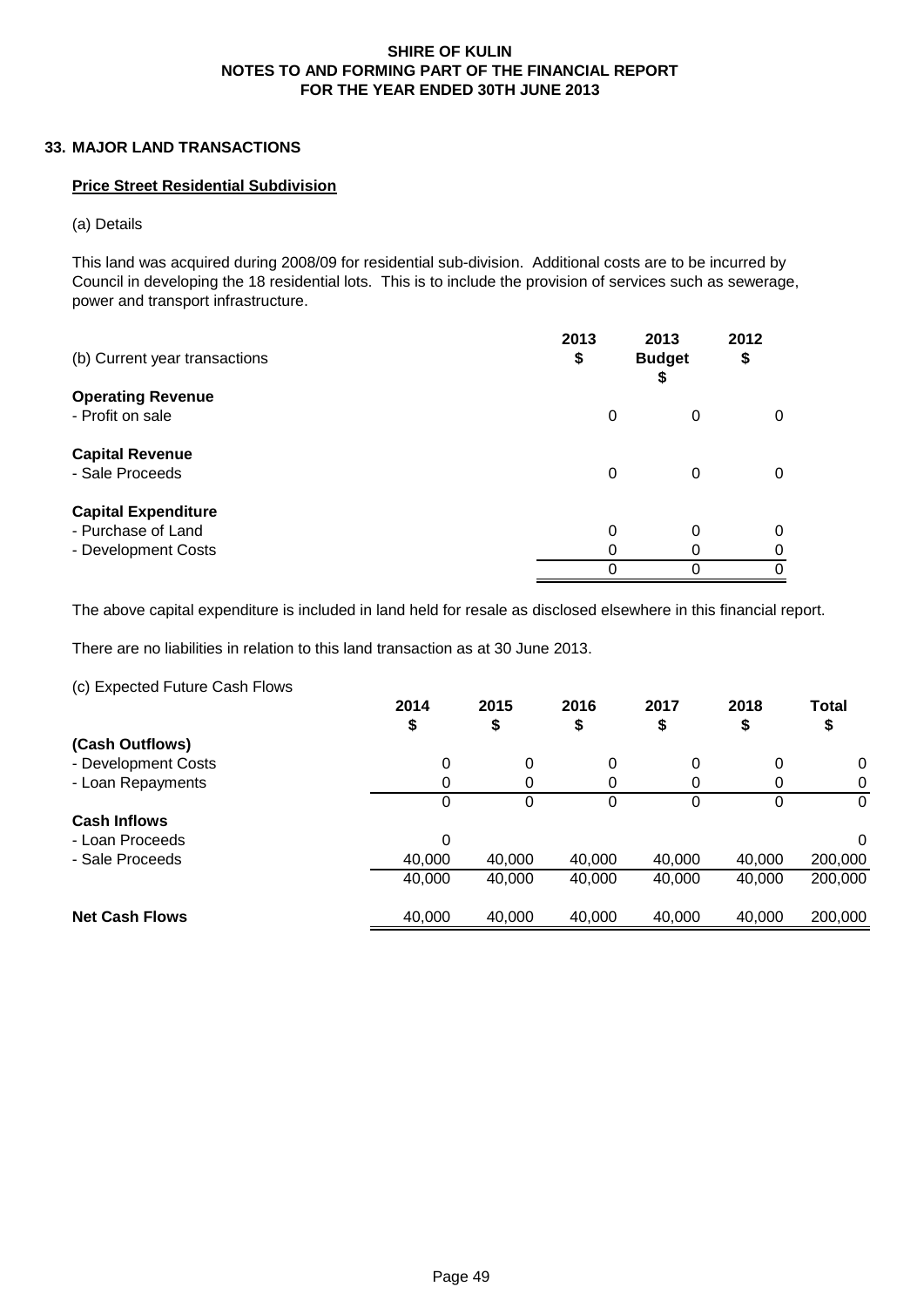# SHIRE OF KULIN
## NOTES TO AND FORMING PART OF THE FINANCIAL REPORT
## FOR THE YEAR ENDED 30TH JUNE 2013

### 33. MAJOR LAND TRANSACTIONS

**Price Street Residential Subdivision**

(a) Details

This land was acquired during 2008/09 for residential sub-division. Additional costs are to be incurred by Council in developing the 18 residential lots. This is to include the provision of services such as sewerage, power and transport infrastructure.

| (b) Current year transactions | 2013 $ | 2013 Budget $ | 2012 $ |
|---|---|---|---|
| **Operating Revenue** | | | |
| - Profit on sale | 0 | 0 | 0 |
| **Capital Revenue** | | | |
| - Sale Proceeds | 0 | 0 | 0 |
| **Capital Expenditure** | | | |
| - Purchase of Land | 0 | 0 | 0 |
| - Development Costs | 0 | 0 | 0 |
| | 0 | 0 | 0 |

The above capital expenditure is included in land held for resale as disclosed elsewhere in this financial report.

There are no liabilities in relation to this land transaction as at 30 June 2013.

(c) Expected Future Cash Flows

| | 2014 $ | 2015 $ | 2016 $ | 2017 $ | 2018 $ | Total $ |
|---|---|---|---|---|---|---|
| **(Cash Outflows)** | | | | | | |
| - Development Costs | 0 | 0 | 0 | 0 | 0 | 0 |
| - Loan Repayments | 0 | 0 | 0 | 0 | 0 | 0 |
| | 0 | 0 | 0 | 0 | 0 | 0 |
| **Cash Inflows** | | | | | | |
| - Loan Proceeds | 0 | | | | | 0 |
| - Sale Proceeds | 40,000 | 40,000 | 40,000 | 40,000 | 40,000 | 200,000 |
| | 40,000 | 40,000 | 40,000 | 40,000 | 40,000 | 200,000 |
| **Net Cash Flows** | 40,000 | 40,000 | 40,000 | 40,000 | 40,000 | 200,000 |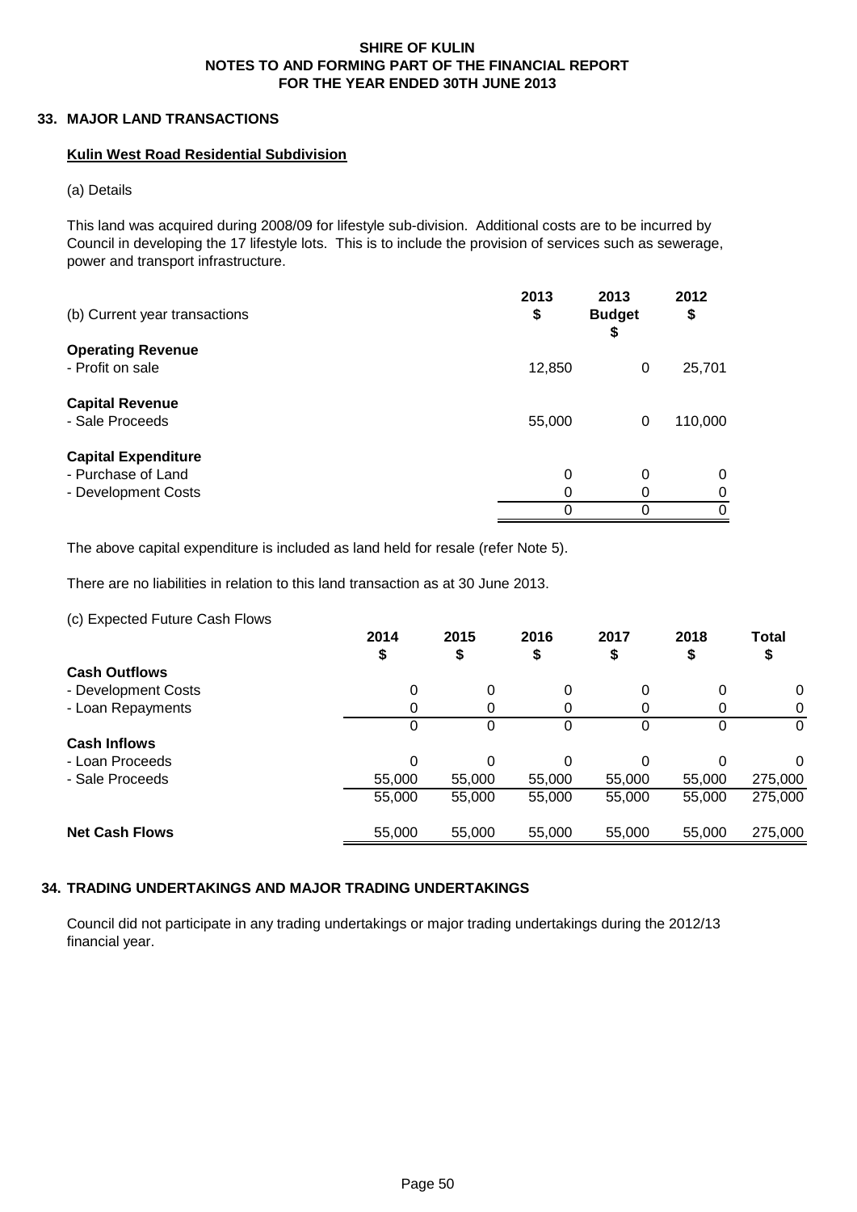## 33. MAJOR LAND TRANSACTIONS

### Kulin West Road Residential Subdivision

(a) Details

This land was acquired during 2008/09 for lifestyle sub-division. Additional costs are to be incurred by Council in developing the 17 lifestyle lots. This is to include the provision of services such as sewerage, power and transport infrastructure.

| (b) Current year transactions | 2013 $ | 2013 Budget $ | 2012 $ |
|---|---|---|---|
| **Operating Revenue** | | | |
| - Profit on sale | 12,850 | 0 | 25,701 |
| **Capital Revenue** | | | |
| - Sale Proceeds | 55,000 | 0 | 110,000 |
| **Capital Expenditure** | | | |
| - Purchase of Land | 0 | 0 | 0 |
| - Development Costs | 0 | 0 | 0 |
| | 0 | 0 | 0 |

The above capital expenditure is included as land held for resale (refer Note 5).

There are no liabilities in relation to this land transaction as at 30 June 2013.

(c) Expected Future Cash Flows

| | 2014 $ | 2015 $ | 2016 $ | 2017 $ | 2018 $ | Total $ |
|---|---|---|---|---|---|---|
| **Cash Outflows** | | | | | | |
| - Development Costs | 0 | 0 | 0 | 0 | 0 | 0 |
| - Loan Repayments | 0 | 0 | 0 | 0 | 0 | 0 |
| | 0 | 0 | 0 | 0 | 0 | 0 |
| **Cash Inflows** | | | | | | |
| - Loan Proceeds | 0 | 0 | 0 | 0 | 0 | 0 |
| - Sale Proceeds | 55,000 | 55,000 | 55,000 | 55,000 | 55,000 | 275,000 |
| | 55,000 | 55,000 | 55,000 | 55,000 | 55,000 | 275,000 |
| **Net Cash Flows** | 55,000 | 55,000 | 55,000 | 55,000 | 55,000 | 275,000 |

## 34. TRADING UNDERTAKINGS AND MAJOR TRADING UNDERTAKINGS

Council did not participate in any trading undertakings or major trading undertakings during the 2012/13 financial year.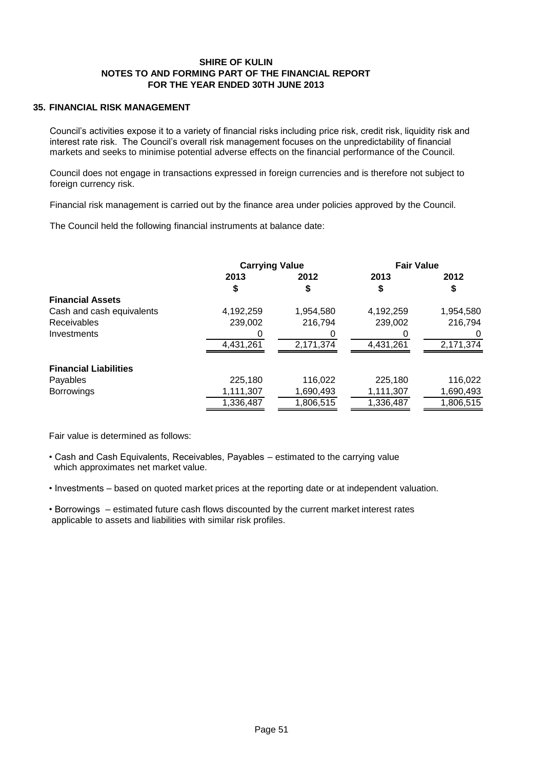## 35. FINANCIAL RISK MANAGEMENT

Council's activities expose it to a variety of financial risks including price risk, credit risk, liquidity risk and interest rate risk. The Council's overall risk management focuses on the unpredictability of financial markets and seeks to minimise potential adverse effects on the financial performance of the Council.

Council does not engage in transactions expressed in foreign currencies and is therefore not subject to foreign currency risk.

Financial risk management is carried out by the finance area under policies approved by the Council.

The Council held the following financial instruments at balance date:

| | Carrying Value | | Fair Value | |
|---|---|---|---|---|
| | 2013 | 2012 | 2013 | 2012 |
| | $ | $ | $ | $ |
| **Financial Assets** | | | | |
| Cash and cash equivalents | 4,192,259 | 1,954,580 | 4,192,259 | 1,954,580 |
| Receivables | 239,002 | 216,794 | 239,002 | 216,794 |
| Investments | 0 | 0 | 0 | 0 |
| | 4,431,261 | 2,171,374 | 4,431,261 | 2,171,374 |
| **Financial Liabilities** | | | | |
| Payables | 225,180 | 116,022 | 225,180 | 116,022 |
| Borrowings | 1,111,307 | 1,690,493 | 1,111,307 | 1,690,493 |
| | 1,336,487 | 1,806,515 | 1,336,487 | 1,806,515 |

Fair value is determined as follows:

- Cash and Cash Equivalents, Receivables, Payables – estimated to the carrying value which approximates net market value.
- Investments – based on quoted market prices at the reporting date or at independent valuation.
- Borrowings – estimated future cash flows discounted by the current market interest rates applicable to assets and liabilities with similar risk profiles.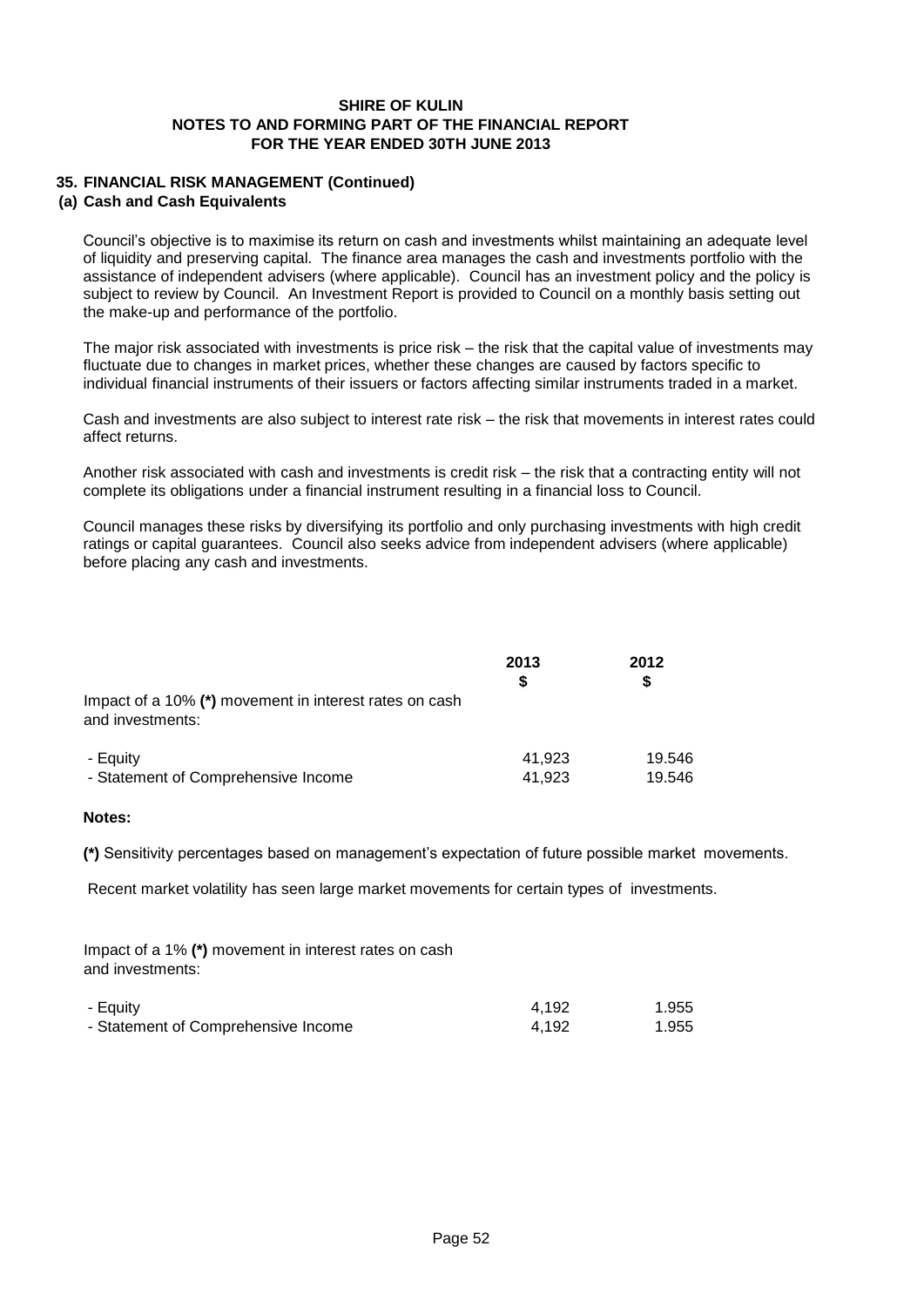## SHIRE OF KULIN
## NOTES TO AND FORMING PART OF THE FINANCIAL REPORT
## FOR THE YEAR ENDED 30TH JUNE 2013

### 35. FINANCIAL RISK MANAGEMENT (Continued)

#### (a) Cash and Cash Equivalents

Council's objective is to maximise its return on cash and investments whilst maintaining an adequate level of liquidity and preserving capital. The finance area manages the cash and investments portfolio with the assistance of independent advisers (where applicable). Council has an investment policy and the policy is subject to review by Council. An Investment Report is provided to Council on a monthly basis setting out the make-up and performance of the portfolio.

The major risk associated with investments is price risk – the risk that the capital value of investments may fluctuate due to changes in market prices, whether these changes are caused by factors specific to individual financial instruments of their issuers or factors affecting similar instruments traded in a market.

Cash and investments are also subject to interest rate risk – the risk that movements in interest rates could affect returns.

Another risk associated with cash and investments is credit risk – the risk that a contracting entity will not complete its obligations under a financial instrument resulting in a financial loss to Council.

Council manages these risks by diversifying its portfolio and only purchasing investments with high credit ratings or capital guarantees. Council also seeks advice from independent advisers (where applicable) before placing any cash and investments.

| | 2013<br>$ | 2012<br>$ |
|---|---|---|
| Impact of a 10% **(*)** movement in interest rates on cash and investments: | | |
| - Equity | 41,923 | 19.546 |
| - Statement of Comprehensive Income | 41,923 | 19.546 |

**Notes:**

**(*)** Sensitivity percentages based on management's expectation of future possible market movements.

Recent market volatility has seen large market movements for certain types of investments.

| | | |
|---|---|---|
| Impact of a 1% **(*)** movement in interest rates on cash and investments: | | |
| - Equity | 4,192 | 1.955 |
| - Statement of Comprehensive Income | 4,192 | 1.955 |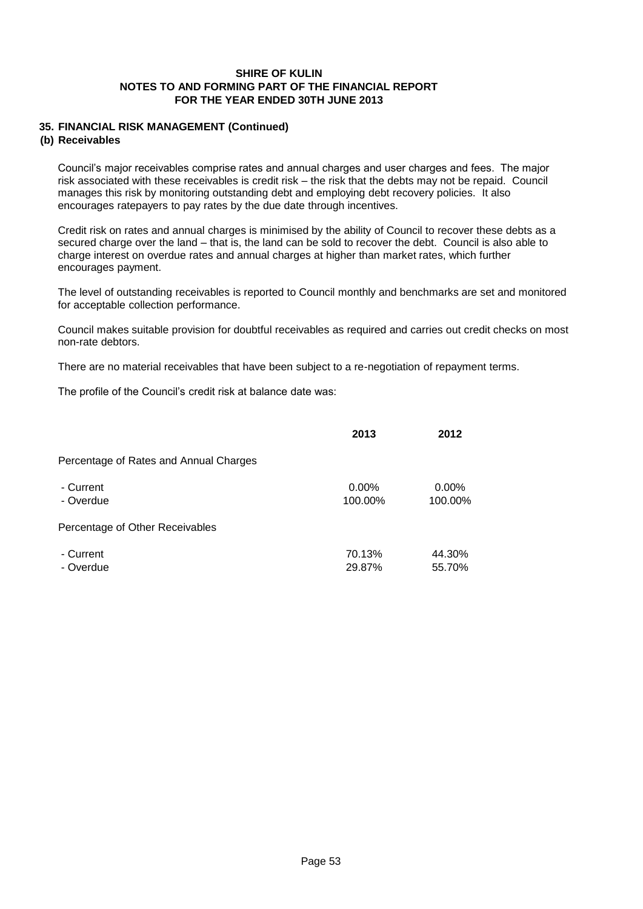## 35. FINANCIAL RISK MANAGEMENT (Continued)

### (b) Receivables

Council's major receivables comprise rates and annual charges and user charges and fees. The major risk associated with these receivables is credit risk – the risk that the debts may not be repaid. Council manages this risk by monitoring outstanding debt and employing debt recovery policies. It also encourages ratepayers to pay rates by the due date through incentives.

Credit risk on rates and annual charges is minimised by the ability of Council to recover these debts as a secured charge over the land – that is, the land can be sold to recover the debt. Council is also able to charge interest on overdue rates and annual charges at higher than market rates, which further encourages payment.

The level of outstanding receivables is reported to Council monthly and benchmarks are set and monitored for acceptable collection performance.

Council makes suitable provision for doubtful receivables as required and carries out credit checks on most non-rate debtors.

There are no material receivables that have been subject to a re-negotiation of repayment terms.

The profile of the Council's credit risk at balance date was:

| | 2013 | 2012 |
|---|---|---|
| Percentage of Rates and Annual Charges | | |
| - Current | 0.00% | 0.00% |
| - Overdue | 100.00% | 100.00% |
| Percentage of Other Receivables | | |
| - Current | 70.13% | 44.30% |
| - Overdue | 29.87% | 55.70% |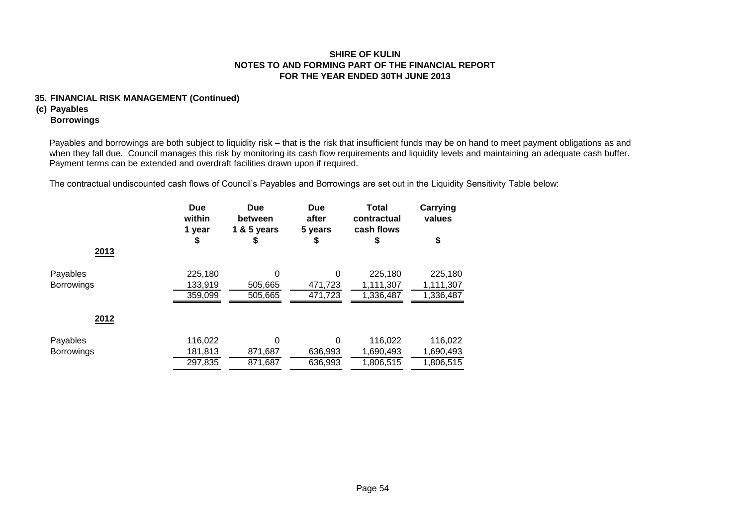## 35. FINANCIAL RISK MANAGEMENT (Continued)

### (c) Payables
### Borrowings

Payables and borrowings are both subject to liquidity risk – that is the risk that insufficient funds may be on hand to meet payment obligations as and when they fall due. Council manages this risk by monitoring its cash flow requirements and liquidity levels and maintaining an adequate cash buffer. Payment terms can be extended and overdraft facilities drawn upon if required.

The contractual undiscounted cash flows of Council's Payables and Borrowings are set out in the Liquidity Sensitivity Table below:

| | Due within 1 year $ | Due between 1 & 5 years $ | Due after 5 years $ | Total contractual cash flows $ | Carrying values $ |
|---|---|---|---|---|---|
| **2013** | | | | | |
| Payables | 225,180 | 0 | 0 | 225,180 | 225,180 |
| Borrowings | 133,919 | 505,665 | 471,723 | 1,111,307 | 1,111,307 |
| | 359,099 | 505,665 | 471,723 | 1,336,487 | 1,336,487 |
| **2012** | | | | | |
| Payables | 116,022 | 0 | 0 | 116,022 | 116,022 |
| Borrowings | 181,813 | 871,687 | 636,993 | 1,690,493 | 1,690,493 |
| | 297,835 | 871,687 | 636,993 | 1,806,515 | 1,806,515 |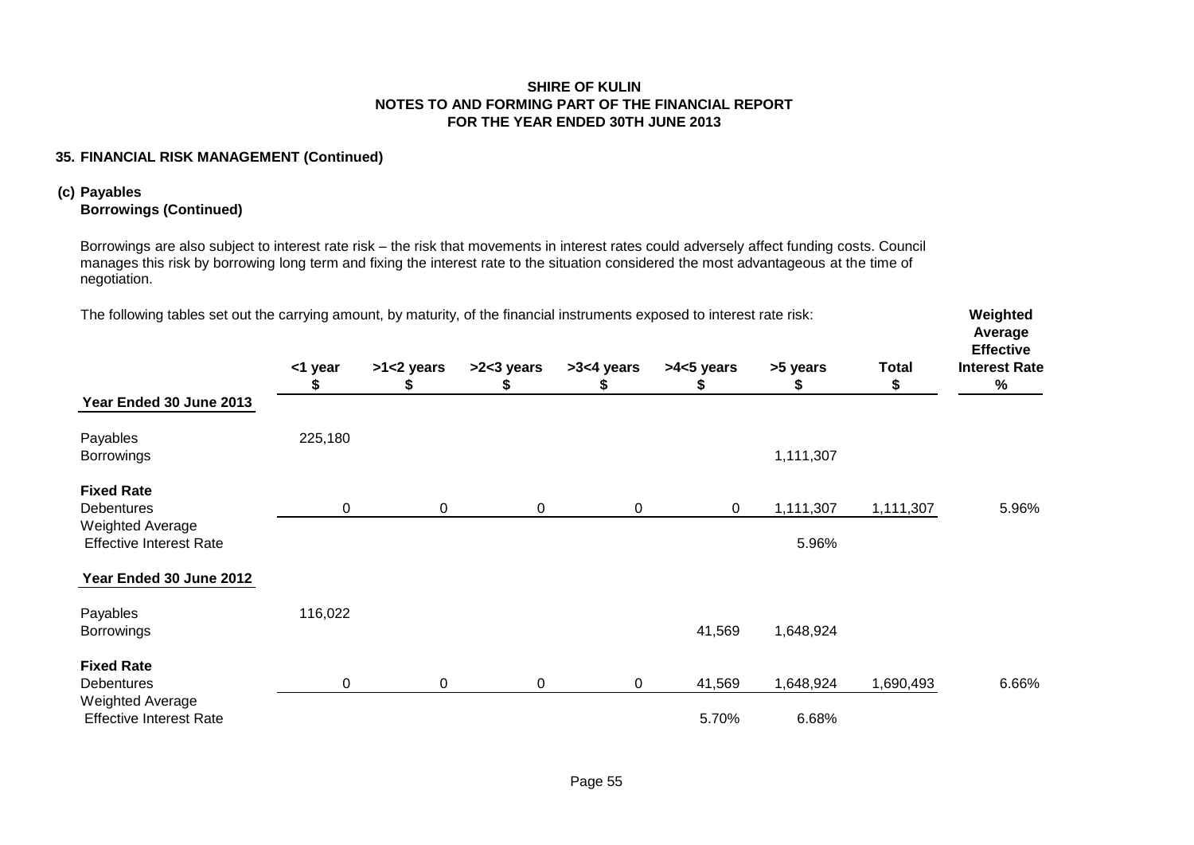**SHIRE OF KULIN**
**NOTES TO AND FORMING PART OF THE FINANCIAL REPORT**
**FOR THE YEAR ENDED 30TH JUNE 2013**

## 35. FINANCIAL RISK MANAGEMENT (Continued)

### (c) Payables
**Borrowings (Continued)**

Borrowings are also subject to interest rate risk – the risk that movements in interest rates could adversely affect funding costs. Council manages this risk by borrowing long term and fixing the interest rate to the situation considered the most advantageous at the time of negotiation.

The following tables set out the carrying amount, by maturity, of the financial instruments exposed to interest rate risk:

| | <1 year $ | >1<2 years $ | >2<3 years $ | >3<4 years $ | >4<5 years $ | >5 years $ | Total $ | Weighted Average Effective Interest Rate % |
|---|---|---|---|---|---|---|---|---|
| **Year Ended 30 June 2013** | | | | | | | | |
| Payables | 225,180 | | | | | | | |
| Borrowings | | | | | | 1,111,307 | | |
| **Fixed Rate** | | | | | | | | |
| Debentures | 0 | 0 | 0 | 0 | 0 | 1,111,307 | 1,111,307 | 5.96% |
| Weighted Average Effective Interest Rate | | | | | | 5.96% | | |
| **Year Ended 30 June 2012** | | | | | | | | |
| Payables | 116,022 | | | | | | | |
| Borrowings | | | | | 41,569 | 1,648,924 | | |
| **Fixed Rate** | | | | | | | | |
| Debentures | 0 | 0 | 0 | 0 | 41,569 | 1,648,924 | 1,690,493 | 6.66% |
| Weighted Average Effective Interest Rate | | | | | 5.70% | 6.68% | | |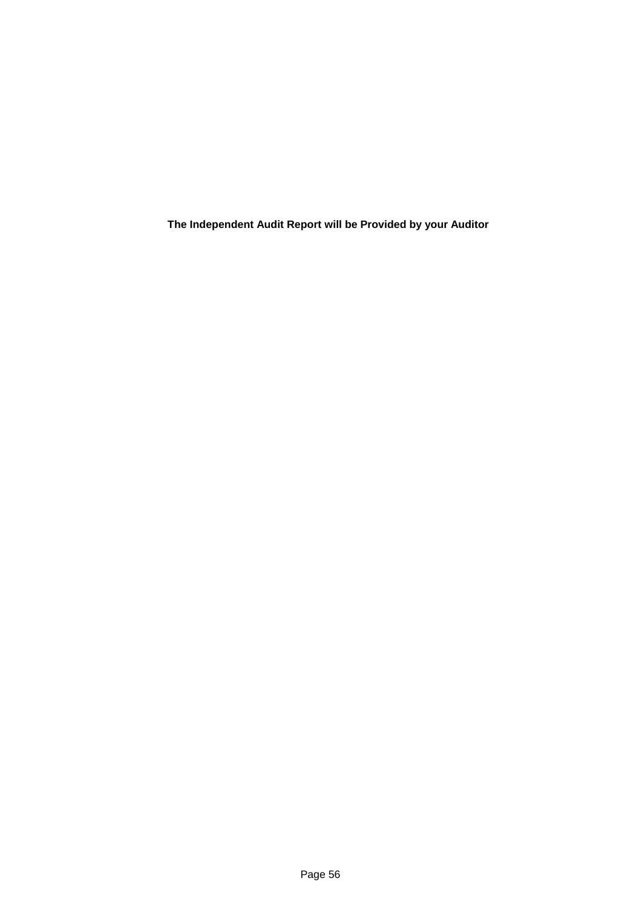**The Independent Audit Report will be Provided by your Auditor**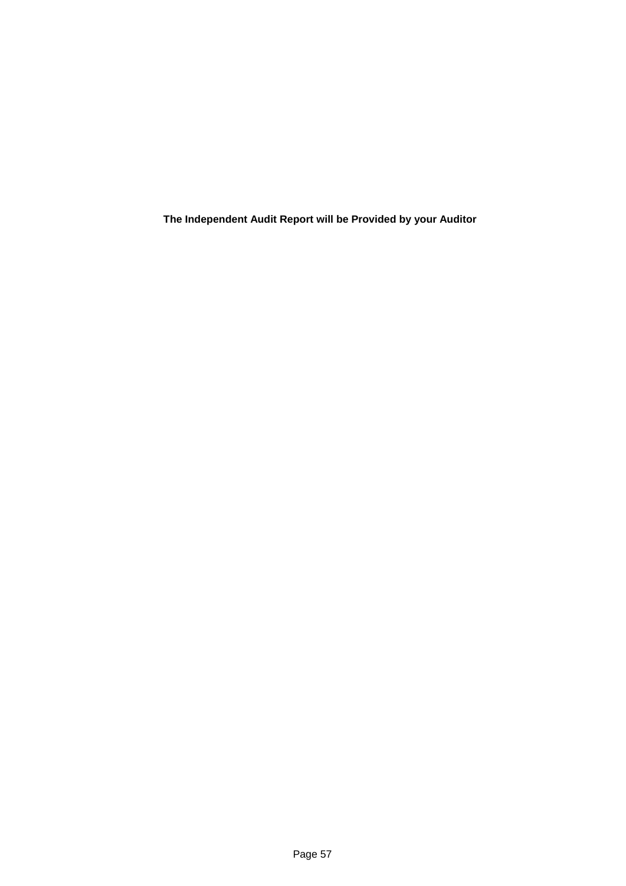**The Independent Audit Report will be Provided by your Auditor**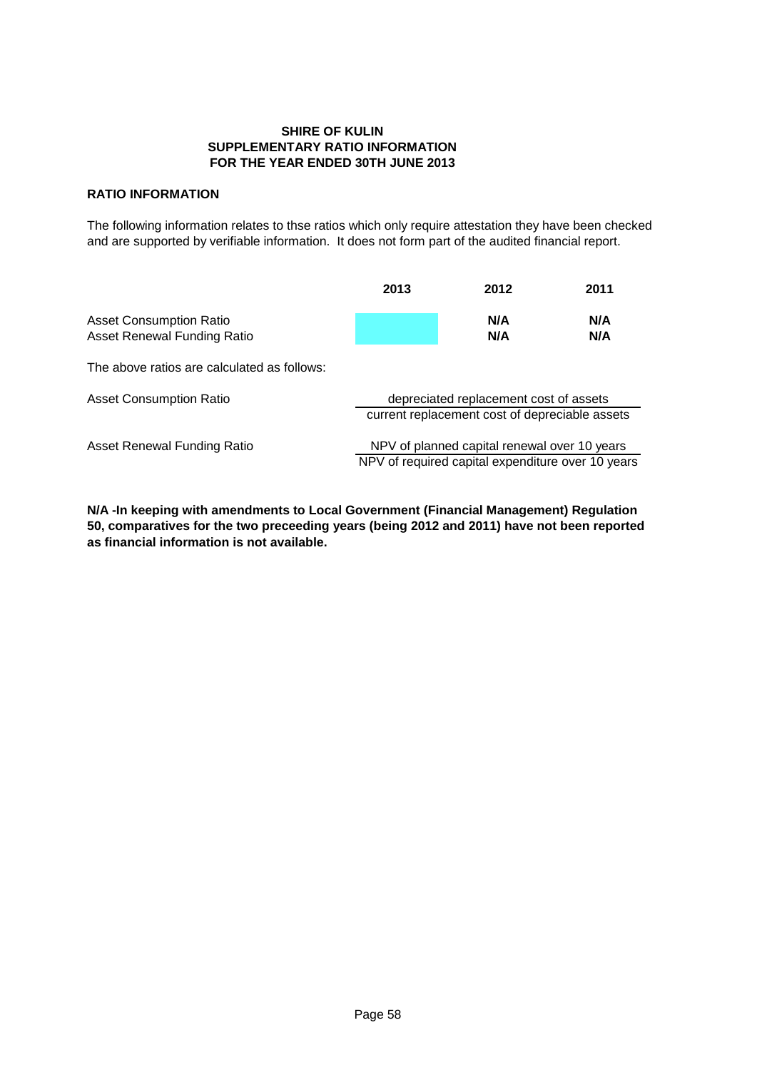**SHIRE OF KULIN**
**SUPPLEMENTARY RATIO INFORMATION**
**FOR THE YEAR ENDED 30TH JUNE 2013**

## RATIO INFORMATION

The following information relates to thse ratios which only require attestation they have been checked and are supported by verifiable information. It does not form part of the audited financial report.

| | 2013 | 2012 | 2011 |
|---|---|---|---|
| Asset Consumption Ratio | | **N/A** | **N/A** |
| Asset Renewal Funding Ratio | | **N/A** | **N/A** |

The above ratios are calculated as follows:

Asset Consumption Ratio

$$\frac{\text{depreciated replacement cost of assets}}{\text{current replacement cost of depreciable assets}}$$

Asset Renewal Funding Ratio

$$\frac{\text{NPV of planned capital renewal over 10 years}}{\text{NPV of required capital expenditure over 10 years}}$$

**N/A -In keeping with amendments to Local Government (Financial Management) Regulation 50, comparatives for the two preceeding years (being 2012 and 2011) have not been reported as financial information is not available.**